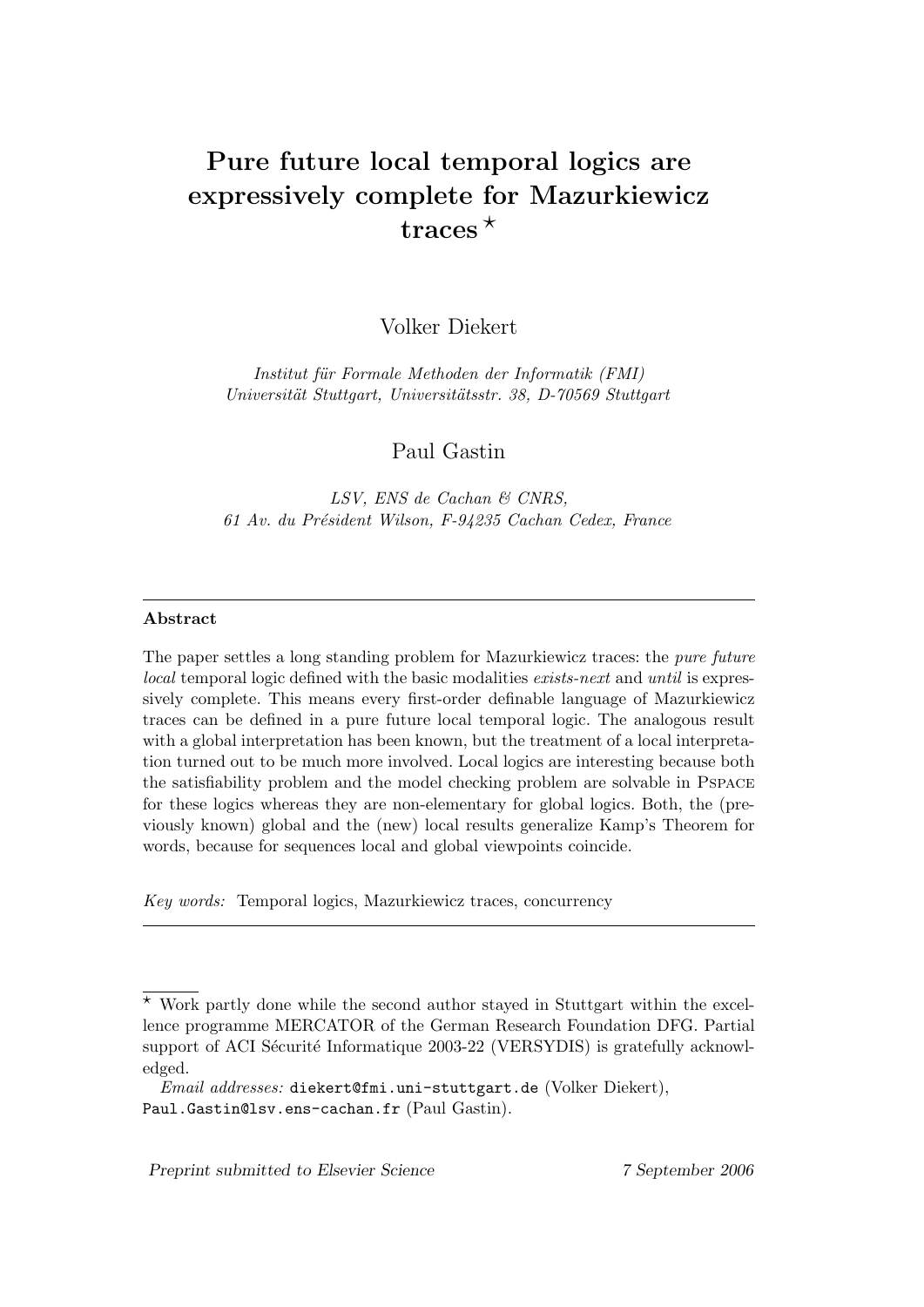# Pure future local temporal logics are expressively complete for Mazurkiewicz traces [⋆]

Volker Diekert

*Institut für Formale Methoden der Informatik (FMI)*
*Universität Stuttgart, Universitätsstr. 38, D-70569 Stuttgart*

Paul Gastin

*LSV, ENS de Cachan & CNRS,*
*61 Av. du Président Wilson, F-94235 Cachan Cedex, France*

---

**Abstract**

The paper settles a long standing problem for Mazurkiewicz traces: the *pure future local* temporal logic defined with the basic modalities *exists-next* and *until* is expressively complete. This means every first-order definable language of Mazurkiewicz traces can be defined in a pure future local temporal logic. The analogous result with a global interpretation has been known, but the treatment of a local interpretation turned out to be much more involved. Local logics are interesting because both the satisfiability problem and the model checking problem are solvable in PSPACE for these logics whereas they are non-elementary for global logics. Both, the (previously known) global and the (new) local results generalize Kamp's Theorem for words, because for sequences local and global viewpoints coincide.

*Key words:* Temporal logics, Mazurkiewicz traces, concurrency

---

[⋆] Work partly done while the second author stayed in Stuttgart within the excellence programme MERCATOR of the German Research Foundation DFG. Partial support of ACI Sécurité Informatique 2003-22 (VERSYDIS) is gratefully acknowledged.

*Email addresses:* diekert@fmi.uni-stuttgart.de (Volker Diekert), Paul.Gastin@lsv.ens-cachan.fr (Paul Gastin).

*Preprint submitted to Elsevier Science* 7 September 2006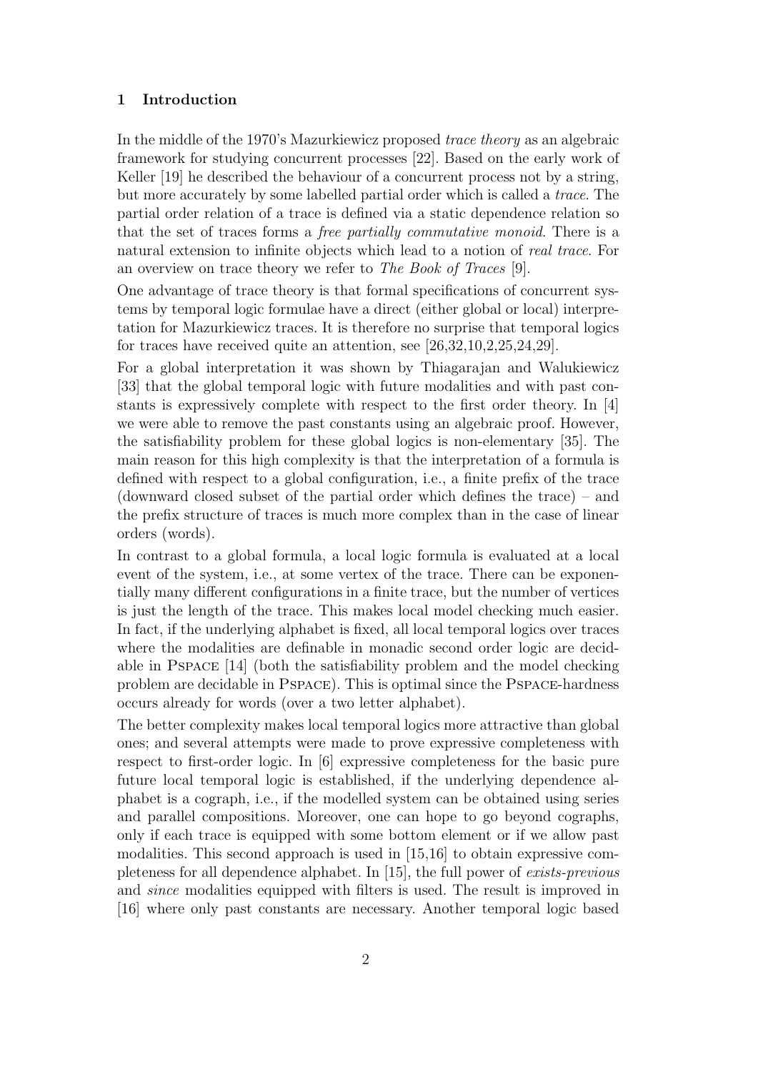## 1 Introduction

In the middle of the 1970's Mazurkiewicz proposed *trace theory* as an algebraic framework for studying concurrent processes [22]. Based on the early work of Keller [19] he described the behaviour of a concurrent process not by a string, but more accurately by some labelled partial order which is called a *trace*. The partial order relation of a trace is defined via a static dependence relation so that the set of traces forms a *free partially commutative monoid*. There is a natural extension to infinite objects which lead to a notion of *real trace*. For an overview on trace theory we refer to *The Book of Traces* [9].

One advantage of trace theory is that formal specifications of concurrent systems by temporal logic formulae have a direct (either global or local) interpretation for Mazurkiewicz traces. It is therefore no surprise that temporal logics for traces have received quite an attention, see [26,32,10,2,25,24,29].

For a global interpretation it was shown by Thiagarajan and Walukiewicz [33] that the global temporal logic with future modalities and with past constants is expressively complete with respect to the first order theory. In [4] we were able to remove the past constants using an algebraic proof. However, the satisfiability problem for these global logics is non-elementary [35]. The main reason for this high complexity is that the interpretation of a formula is defined with respect to a global configuration, i.e., a finite prefix of the trace (downward closed subset of the partial order which defines the trace) – and the prefix structure of traces is much more complex than in the case of linear orders (words).

In contrast to a global formula, a local logic formula is evaluated at a local event of the system, i.e., at some vertex of the trace. There can be exponentially many different configurations in a finite trace, but the number of vertices is just the length of the trace. This makes local model checking much easier. In fact, if the underlying alphabet is fixed, all local temporal logics over traces where the modalities are definable in monadic second order logic are decidable in PSPACE [14] (both the satisfiability problem and the model checking problem are decidable in PSPACE). This is optimal since the PSPACE-hardness occurs already for words (over a two letter alphabet).

The better complexity makes local temporal logics more attractive than global ones; and several attempts were made to prove expressive completeness with respect to first-order logic. In [6] expressive completeness for the basic pure future local temporal logic is established, if the underlying dependence alphabet is a cograph, i.e., if the modelled system can be obtained using series and parallel compositions. Moreover, one can hope to go beyond cographs, only if each trace is equipped with some bottom element or if we allow past modalities. This second approach is used in [15,16] to obtain expressive completeness for all dependence alphabet. In [15], the full power of *exists-previous* and *since* modalities equipped with filters is used. The result is improved in [16] where only past constants are necessary. Another temporal logic based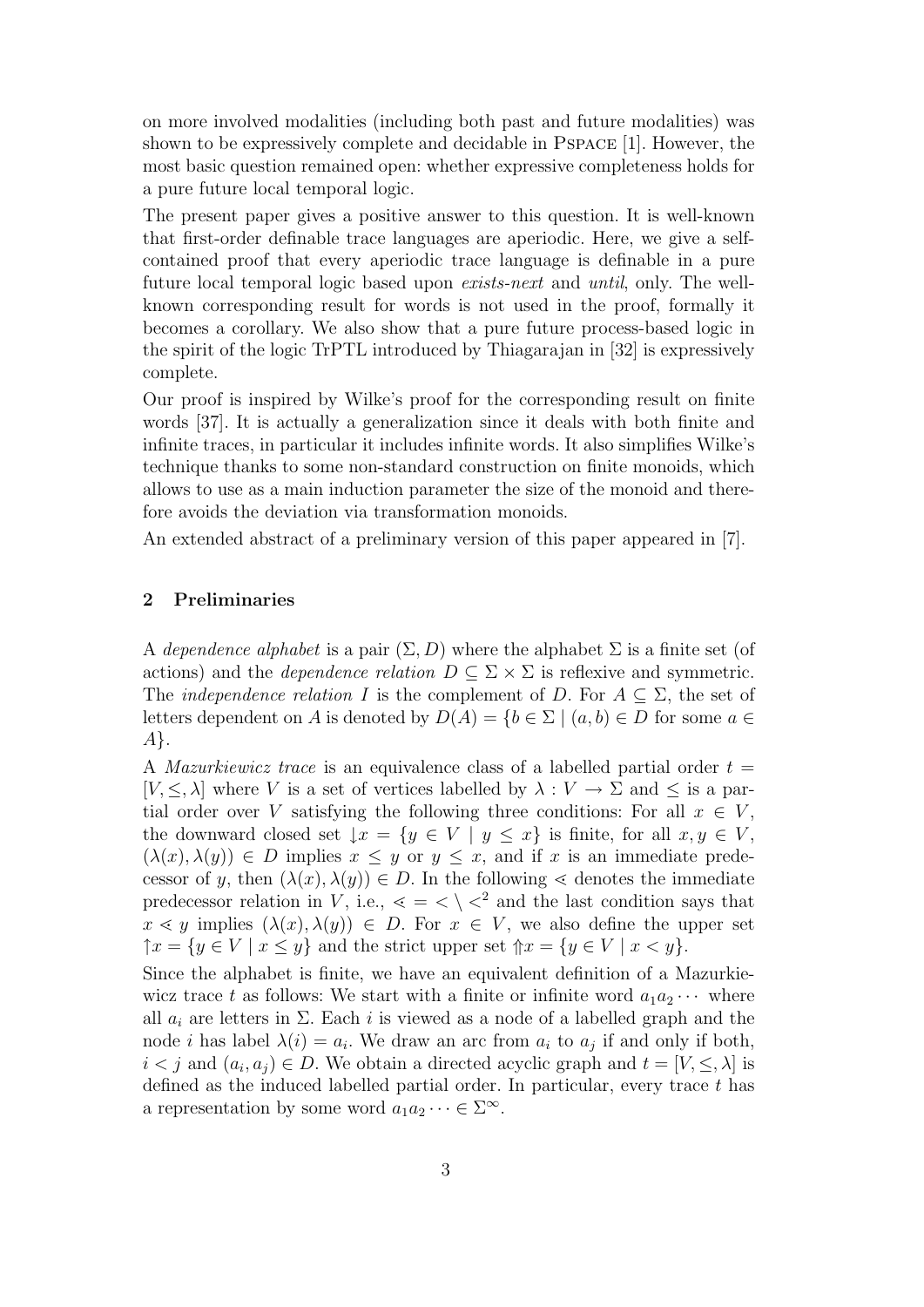on more involved modalities (including both past and future modalities) was shown to be expressively complete and decidable in PSPACE [1]. However, the most basic question remained open: whether expressive completeness holds for a pure future local temporal logic.

The present paper gives a positive answer to this question. It is well-known that first-order definable trace languages are aperiodic. Here, we give a self-contained proof that every aperiodic trace language is definable in a pure future local temporal logic based upon *exists-next* and *until*, only. The well-known corresponding result for words is not used in the proof, formally it becomes a corollary. We also show that a pure future process-based logic in the spirit of the logic TrPTL introduced by Thiagarajan in [32] is expressively complete.

Our proof is inspired by Wilke's proof for the corresponding result on finite words [37]. It is actually a generalization since it deals with both finite and infinite traces, in particular it includes infinite words. It also simplifies Wilke's technique thanks to some non-standard construction on finite monoids, which allows to use as a main induction parameter the size of the monoid and therefore avoids the deviation via transformation monoids.

An extended abstract of a preliminary version of this paper appeared in [7].

## 2 Preliminaries

A *dependence alphabet* is a pair $(\Sigma, D)$ where the alphabet $\Sigma$ is a finite set (of actions) and the *dependence relation* $D \subseteq \Sigma \times \Sigma$ is reflexive and symmetric. The *independence relation* $I$ is the complement of $D$. For $A \subseteq \Sigma$, the set of letters dependent on $A$ is denoted by $D(A) = \{b \in \Sigma \mid (a, b) \in D \text{ for some } a \in A\}$.

A *Mazurkiewicz trace* is an equivalence class of a labelled partial order $t = [V, \leq, \lambda]$ where $V$ is a set of vertices labelled by $\lambda : V \to \Sigma$ and $\leq$ is a partial order over $V$ satisfying the following three conditions: For all $x \in V$, the downward closed set $\downarrow x = \{y \in V \mid y \leq x\}$ is finite, for all $x, y \in V$, $(\lambda(x), \lambda(y)) \in D$ implies $x \leq y$ or $y \leq x$, and if $x$ is an immediate predecessor of $y$, then $(\lambda(x), \lambda(y)) \in D$. In the following $\lessdot$ denotes the immediate predecessor relation in $V$, i.e., $\lessdot = < \setminus <^2$ and the last condition says that $x \lessdot y$ implies $(\lambda(x), \lambda(y)) \in D$. For $x \in V$, we also define the upper set $\uparrow x = \{y \in V \mid x \leq y\}$ and the strict upper set $\Uparrow x = \{y \in V \mid x < y\}$.

Since the alphabet is finite, we have an equivalent definition of a Mazurkiewicz trace $t$ as follows: We start with a finite or infinite word $a_1 a_2 \cdots$ where all $a_i$ are letters in $\Sigma$. Each $i$ is viewed as a node of a labelled graph and the node $i$ has label $\lambda(i) = a_i$. We draw an arc from $a_i$ to $a_j$ if and only if both, $i < j$ and $(a_i, a_j) \in D$. We obtain a directed acyclic graph and $t = [V, \leq, \lambda]$ is defined as the induced labelled partial order. In particular, every trace $t$ has a representation by some word $a_1 a_2 \cdots \in \Sigma^\infty$.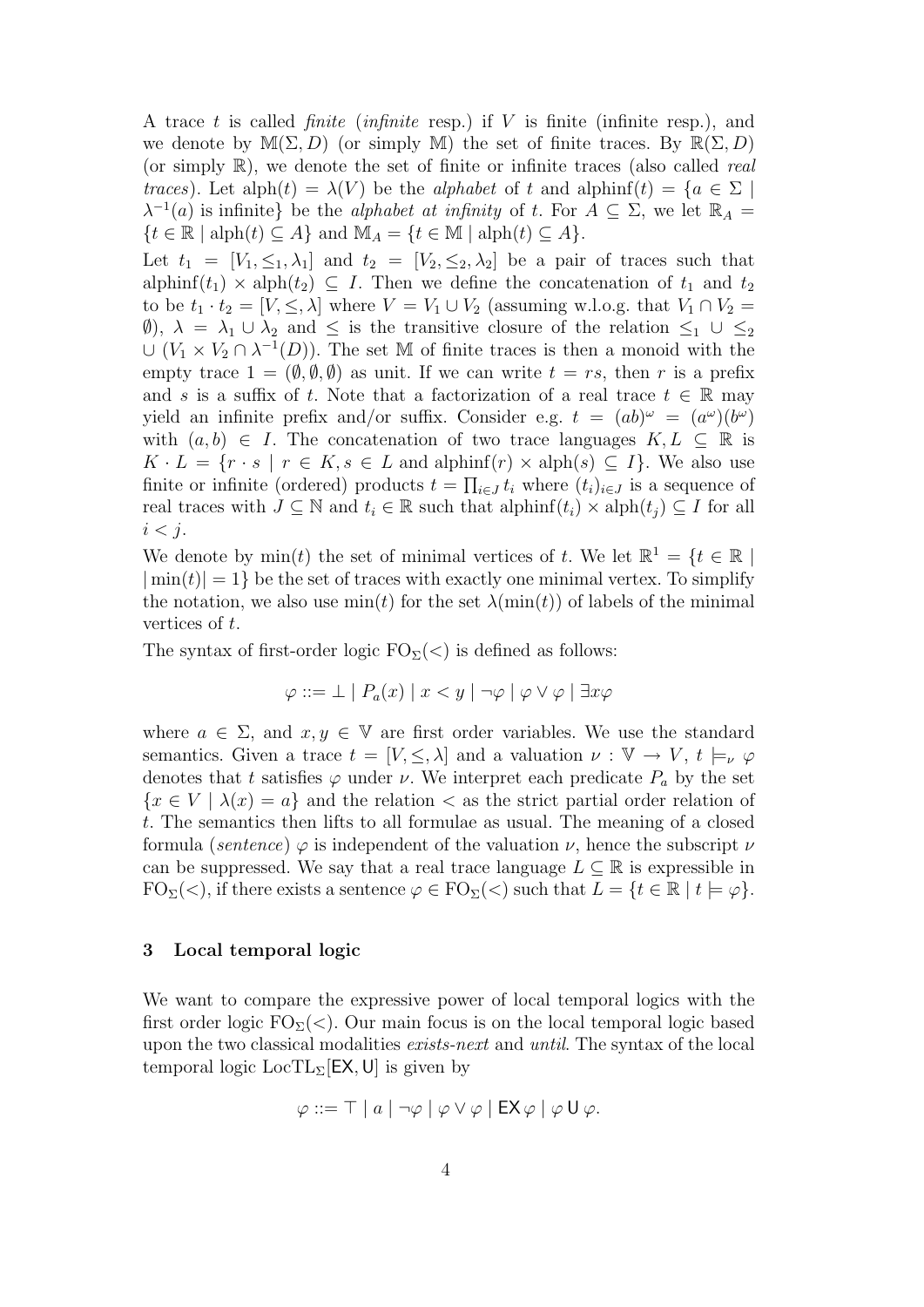A trace $t$ is called *finite* (*infinite* resp.) if $V$ is finite (infinite resp.), and we denote by $\mathbb{M}(\Sigma, D)$ (or simply $\mathbb{M}$) the set of finite traces. By $\mathbb{R}(\Sigma, D)$ (or simply $\mathbb{R}$), we denote the set of finite or infinite traces (also called *real traces*). Let $\text{alph}(t) = \lambda(V)$ be the *alphabet* of $t$ and $\text{alphinf}(t) = \{a \in \Sigma \mid \lambda^{-1}(a) \text{ is infinite}\}$ be the *alphabet at infinity* of $t$. For $A \subseteq \Sigma$, we let $\mathbb{R}_A = \{t \in \mathbb{R} \mid \text{alph}(t) \subseteq A\}$ and $\mathbb{M}_A = \{t \in \mathbb{M} \mid \text{alph}(t) \subseteq A\}$.

Let $t_1 = [V_1, \leq_1, \lambda_1]$ and $t_2 = [V_2, \leq_2, \lambda_2]$ be a pair of traces such that $\text{alphinf}(t_1) \times \text{alph}(t_2) \subseteq I$. Then we define the concatenation of $t_1$ and $t_2$ to be $t_1 \cdot t_2 = [V, \leq, \lambda]$ where $V = V_1 \cup V_2$ (assuming w.l.o.g. that $V_1 \cap V_2 = \emptyset$), $\lambda = \lambda_1 \cup \lambda_2$ and $\leq$ is the transitive closure of the relation $\leq_1 \cup \leq_2 \cup (V_1 \times V_2 \cap \lambda^{-1}(D))$. The set $\mathbb{M}$ of finite traces is then a monoid with the empty trace $1 = (\emptyset, \emptyset, \emptyset)$ as unit. If we can write $t = rs$, then $r$ is a prefix and $s$ is a suffix of $t$. Note that a factorization of a real trace $t \in \mathbb{R}$ may yield an infinite prefix and/or suffix. Consider e.g. $t = (ab)^\omega = (a^\omega)(b^\omega)$ with $(a, b) \in I$. The concatenation of two trace languages $K, L \subseteq \mathbb{R}$ is $K \cdot L = \{r \cdot s \mid r \in K, s \in L \text{ and } \text{alphinf}(r) \times \text{alph}(s) \subseteq I\}$. We also use finite or infinite (ordered) products $t = \prod_{i \in J} t_i$ where $(t_i)_{i \in J}$ is a sequence of real traces with $J \subseteq \mathbb{N}$ and $t_i \in \mathbb{R}$ such that $\text{alphinf}(t_i) \times \text{alph}(t_j) \subseteq I$ for all $i < j$.

We denote by $\min(t)$ the set of minimal vertices of $t$. We let $\mathbb{R}^1 = \{t \in \mathbb{R} \mid |\min(t)| = 1\}$ be the set of traces with exactly one minimal vertex. To simplify the notation, we also use $\min(t)$ for the set $\lambda(\min(t))$ of labels of the minimal vertices of $t$.

The syntax of first-order logic $\text{FO}_\Sigma(<)$ is defined as follows:

$$\varphi ::= \bot \mid P_a(x) \mid x < y \mid \neg\varphi \mid \varphi \vee \varphi \mid \exists x \varphi$$

where $a \in \Sigma$, and $x, y \in \mathbb{V}$ are first order variables. We use the standard semantics. Given a trace $t = [V, \leq, \lambda]$ and a valuation $\nu : \mathbb{V} \to V$, $t \models_\nu \varphi$ denotes that $t$ satisfies $\varphi$ under $\nu$. We interpret each predicate $P_a$ by the set $\{x \in V \mid \lambda(x) = a\}$ and the relation $<$ as the strict partial order relation of $t$. The semantics then lifts to all formulae as usual. The meaning of a closed formula (*sentence*) $\varphi$ is independent of the valuation $\nu$, hence the subscript $\nu$ can be suppressed. We say that a real trace language $L \subseteq \mathbb{R}$ is expressible in $\text{FO}_\Sigma(<)$, if there exists a sentence $\varphi \in \text{FO}_\Sigma(<)$ such that $L = \{t \in \mathbb{R} \mid t \models \varphi\}$.

## 3 Local temporal logic

We want to compare the expressive power of local temporal logics with the first order logic $\text{FO}_\Sigma(<)$. Our main focus is on the local temporal logic based upon the two classical modalities *exists-next* and *until*. The syntax of the local temporal logic $\text{LocTL}_\Sigma[\mathsf{EX}, \mathsf{U}]$ is given by

$$\varphi ::= \top \mid a \mid \neg\varphi \mid \varphi \vee \varphi \mid \mathsf{EX}\, \varphi \mid \varphi \,\mathsf{U}\, \varphi.$$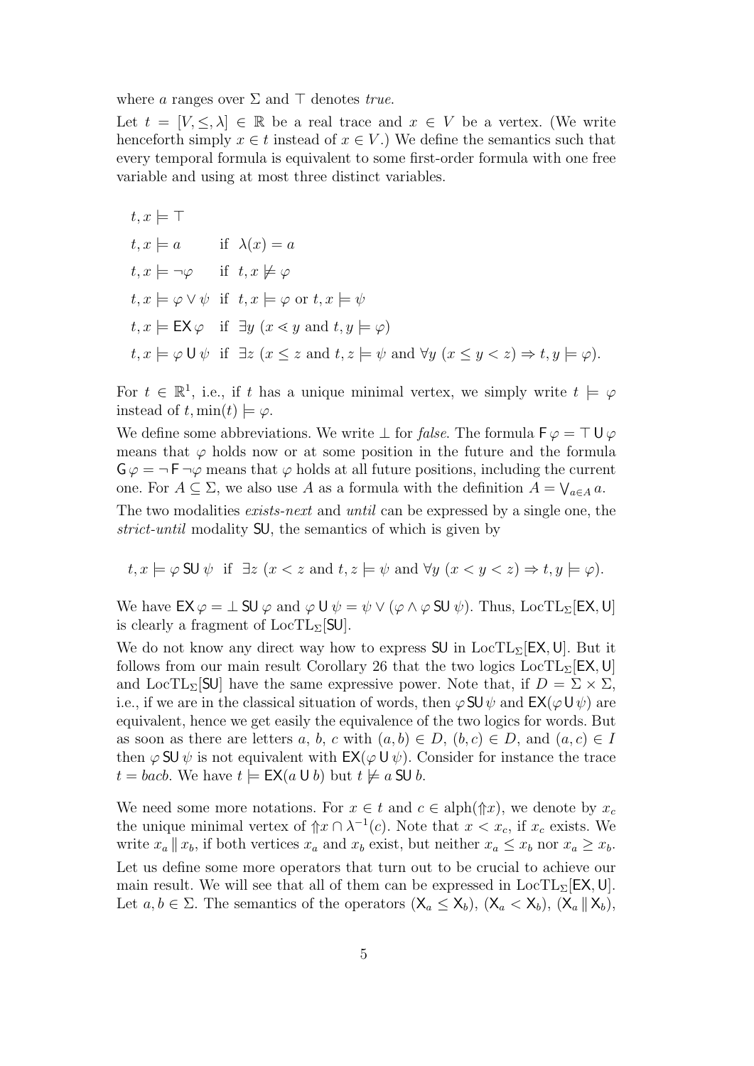where $a$ ranges over $\Sigma$ and $\top$ denotes *true*.

Let $t = [V, \leq, \lambda] \in \mathbb{R}$ be a real trace and $x \in V$ be a vertex. (We write henceforth simply $x \in t$ instead of $x \in V$.) We define the semantics such that every temporal formula is equivalent to some first-order formula with one free variable and using at most three distinct variables.

$$
\begin{array}{lll}
t, x \models \top & & \\
t, x \models a & \text{if} & \lambda(x) = a \\
t, x \models \neg\varphi & \text{if} & t, x \not\models \varphi \\
t, x \models \varphi \vee \psi & \text{if} & t, x \models \varphi \text{ or } t, x \models \psi \\
t, x \models \mathsf{EX}\,\varphi & \text{if} & \exists y\ (x \lessdot y \text{ and } t, y \models \varphi) \\
t, x \models \varphi\,\mathsf{U}\,\psi & \text{if} & \exists z\ (x \leq z \text{ and } t, z \models \psi \text{ and } \forall y\ (x \leq y < z) \Rightarrow t, y \models \varphi).
\end{array}
$$

For $t \in \mathbb{R}^1$, i.e., if $t$ has a unique minimal vertex, we simply write $t \models \varphi$ instead of $t, \min(t) \models \varphi$.

We define some abbreviations. We write $\bot$ for *false*. The formula $\mathsf{F}\,\varphi = \top\,\mathsf{U}\,\varphi$ means that $\varphi$ holds now or at some position in the future and the formula $\mathsf{G}\,\varphi = \neg\,\mathsf{F}\,\neg\varphi$ means that $\varphi$ holds at all future positions, including the current one. For $A \subseteq \Sigma$, we also use $A$ as a formula with the definition $A = \bigvee_{a \in A} a$.

The two modalities *exists-next* and *until* can be expressed by a single one, the *strict-until* modality $\mathsf{SU}$, the semantics of which is given by

$$
t, x \models \varphi\,\mathsf{SU}\,\psi \quad \text{if} \quad \exists z\ (x < z \text{ and } t, z \models \psi \text{ and } \forall y\ (x < y < z) \Rightarrow t, y \models \varphi).
$$

We have $\mathsf{EX}\,\varphi = \bot\,\mathsf{SU}\,\varphi$ and $\varphi\,\mathsf{U}\,\psi = \psi \vee (\varphi \wedge \varphi\,\mathsf{SU}\,\psi)$. Thus, $\mathrm{LocTL}_\Sigma[\mathsf{EX}, \mathsf{U}]$ is clearly a fragment of $\mathrm{LocTL}_\Sigma[\mathsf{SU}]$.

We do not know any direct way how to express $\mathsf{SU}$ in $\mathrm{LocTL}_\Sigma[\mathsf{EX}, \mathsf{U}]$. But it follows from our main result Corollary 26 that the two logics $\mathrm{LocTL}_\Sigma[\mathsf{EX}, \mathsf{U}]$ and $\mathrm{LocTL}_\Sigma[\mathsf{SU}]$ have the same expressive power. Note that, if $D = \Sigma \times \Sigma$, i.e., if we are in the classical situation of words, then $\varphi\,\mathsf{SU}\,\psi$ and $\mathsf{EX}(\varphi\,\mathsf{U}\,\psi)$ are equivalent, hence we get easily the equivalence of the two logics for words. But as soon as there are letters $a$, $b$, $c$ with $(a, b) \in D$, $(b, c) \in D$, and $(a, c) \in I$ then $\varphi\,\mathsf{SU}\,\psi$ is not equivalent with $\mathsf{EX}(\varphi\,\mathsf{U}\,\psi)$. Consider for instance the trace $t = bacb$. We have $t \models \mathsf{EX}(a\,\mathsf{U}\,b)$ but $t \not\models a\,\mathsf{SU}\,b$.

We need some more notations. For $x \in t$ and $c \in \mathrm{alph}(\Uparrow x)$, we denote by $x_c$ the unique minimal vertex of $\Uparrow x \cap \lambda^{-1}(c)$. Note that $x < x_c$, if $x_c$ exists. We write $x_a \parallel x_b$, if both vertices $x_a$ and $x_b$ exist, but neither $x_a \leq x_b$ nor $x_a \geq x_b$.

Let us define some more operators that turn out to be crucial to achieve our main result. We will see that all of them can be expressed in $\mathrm{LocTL}_\Sigma[\mathsf{EX}, \mathsf{U}]$. Let $a, b \in \Sigma$. The semantics of the operators $(\mathsf{X}_a \leq \mathsf{X}_b)$, $(\mathsf{X}_a < \mathsf{X}_b)$, $(\mathsf{X}_a \parallel \mathsf{X}_b)$,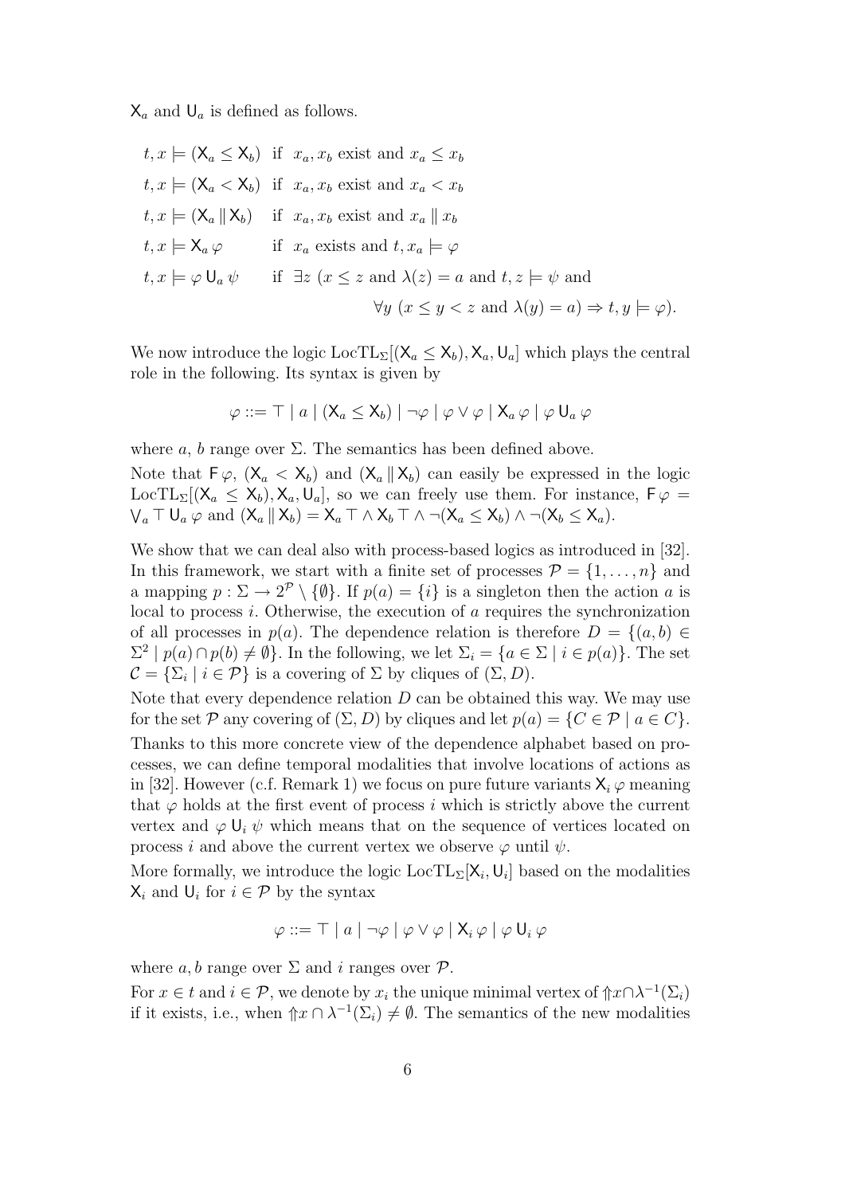$\mathsf{X}_a$ and $\mathsf{U}_a$ is defined as follows.

$$
\begin{aligned}
t,x &\models (\mathsf{X}_a \le \mathsf{X}_b) && \text{if } \; x_a, x_b \text{ exist and } x_a \le x_b \\
t,x &\models (\mathsf{X}_a < \mathsf{X}_b) && \text{if } \; x_a, x_b \text{ exist and } x_a < x_b \\
t,x &\models (\mathsf{X}_a \,\|\, \mathsf{X}_b) && \text{if } \; x_a, x_b \text{ exist and } x_a \parallel x_b \\
t,x &\models \mathsf{X}_a\, \varphi && \text{if } \; x_a \text{ exists and } t, x_a \models \varphi \\
t,x &\models \varphi \,\mathsf{U}_a\, \psi && \text{if } \; \exists z \; (x \le z \text{ and } \lambda(z) = a \text{ and } t, z \models \psi \text{ and} \\
& && \qquad \forall y \; (x \le y < z \text{ and } \lambda(y) = a) \Rightarrow t, y \models \varphi).
\end{aligned}
$$

We now introduce the logic $\mathrm{LocTL}_\Sigma[(\mathsf{X}_a \le \mathsf{X}_b), \mathsf{X}_a, \mathsf{U}_a]$ which plays the central role in the following. Its syntax is given by

$$\varphi ::= \top \mid a \mid (\mathsf{X}_a \le \mathsf{X}_b) \mid \neg\varphi \mid \varphi \vee \varphi \mid \mathsf{X}_a\, \varphi \mid \varphi \,\mathsf{U}_a\, \varphi$$

where $a$, $b$ range over $\Sigma$. The semantics has been defined above.

Note that $\mathsf{F}\,\varphi$, $(\mathsf{X}_a < \mathsf{X}_b)$ and $(\mathsf{X}_a \,\|\, \mathsf{X}_b)$ can easily be expressed in the logic $\mathrm{LocTL}_\Sigma[(\mathsf{X}_a \le \mathsf{X}_b), \mathsf{X}_a, \mathsf{U}_a]$, so we can freely use them. For instance, $\mathsf{F}\,\varphi = \bigvee_a \top \,\mathsf{U}_a\, \varphi$ and $(\mathsf{X}_a \,\|\, \mathsf{X}_b) = \mathsf{X}_a \top \wedge \mathsf{X}_b \top \wedge \neg(\mathsf{X}_a \le \mathsf{X}_b) \wedge \neg(\mathsf{X}_b \le \mathsf{X}_a)$.

We show that we can deal also with process-based logics as introduced in [32]. In this framework, we start with a finite set of processes $\mathcal{P} = \{1, \ldots, n\}$ and a mapping $p : \Sigma \to 2^{\mathcal{P}} \setminus \{\emptyset\}$. If $p(a) = \{i\}$ is a singleton then the action $a$ is local to process $i$. Otherwise, the execution of $a$ requires the synchronization of all processes in $p(a)$. The dependence relation is therefore $D = \{(a, b) \in \Sigma^2 \mid p(a) \cap p(b) \neq \emptyset\}$. In the following, we let $\Sigma_i = \{a \in \Sigma \mid i \in p(a)\}$. The set $\mathcal{C} = \{\Sigma_i \mid i \in \mathcal{P}\}$ is a covering of $\Sigma$ by cliques of $(\Sigma, D)$.

Note that every dependence relation $D$ can be obtained this way. We may use for the set $\mathcal{P}$ any covering of $(\Sigma, D)$ by cliques and let $p(a) = \{C \in \mathcal{P} \mid a \in C\}$.

Thanks to this more concrete view of the dependence alphabet based on processes, we can define temporal modalities that involve locations of actions as in [32]. However (c.f. Remark 1) we focus on pure future variants $\mathsf{X}_i\, \varphi$ meaning that $\varphi$ holds at the first event of process $i$ which is strictly above the current vertex and $\varphi \,\mathsf{U}_i\, \psi$ which means that on the sequence of vertices located on process $i$ and above the current vertex we observe $\varphi$ until $\psi$.

More formally, we introduce the logic $\mathrm{LocTL}_\Sigma[\mathsf{X}_i, \mathsf{U}_i]$ based on the modalities $\mathsf{X}_i$ and $\mathsf{U}_i$ for $i \in \mathcal{P}$ by the syntax

$$\varphi ::= \top \mid a \mid \neg\varphi \mid \varphi \vee \varphi \mid \mathsf{X}_i\, \varphi \mid \varphi \,\mathsf{U}_i\, \varphi$$

where $a, b$ range over $\Sigma$ and $i$ ranges over $\mathcal{P}$.

For $x \in t$ and $i \in \mathcal{P}$, we denote by $x_i$ the unique minimal vertex of $\Uparrow\! x \cap \lambda^{-1}(\Sigma_i)$ if it exists, i.e., when $\Uparrow\! x \cap \lambda^{-1}(\Sigma_i) \neq \emptyset$. The semantics of the new modalities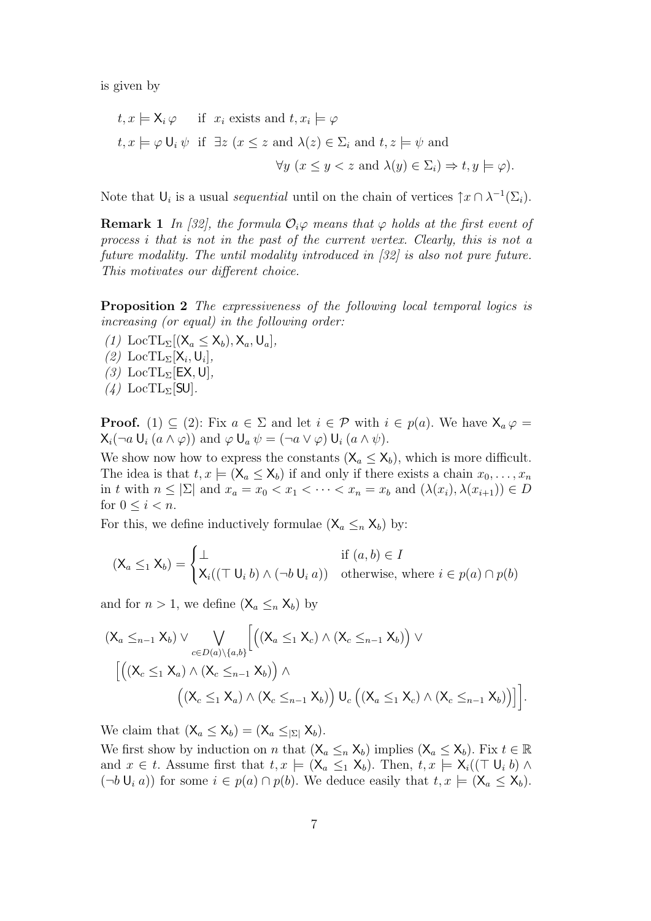is given by

$$t, x \models \mathsf{X}_i\, \varphi \quad \text{ if } x_i \text{ exists and } t, x_i \models \varphi$$

$$t, x \models \varphi \,\mathsf{U}_i\, \psi \;\text{ if }\; \exists z\ (x \leq z \text{ and } \lambda(z) \in \Sigma_i \text{ and } t, z \models \psi \text{ and}$$
$$\forall y\ (x \leq y < z \text{ and } \lambda(y) \in \Sigma_i) \Rightarrow t, y \models \varphi).$$

Note that $\mathsf{U}_i$ is a usual *sequential* until on the chain of vertices $\uparrow x \cap \lambda^{-1}(\Sigma_i)$.

**Remark 1** *In [32], the formula $\mathcal{O}_i\varphi$ means that $\varphi$ holds at the first event of process $i$ that is not in the past of the current vertex. Clearly, this is not a future modality. The until modality introduced in [32] is also not pure future. This motivates our different choice.*

**Proposition 2** *The expressiveness of the following local temporal logics is increasing (or equal) in the following order:*
*(1)* $\mathrm{LocTL}_\Sigma[(\mathsf{X}_a \leq \mathsf{X}_b), \mathsf{X}_a, \mathsf{U}_a]$,
*(2)* $\mathrm{LocTL}_\Sigma[\mathsf{X}_i, \mathsf{U}_i]$,
*(3)* $\mathrm{LocTL}_\Sigma[\mathsf{EX}, \mathsf{U}]$,
*(4)* $\mathrm{LocTL}_\Sigma[\mathsf{SU}]$.

**Proof.** (1) $\subseteq$ (2): Fix $a \in \Sigma$ and let $i \in \mathcal{P}$ with $i \in p(a)$. We have $\mathsf{X}_a\, \varphi = \mathsf{X}_i(\neg a \,\mathsf{U}_i\, (a \wedge \varphi))$ and $\varphi \,\mathsf{U}_a\, \psi = (\neg a \vee \varphi) \,\mathsf{U}_i\, (a \wedge \psi)$.
We show now how to express the constants $(\mathsf{X}_a \leq \mathsf{X}_b)$, which is more difficult. The idea is that $t, x \models (\mathsf{X}_a \leq \mathsf{X}_b)$ if and only if there exists a chain $x_0, \ldots, x_n$ in $t$ with $n \leq |\Sigma|$ and $x_a = x_0 < x_1 < \cdots < x_n = x_b$ and $(\lambda(x_i), \lambda(x_{i+1})) \in D$ for $0 \leq i < n$.
For this, we define inductively formulae $(\mathsf{X}_a \leq_n \mathsf{X}_b)$ by:

$$(\mathsf{X}_a \leq_1 \mathsf{X}_b) = \begin{cases} \bot & \text{if } (a,b) \in I \\ \mathsf{X}_i((\top \,\mathsf{U}_i\, b) \wedge (\neg b \,\mathsf{U}_i\, a)) & \text{otherwise, where } i \in p(a) \cap p(b) \end{cases}$$

and for $n > 1$, we define $(\mathsf{X}_a \leq_n \mathsf{X}_b)$ by

$$(\mathsf{X}_a \leq_{n-1} \mathsf{X}_b) \vee \bigvee_{c \in D(a) \setminus \{a,b\}} \Big[ \Big( (\mathsf{X}_a \leq_1 \mathsf{X}_c) \wedge (\mathsf{X}_c \leq_{n-1} \mathsf{X}_b) \Big) \vee$$
$$\Big[ \Big( (\mathsf{X}_c \leq_1 \mathsf{X}_a) \wedge (\mathsf{X}_c \leq_{n-1} \mathsf{X}_b) \Big) \wedge$$
$$\Big( (\mathsf{X}_c \leq_1 \mathsf{X}_a) \wedge (\mathsf{X}_c \leq_{n-1} \mathsf{X}_b) \Big) \,\mathsf{U}_c\, \Big( (\mathsf{X}_a \leq_1 \mathsf{X}_c) \wedge (\mathsf{X}_c \leq_{n-1} \mathsf{X}_b) \Big) \Big] \Big].$$

We claim that $(\mathsf{X}_a \leq \mathsf{X}_b) = (\mathsf{X}_a \leq_{|\Sigma|} \mathsf{X}_b)$.
We first show by induction on $n$ that $(\mathsf{X}_a \leq_n \mathsf{X}_b)$ implies $(\mathsf{X}_a \leq \mathsf{X}_b)$. Fix $t \in \mathbb{R}$ and $x \in t$. Assume first that $t, x \models (\mathsf{X}_a \leq_1 \mathsf{X}_b)$. Then, $t, x \models \mathsf{X}_i((\top \,\mathsf{U}_i\, b) \wedge (\neg b \,\mathsf{U}_i\, a))$ for some $i \in p(a) \cap p(b)$. We deduce easily that $t, x \models (\mathsf{X}_a \leq \mathsf{X}_b)$.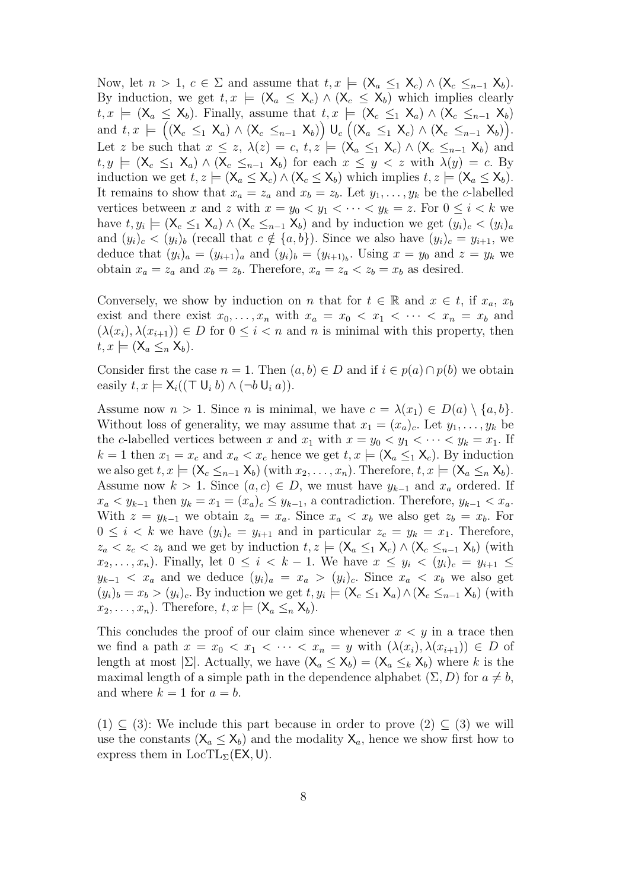Now, let $n > 1$, $c \in \Sigma$ and assume that $t, x \models (\mathsf{X}_a \leq_1 \mathsf{X}_c) \wedge (\mathsf{X}_c \leq_{n-1} \mathsf{X}_b)$. By induction, we get $t, x \models (\mathsf{X}_a \leq \mathsf{X}_c) \wedge (\mathsf{X}_c \leq \mathsf{X}_b)$ which implies clearly $t, x \models (\mathsf{X}_a \leq \mathsf{X}_b)$. Finally, assume that $t, x \models (\mathsf{X}_c \leq_1 \mathsf{X}_a) \wedge (\mathsf{X}_c \leq_{n-1} \mathsf{X}_b)$ and $t, x \models \Big((\mathsf{X}_c \leq_1 \mathsf{X}_a) \wedge (\mathsf{X}_c \leq_{n-1} \mathsf{X}_b)\Big) \mathsf{U}_c \Big((\mathsf{X}_a \leq_1 \mathsf{X}_c) \wedge (\mathsf{X}_c \leq_{n-1} \mathsf{X}_b)\Big)$. Let $z$ be such that $x \leq z$, $\lambda(z) = c$, $t, z \models (\mathsf{X}_a \leq_1 \mathsf{X}_c) \wedge (\mathsf{X}_c \leq_{n-1} \mathsf{X}_b)$ and $t, y \models (\mathsf{X}_c \leq_1 \mathsf{X}_a) \wedge (\mathsf{X}_c \leq_{n-1} \mathsf{X}_b)$ for each $x \leq y < z$ with $\lambda(y) = c$. By induction we get $t, z \models (\mathsf{X}_a \leq \mathsf{X}_c) \wedge (\mathsf{X}_c \leq \mathsf{X}_b)$ which implies $t, z \models (\mathsf{X}_a \leq \mathsf{X}_b)$. It remains to show that $x_a = z_a$ and $x_b = z_b$. Let $y_1, \ldots, y_k$ be the $c$-labelled vertices between $x$ and $z$ with $x = y_0 < y_1 < \cdots < y_k = z$. For $0 \leq i < k$ we have $t, y_i \models (\mathsf{X}_c \leq_1 \mathsf{X}_a) \wedge (\mathsf{X}_c \leq_{n-1} \mathsf{X}_b)$ and by induction we get $(y_i)_c < (y_i)_a$ and $(y_i)_c < (y_i)_b$ (recall that $c \notin \{a, b\}$). Since we also have $(y_i)_c = y_{i+1}$, we deduce that $(y_i)_a = (y_{i+1})_a$ and $(y_i)_b = (y_{i+1})_b$. Using $x = y_0$ and $z = y_k$ we obtain $x_a = z_a$ and $x_b = z_b$. Therefore, $x_a = z_a < z_b = x_b$ as desired.

Conversely, we show by induction on $n$ that for $t \in \mathbb{R}$ and $x \in t$, if $x_a$, $x_b$ exist and there exist $x_0, \ldots, x_n$ with $x_a = x_0 < x_1 < \cdots < x_n = x_b$ and $(\lambda(x_i), \lambda(x_{i+1})) \in D$ for $0 \leq i < n$ and $n$ is minimal with this property, then $t, x \models (\mathsf{X}_a \leq_n \mathsf{X}_b)$.

Consider first the case $n = 1$. Then $(a, b) \in D$ and if $i \in p(a) \cap p(b)$ we obtain easily $t, x \models \mathsf{X}_i((\top \mathsf{U}_i\, b) \wedge (\neg b \mathsf{U}_i\, a))$.

Assume now $n > 1$. Since $n$ is minimal, we have $c = \lambda(x_1) \in D(a) \setminus \{a, b\}$. Without loss of generality, we may assume that $x_1 = (x_a)_c$. Let $y_1, \ldots, y_k$ be the $c$-labelled vertices between $x$ and $x_1$ with $x = y_0 < y_1 < \cdots < y_k = x_1$. If $k = 1$ then $x_1 = x_c$ and $x_a < x_c$ hence we get $t, x \models (\mathsf{X}_a \leq_1 \mathsf{X}_c)$. By induction we also get $t, x \models (\mathsf{X}_c \leq_{n-1} \mathsf{X}_b)$ (with $x_2, \ldots, x_n$). Therefore, $t, x \models (\mathsf{X}_a \leq_n \mathsf{X}_b)$. Assume now $k > 1$. Since $(a, c) \in D$, we must have $y_{k-1}$ and $x_a$ ordered. If $x_a < y_{k-1}$ then $y_k = x_1 = (x_a)_c \leq y_{k-1}$, a contradiction. Therefore, $y_{k-1} < x_a$. With $z = y_{k-1}$ we obtain $z_a = x_a$. Since $x_a < x_b$ we also get $z_b = x_b$. For $0 \leq i < k$ we have $(y_i)_c = y_{i+1}$ and in particular $z_c = y_k = x_1$. Therefore, $z_a < z_c < z_b$ and we get by induction $t, z \models (\mathsf{X}_a \leq_1 \mathsf{X}_c) \wedge (\mathsf{X}_c \leq_{n-1} \mathsf{X}_b)$ (with $x_2, \ldots, x_n$). Finally, let $0 \leq i < k - 1$. We have $x \leq y_i < (y_i)_c = y_{i+1} \leq y_{k-1} < x_a$ and we deduce $(y_i)_a = x_a > (y_i)_c$. Since $x_a < x_b$ we also get $(y_i)_b = x_b > (y_i)_c$. By induction we get $t, y_i \models (\mathsf{X}_c \leq_1 \mathsf{X}_a) \wedge (\mathsf{X}_c \leq_{n-1} \mathsf{X}_b)$ (with $x_2, \ldots, x_n$). Therefore, $t, x \models (\mathsf{X}_a \leq_n \mathsf{X}_b)$.

This concludes the proof of our claim since whenever $x < y$ in a trace then we find a path $x = x_0 < x_1 < \cdots < x_n = y$ with $(\lambda(x_i), \lambda(x_{i+1})) \in D$ of length at most $|\Sigma|$. Actually, we have $(\mathsf{X}_a \leq \mathsf{X}_b) = (\mathsf{X}_a \leq_k \mathsf{X}_b)$ where $k$ is the maximal length of a simple path in the dependence alphabet $(\Sigma, D)$ for $a \neq b$, and where $k = 1$ for $a = b$.

(1) $\subseteq$ (3): We include this part because in order to prove (2) $\subseteq$ (3) we will use the constants $(\mathsf{X}_a \leq \mathsf{X}_b)$ and the modality $\mathsf{X}_a$, hence we show first how to express them in $\mathrm{LocTL}_\Sigma(\mathsf{EX}, \mathsf{U})$.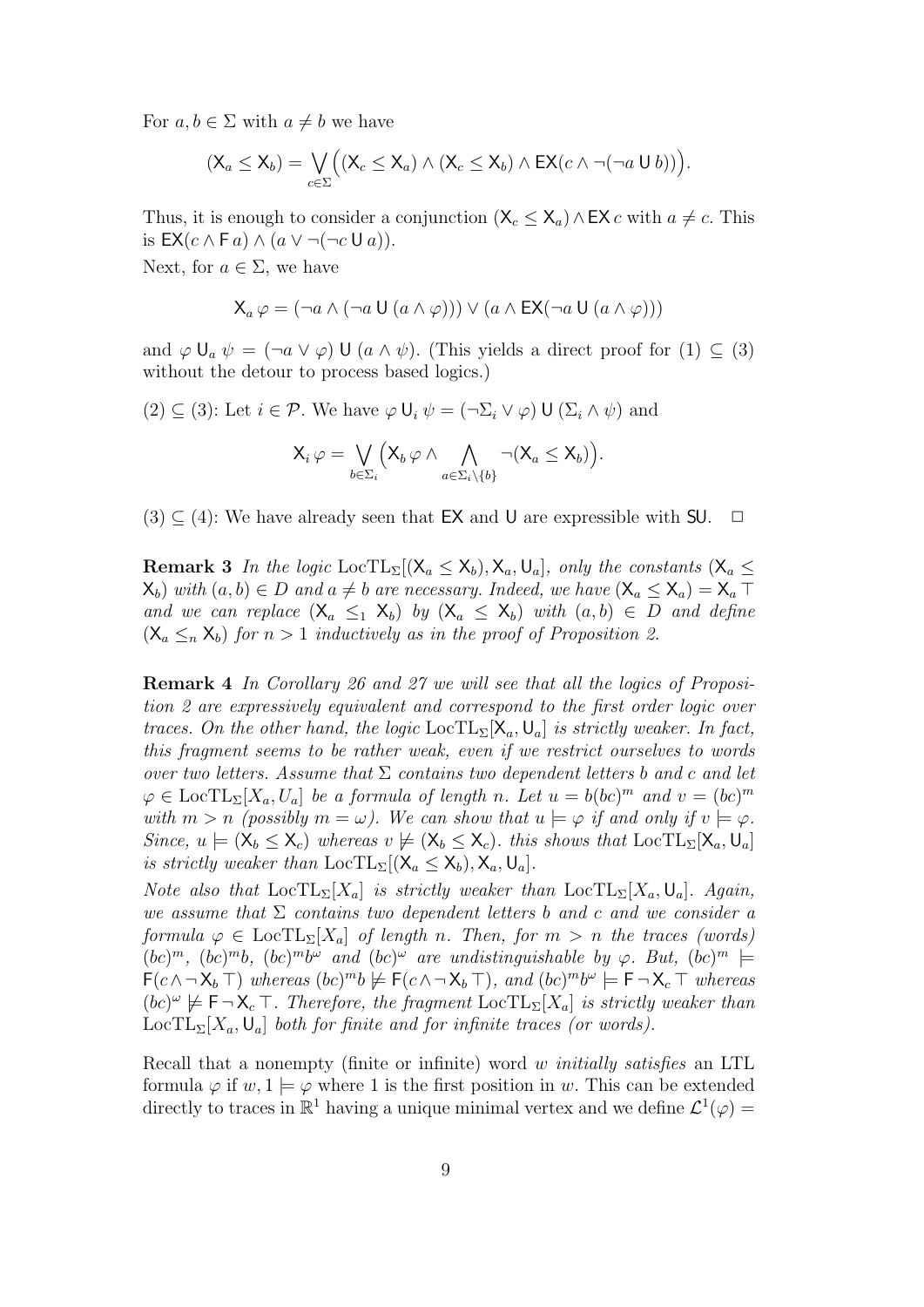For $a, b \in \Sigma$ with $a \neq b$ we have

$$(\mathsf{X}_a \leq \mathsf{X}_b) = \bigvee_{c \in \Sigma} \Big( (\mathsf{X}_c \leq \mathsf{X}_a) \wedge (\mathsf{X}_c \leq \mathsf{X}_b) \wedge \mathsf{EX}(c \wedge \neg(\neg a \,\mathsf{U}\, b)) \Big).$$

Thus, it is enough to consider a conjunction $(\mathsf{X}_c \leq \mathsf{X}_a) \wedge \mathsf{EX}\, c$ with $a \neq c$. This is $\mathsf{EX}(c \wedge \mathsf{F}\, a) \wedge (a \vee \neg(\neg c \,\mathsf{U}\, a))$.

Next, for $a \in \Sigma$, we have

$$\mathsf{X}_a\, \varphi = (\neg a \wedge (\neg a \,\mathsf{U}\, (a \wedge \varphi))) \vee (a \wedge \mathsf{EX}(\neg a \,\mathsf{U}\, (a \wedge \varphi)))$$

and $\varphi \,\mathsf{U}_a\, \psi = (\neg a \vee \varphi) \,\mathsf{U}\, (a \wedge \psi)$. (This yields a direct proof for (1) $\subseteq$ (3) without the detour to process based logics.)

(2) $\subseteq$ (3): Let $i \in \mathcal{P}$. We have $\varphi \,\mathsf{U}_i\, \psi = (\neg \Sigma_i \vee \varphi) \,\mathsf{U}\, (\Sigma_i \wedge \psi)$ and

$$\mathsf{X}_i\, \varphi = \bigvee_{b \in \Sigma_i} \Big( \mathsf{X}_b\, \varphi \wedge \bigwedge_{a \in \Sigma_i \setminus \{b\}} \neg(\mathsf{X}_a \leq \mathsf{X}_b) \Big).$$

(3) $\subseteq$ (4): We have already seen that $\mathsf{EX}$ and $\mathsf{U}$ are expressible with $\mathsf{SU}$. $\Box$

**Remark 3** *In the logic* $\mathrm{LocTL}_\Sigma[(\mathsf{X}_a \leq \mathsf{X}_b), \mathsf{X}_a, \mathsf{U}_a]$*, only the constants* $(\mathsf{X}_a \leq \mathsf{X}_b)$ *with* $(a, b) \in D$ *and* $a \neq b$ *are necessary. Indeed, we have* $(\mathsf{X}_a \leq \mathsf{X}_a) = \mathsf{X}_a \top$ *and we can replace* $(\mathsf{X}_a \leq_1 \mathsf{X}_b)$ *by* $(\mathsf{X}_a \leq \mathsf{X}_b)$ *with* $(a, b) \in D$ *and define* $(\mathsf{X}_a \leq_n \mathsf{X}_b)$ *for* $n > 1$ *inductively as in the proof of Proposition 2.*

**Remark 4** *In Corollary 26 and 27 we will see that all the logics of Proposition 2 are expressively equivalent and correspond to the first order logic over traces. On the other hand, the logic* $\mathrm{LocTL}_\Sigma[\mathsf{X}_a, \mathsf{U}_a]$ *is strictly weaker. In fact, this fragment seems to be rather weak, even if we restrict ourselves to words over two letters. Assume that* $\Sigma$ *contains two dependent letters* $b$ *and* $c$ *and let* $\varphi \in \mathrm{LocTL}_\Sigma[X_a, U_a]$ *be a formula of length* $n$*. Let* $u = b(bc)^m$ *and* $v = (bc)^m$ *with* $m > n$ *(possibly* $m = \omega$*). We can show that* $u \models \varphi$ *if and only if* $v \models \varphi$*. Since,* $u \models (\mathsf{X}_b \leq \mathsf{X}_c)$ *whereas* $v \not\models (\mathsf{X}_b \leq \mathsf{X}_c)$*. this shows that* $\mathrm{LocTL}_\Sigma[\mathsf{X}_a, \mathsf{U}_a]$ *is strictly weaker than* $\mathrm{LocTL}_\Sigma[(\mathsf{X}_a \leq \mathsf{X}_b), \mathsf{X}_a, \mathsf{U}_a]$*.*

*Note also that* $\mathrm{LocTL}_\Sigma[X_a]$ *is strictly weaker than* $\mathrm{LocTL}_\Sigma[X_a, \mathsf{U}_a]$*. Again, we assume that* $\Sigma$ *contains two dependent letters* $b$ *and* $c$ *and we consider a formula* $\varphi \in \mathrm{LocTL}_\Sigma[X_a]$ *of length* $n$*. Then, for* $m > n$ *the traces (words)* $(bc)^m$*,* $(bc)^m b$*,* $(bc)^m b^\omega$ *and* $(bc)^\omega$ *are undistinguishable by* $\varphi$*. But,* $(bc)^m \models \mathsf{F}(c \wedge \neg \mathsf{X}_b \top)$ *whereas* $(bc)^m b \not\models \mathsf{F}(c \wedge \neg \mathsf{X}_b \top)$*, and* $(bc)^m b^\omega \models \mathsf{F} \neg \mathsf{X}_c \top$ *whereas* $(bc)^\omega \not\models \mathsf{F} \neg \mathsf{X}_c \top$*. Therefore, the fragment* $\mathrm{LocTL}_\Sigma[X_a]$ *is strictly weaker than* $\mathrm{LocTL}_\Sigma[X_a, \mathsf{U}_a]$ *both for finite and for infinite traces (or words).*

Recall that a nonempty (finite or infinite) word $w$ *initially satisfies* an LTL formula $\varphi$ if $w, 1 \models \varphi$ where 1 is the first position in $w$. This can be extended directly to traces in $\mathbb{R}^1$ having a unique minimal vertex and we define $\mathcal{L}^1(\varphi) =$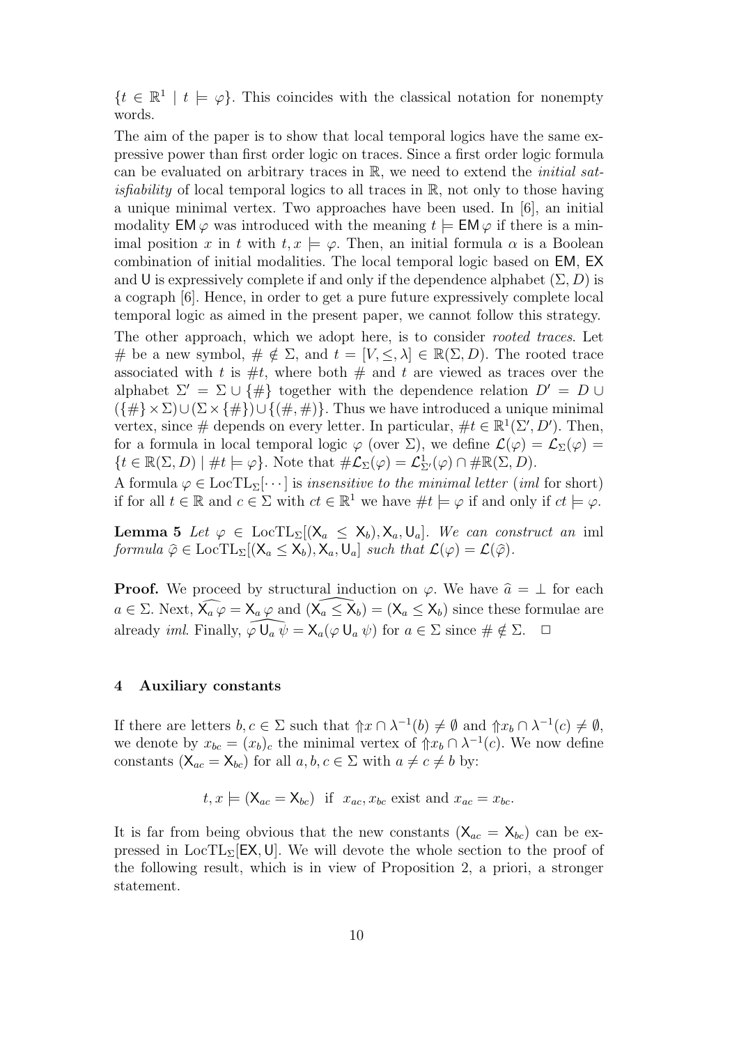$\{t \in \mathbb{R}^1 \mid t \models \varphi\}$. This coincides with the classical notation for nonempty words.

The aim of the paper is to show that local temporal logics have the same expressive power than first order logic on traces. Since a first order logic formula can be evaluated on arbitrary traces in $\mathbb{R}$, we need to extend the *initial satisfiability* of local temporal logics to all traces in $\mathbb{R}$, not only to those having a unique minimal vertex. Two approaches have been used. In [6], an initial modality $\mathsf{EM}\,\varphi$ was introduced with the meaning $t \models \mathsf{EM}\,\varphi$ if there is a minimal position $x$ in $t$ with $t, x \models \varphi$. Then, an initial formula $\alpha$ is a Boolean combination of initial modalities. The local temporal logic based on $\mathsf{EM}$, $\mathsf{EX}$ and $\mathsf{U}$ is expressively complete if and only if the dependence alphabet $(\Sigma, D)$ is a cograph [6]. Hence, in order to get a pure future expressively complete local temporal logic as aimed in the present paper, we cannot follow this strategy.

The other approach, which we adopt here, is to consider *rooted traces*. Let $\#$ be a new symbol, $\# \notin \Sigma$, and $t = [V, \leq, \lambda] \in \mathbb{R}(\Sigma, D)$. The rooted trace associated with $t$ is $\#t$, where both $\#$ and $t$ are viewed as traces over the alphabet $\Sigma' = \Sigma \cup \{\#\}$ together with the dependence relation $D' = D \cup (\{\#\} \times \Sigma) \cup (\Sigma \times \{\#\}) \cup \{(\#, \#)\}$. Thus we have introduced a unique minimal vertex, since $\#$ depends on every letter. In particular, $\#t \in \mathbb{R}^1(\Sigma', D')$. Then, for a formula in local temporal logic $\varphi$ (over $\Sigma$), we define $\mathcal{L}(\varphi) = \mathcal{L}_\Sigma(\varphi) = \{t \in \mathbb{R}(\Sigma, D) \mid \#t \models \varphi\}$. Note that $\#\mathcal{L}_\Sigma(\varphi) = \mathcal{L}^1_{\Sigma'}(\varphi) \cap \#\mathbb{R}(\Sigma, D)$.

A formula $\varphi \in \mathrm{LocTL}_\Sigma[\cdots]$ is *insensitive to the minimal letter* (*iml* for short) if for all $t \in \mathbb{R}$ and $c \in \Sigma$ with $ct \in \mathbb{R}^1$ we have $\#t \models \varphi$ if and only if $ct \models \varphi$.

**Lemma 5** *Let $\varphi \in \mathrm{LocTL}_\Sigma[(\mathsf{X}_a \leq \mathsf{X}_b), \mathsf{X}_a, \mathsf{U}_a]$. We can construct an* iml *formula $\widehat{\varphi} \in \mathrm{LocTL}_\Sigma[(\mathsf{X}_a \leq \mathsf{X}_b), \mathsf{X}_a, \mathsf{U}_a]$ such that $\mathcal{L}(\varphi) = \mathcal{L}(\widehat{\varphi})$.*

**Proof.** We proceed by structural induction on $\varphi$. We have $\widehat{a} = \perp$ for each $a \in \Sigma$. Next, $\widehat{\mathsf{X}_a\,\varphi} = \mathsf{X}_a\,\varphi$ and $\widehat{(\mathsf{X}_a \leq \mathsf{X}_b)} = (\mathsf{X}_a \leq \mathsf{X}_b)$ since these formulae are already *iml*. Finally, $\widehat{\varphi\,\mathsf{U}_a\,\psi} = \mathsf{X}_a(\varphi\,\mathsf{U}_a\,\psi)$ for $a \in \Sigma$ since $\# \notin \Sigma$. $\square$

## 4 Auxiliary constants

If there are letters $b, c \in \Sigma$ such that $\Uparrow x \cap \lambda^{-1}(b) \neq \emptyset$ and $\Uparrow x_b \cap \lambda^{-1}(c) \neq \emptyset$, we denote by $x_{bc} = (x_b)_c$ the minimal vertex of $\Uparrow x_b \cap \lambda^{-1}(c)$. We now define constants $(\mathsf{X}_{ac} = \mathsf{X}_{bc})$ for all $a, b, c \in \Sigma$ with $a \neq c \neq b$ by:

$$t, x \models (\mathsf{X}_{ac} = \mathsf{X}_{bc}) \text{ if } x_{ac}, x_{bc} \text{ exist and } x_{ac} = x_{bc}.$$

It is far from being obvious that the new constants $(\mathsf{X}_{ac} = \mathsf{X}_{bc})$ can be expressed in $\mathrm{LocTL}_\Sigma[\mathsf{EX}, \mathsf{U}]$. We will devote the whole section to the proof of the following result, which is in view of Proposition 2, a priori, a stronger statement.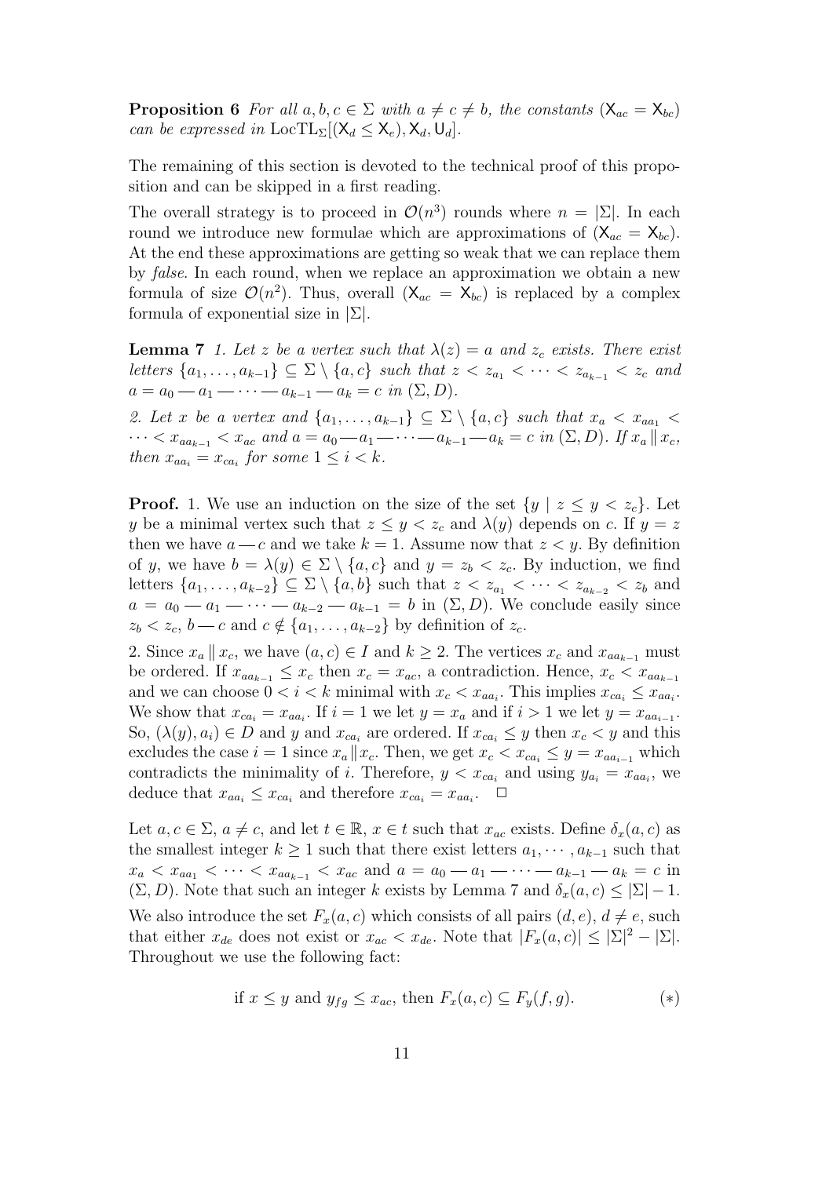**Proposition 6** *For all $a, b, c \in \Sigma$ with $a \neq c \neq b$, the constants $(\mathsf{X}_{ac} = \mathsf{X}_{bc})$ can be expressed in* $\mathrm{LocTL}_\Sigma[(\mathsf{X}_d \leq \mathsf{X}_e), \mathsf{X}_d, \mathsf{U}_d]$.

The remaining of this section is devoted to the technical proof of this proposition and can be skipped in a first reading.

The overall strategy is to proceed in $\mathcal{O}(n^3)$ rounds where $n = |\Sigma|$. In each round we introduce new formulae which are approximations of $(\mathsf{X}_{ac} = \mathsf{X}_{bc})$. At the end these approximations are getting so weak that we can replace them by *false*. In each round, when we replace an approximation we obtain a new formula of size $\mathcal{O}(n^2)$. Thus, overall $(\mathsf{X}_{ac} = \mathsf{X}_{bc})$ is replaced by a complex formula of exponential size in $|\Sigma|$.

**Lemma 7** *1. Let $z$ be a vertex such that $\lambda(z) = a$ and $z_c$ exists. There exist letters $\{a_1, \ldots, a_{k-1}\} \subseteq \Sigma \setminus \{a, c\}$ such that $z < z_{a_1} < \cdots < z_{a_{k-1}} < z_c$ and $a = a_0 — a_1 — \cdots — a_{k-1} — a_k = c$ in $(\Sigma, D)$.*

*2. Let $x$ be a vertex and $\{a_1, \ldots, a_{k-1}\} \subseteq \Sigma \setminus \{a, c\}$ such that $x_a < x_{aa_1} < \cdots < x_{aa_{k-1}} < x_{ac}$ and $a = a_0 — a_1 — \cdots — a_{k-1} — a_k = c$ in $(\Sigma, D)$. If $x_a \parallel x_c$, then $x_{aa_i} = x_{ca_i}$ for some $1 \leq i < k$.*

**Proof.** 1. We use an induction on the size of the set $\{y \mid z \leq y < z_c\}$. Let $y$ be a minimal vertex such that $z \leq y < z_c$ and $\lambda(y)$ depends on $c$. If $y = z$ then we have $a — c$ and we take $k = 1$. Assume now that $z < y$. By definition of $y$, we have $b = \lambda(y) \in \Sigma \setminus \{a, c\}$ and $y = z_b < z_c$. By induction, we find letters $\{a_1, \ldots, a_{k-2}\} \subseteq \Sigma \setminus \{a, b\}$ such that $z < z_{a_1} < \cdots < z_{a_{k-2}} < z_b$ and $a = a_0 — a_1 — \cdots — a_{k-2} — a_{k-1} = b$ in $(\Sigma, D)$. We conclude easily since $z_b < z_c$, $b — c$ and $c \notin \{a_1, \ldots, a_{k-2}\}$ by definition of $z_c$.

2. Since $x_a \parallel x_c$, we have $(a, c) \in I$ and $k \geq 2$. The vertices $x_c$ and $x_{aa_{k-1}}$ must be ordered. If $x_{aa_{k-1}} \leq x_c$ then $x_c = x_{ac}$, a contradiction. Hence, $x_c < x_{aa_{k-1}}$ and we can choose $0 < i < k$ minimal with $x_c < x_{aa_i}$. This implies $x_{ca_i} \leq x_{aa_i}$. We show that $x_{ca_i} = x_{aa_i}$. If $i = 1$ we let $y = x_a$ and if $i > 1$ we let $y = x_{aa_{i-1}}$. So, $(\lambda(y), a_i) \in D$ and $y$ and $x_{ca_i}$ are ordered. If $x_{ca_i} \leq y$ then $x_c < y$ and this excludes the case $i = 1$ since $x_a \| x_c$. Then, we get $x_c < x_{ca_i} \leq y = x_{aa_{i-1}}$ which contradicts the minimality of $i$. Therefore, $y < x_{ca_i}$ and using $y_{a_i} = x_{aa_i}$, we deduce that $x_{aa_i} \leq x_{ca_i}$ and therefore $x_{ca_i} = x_{aa_i}$. $\Box$

Let $a, c \in \Sigma$, $a \neq c$, and let $t \in \mathbb{R}$, $x \in t$ such that $x_{ac}$ exists. Define $\delta_x(a, c)$ as the smallest integer $k \geq 1$ such that there exist letters $a_1, \cdots, a_{k-1}$ such that $x_a < x_{aa_1} < \cdots < x_{aa_{k-1}} < x_{ac}$ and $a = a_0 — a_1 — \cdots — a_{k-1} — a_k = c$ in $(\Sigma, D)$. Note that such an integer $k$ exists by Lemma 7 and $\delta_x(a, c) \leq |\Sigma| - 1$.

We also introduce the set $F_x(a, c)$ which consists of all pairs $(d, e)$, $d \neq e$, such that either $x_{de}$ does not exist or $x_{ac} < x_{de}$. Note that $|F_x(a, c)| \leq |\Sigma|^2 - |\Sigma|$. Throughout we use the following fact:

$$\text{if } x \leq y \text{ and } y_{fg} \leq x_{ac}, \text{ then } F_x(a, c) \subseteq F_y(f, g). \qquad (*)$$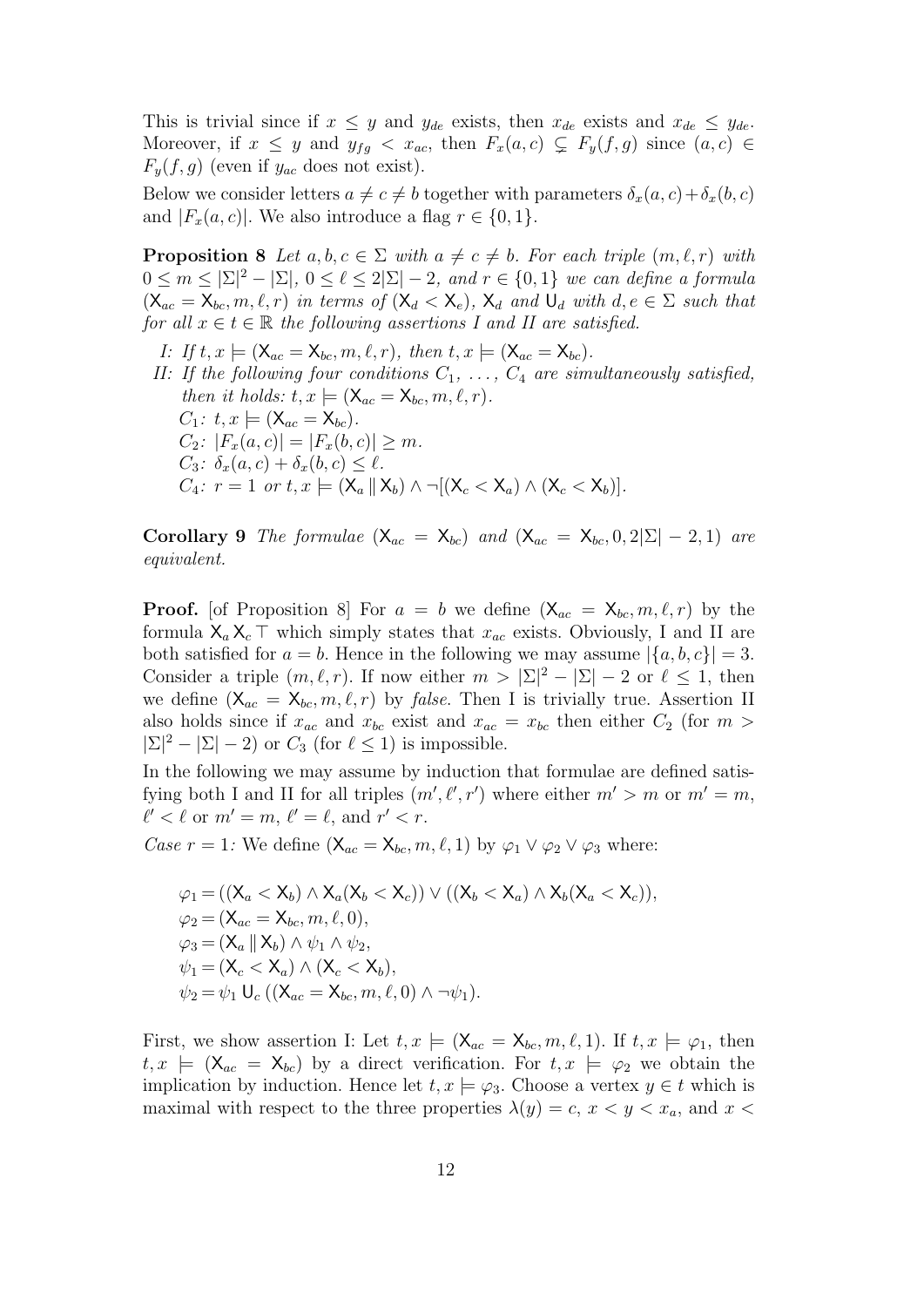This is trivial since if $x \leq y$ and $y_{de}$ exists, then $x_{de}$ exists and $x_{de} \leq y_{de}$. Moreover, if $x \leq y$ and $y_{fg} < x_{ac}$, then $F_x(a,c) \subsetneq F_y(f,g)$ since $(a,c) \in F_y(f,g)$ (even if $y_{ac}$ does not exist).

Below we consider letters $a \neq c \neq b$ together with parameters $\delta_x(a,c) + \delta_x(b,c)$ and $|F_x(a,c)|$. We also introduce a flag $r \in \{0,1\}$.

**Proposition 8** *Let $a, b, c \in \Sigma$ with $a \neq c \neq b$. For each triple $(m, \ell, r)$ with $0 \leq m \leq |\Sigma|^2 - |\Sigma|$, $0 \leq \ell \leq 2|\Sigma| - 2$, and $r \in \{0,1\}$ we can define a formula $(\mathsf{X}_{ac} = \mathsf{X}_{bc}, m, \ell, r)$ in terms of $(\mathsf{X}_d < \mathsf{X}_e)$, $\mathsf{X}_d$ and $\mathsf{U}_d$ with $d, e \in \Sigma$ such that for all $x \in t \in \mathbb{R}$ the following assertions I and II are satisfied.*

- *I: If $t, x \models (\mathsf{X}_{ac} = \mathsf{X}_{bc}, m, \ell, r)$, then $t, x \models (\mathsf{X}_{ac} = \mathsf{X}_{bc})$.*
- *II: If the following four conditions $C_1, \ldots, C_4$ are simultaneously satisfied, then it holds: $t, x \models (\mathsf{X}_{ac} = \mathsf{X}_{bc}, m, \ell, r)$.*
  - *$C_1$: $t, x \models (\mathsf{X}_{ac} = \mathsf{X}_{bc})$.*
  - *$C_2$: $|F_x(a,c)| = |F_x(b,c)| \geq m$.*
  - *$C_3$: $\delta_x(a,c) + \delta_x(b,c) \leq \ell$.*
  - *$C_4$: $r = 1$ or $t, x \models (\mathsf{X}_a \parallel \mathsf{X}_b) \wedge \neg[(\mathsf{X}_c < \mathsf{X}_a) \wedge (\mathsf{X}_c < \mathsf{X}_b)]$.*

**Corollary 9** *The formulae $(\mathsf{X}_{ac} = \mathsf{X}_{bc})$ and $(\mathsf{X}_{ac} = \mathsf{X}_{bc}, 0, 2|\Sigma| - 2, 1)$ are equivalent.*

**Proof.** [of Proposition 8] For $a = b$ we define $(\mathsf{X}_{ac} = \mathsf{X}_{bc}, m, \ell, r)$ by the formula $\mathsf{X}_a \mathsf{X}_c \top$ which simply states that $x_{ac}$ exists. Obviously, I and II are both satisfied for $a = b$. Hence in the following we may assume $|\{a,b,c\}| = 3$. Consider a triple $(m, \ell, r)$. If now either $m > |\Sigma|^2 - |\Sigma| - 2$ or $\ell \leq 1$, then we define $(\mathsf{X}_{ac} = \mathsf{X}_{bc}, m, \ell, r)$ by *false*. Then I is trivially true. Assertion II also holds since if $x_{ac}$ and $x_{bc}$ exist and $x_{ac} = x_{bc}$ then either $C_2$ (for $m > |\Sigma|^2 - |\Sigma| - 2$) or $C_3$ (for $\ell \leq 1$) is impossible.

In the following we may assume by induction that formulae are defined satisfying both I and II for all triples $(m', \ell', r')$ where either $m' > m$ or $m' = m$, $\ell' < \ell$ or $m' = m$, $\ell' = \ell$, and $r' < r$.

*Case $r = 1$:* We define $(\mathsf{X}_{ac} = \mathsf{X}_{bc}, m, \ell, 1)$ by $\varphi_1 \vee \varphi_2 \vee \varphi_3$ where:

$$
\begin{aligned}
\varphi_1 &= ((\mathsf{X}_a < \mathsf{X}_b) \wedge \mathsf{X}_a(\mathsf{X}_b < \mathsf{X}_c)) \vee ((\mathsf{X}_b < \mathsf{X}_a) \wedge \mathsf{X}_b(\mathsf{X}_a < \mathsf{X}_c)),\\
\varphi_2 &= (\mathsf{X}_{ac} = \mathsf{X}_{bc}, m, \ell, 0),\\
\varphi_3 &= (\mathsf{X}_a \parallel \mathsf{X}_b) \wedge \psi_1 \wedge \psi_2,\\
\psi_1 &= (\mathsf{X}_c < \mathsf{X}_a) \wedge (\mathsf{X}_c < \mathsf{X}_b),\\
\psi_2 &= \psi_1 \,\mathsf{U}_c\, ((\mathsf{X}_{ac} = \mathsf{X}_{bc}, m, \ell, 0) \wedge \neg\psi_1).
\end{aligned}
$$

First, we show assertion I: Let $t, x \models (\mathsf{X}_{ac} = \mathsf{X}_{bc}, m, \ell, 1)$. If $t, x \models \varphi_1$, then $t, x \models (\mathsf{X}_{ac} = \mathsf{X}_{bc})$ by a direct verification. For $t, x \models \varphi_2$ we obtain the implication by induction. Hence let $t, x \models \varphi_3$. Choose a vertex $y \in t$ which is maximal with respect to the three properties $\lambda(y) = c$, $x < y < x_a$, and $x <$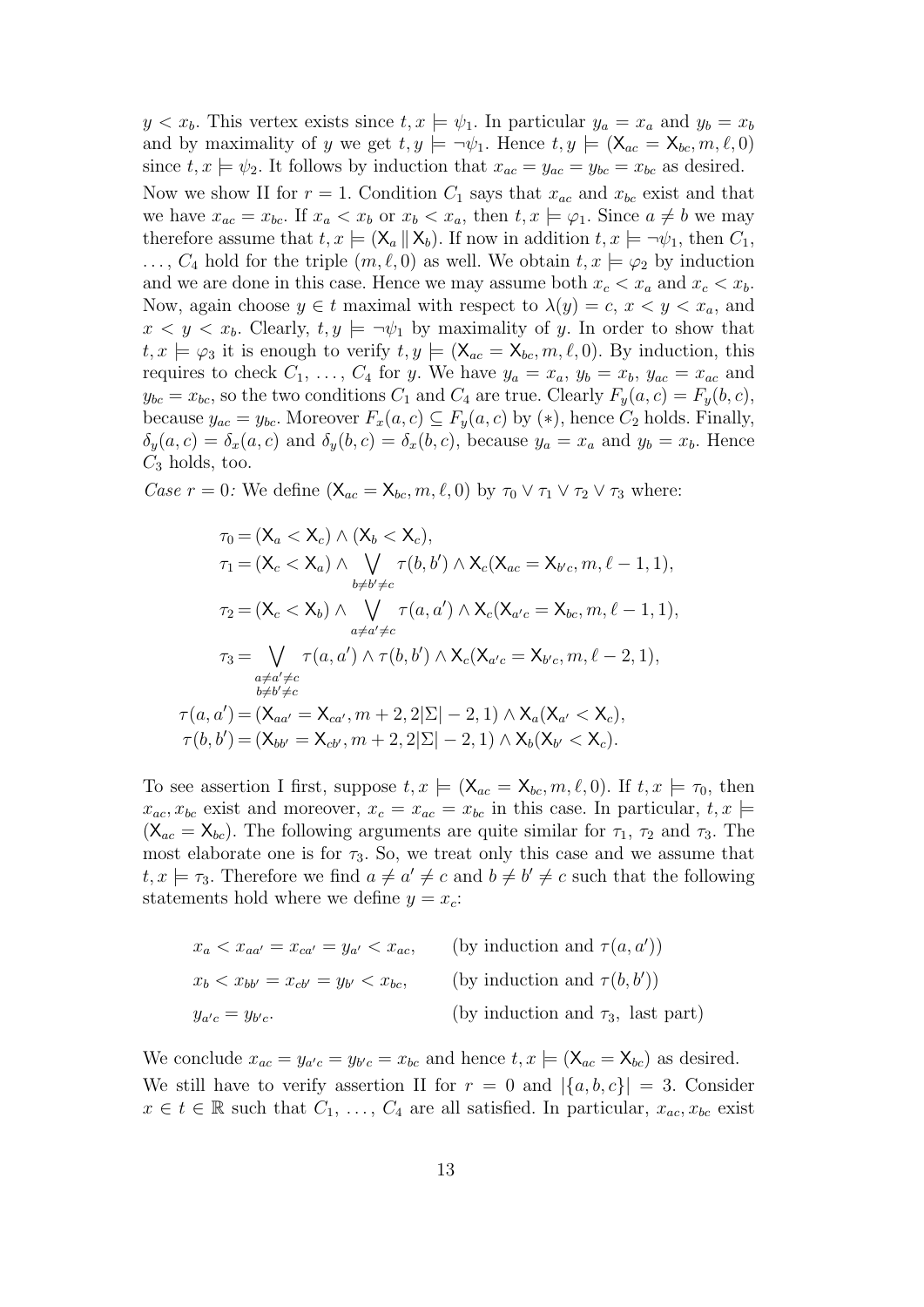$y < x_b$. This vertex exists since $t, x \models \psi_1$. In particular $y_a = x_a$ and $y_b = x_b$ and by maximality of $y$ we get $t, y \models \neg\psi_1$. Hence $t, y \models (\mathsf{X}_{ac} = \mathsf{X}_{bc}, m, \ell, 0)$ since $t, x \models \psi_2$. It follows by induction that $x_{ac} = y_{ac} = y_{bc} = x_{bc}$ as desired.

Now we show II for $r = 1$. Condition $C_1$ says that $x_{ac}$ and $x_{bc}$ exist and that we have $x_{ac} = x_{bc}$. If $x_a < x_b$ or $x_b < x_a$, then $t, x \models \varphi_1$. Since $a \neq b$ we may therefore assume that $t, x \models (\mathsf{X}_a \parallel \mathsf{X}_b)$. If now in addition $t, x \models \neg\psi_1$, then $C_1, \ldots, C_4$ hold for the triple $(m, \ell, 0)$ as well. We obtain $t, x \models \varphi_2$ by induction and we are done in this case. Hence we may assume both $x_c < x_a$ and $x_c < x_b$. Now, again choose $y \in t$ maximal with respect to $\lambda(y) = c$, $x < y < x_a$, and $x < y < x_b$. Clearly, $t, y \models \neg\psi_1$ by maximality of $y$. In order to show that $t, x \models \varphi_3$ it is enough to verify $t, y \models (\mathsf{X}_{ac} = \mathsf{X}_{bc}, m, \ell, 0)$. By induction, this requires to check $C_1, \ldots, C_4$ for $y$. We have $y_a = x_a$, $y_b = x_b$, $y_{ac} = x_{ac}$ and $y_{bc} = x_{bc}$, so the two conditions $C_1$ and $C_4$ are true. Clearly $F_y(a, c) = F_y(b, c)$, because $y_{ac} = y_{bc}$. Moreover $F_x(a, c) \subseteq F_y(a, c)$ by $(*)$, hence $C_2$ holds. Finally, $\delta_y(a, c) = \delta_x(a, c)$ and $\delta_y(b, c) = \delta_x(b, c)$, because $y_a = x_a$ and $y_b = x_b$. Hence $C_3$ holds, too.

*Case $r = 0$:* We define $(\mathsf{X}_{ac} = \mathsf{X}_{bc}, m, \ell, 0)$ by $\tau_0 \vee \tau_1 \vee \tau_2 \vee \tau_3$ where:

$$
\begin{aligned}
\tau_0 &= (\mathsf{X}_a < \mathsf{X}_c) \wedge (\mathsf{X}_b < \mathsf{X}_c),\\
\tau_1 &= (\mathsf{X}_c < \mathsf{X}_a) \wedge \bigvee_{b \neq b' \neq c} \tau(b, b') \wedge \mathsf{X}_c(\mathsf{X}_{ac} = \mathsf{X}_{b'c}, m, \ell - 1, 1),\\
\tau_2 &= (\mathsf{X}_c < \mathsf{X}_b) \wedge \bigvee_{a \neq a' \neq c} \tau(a, a') \wedge \mathsf{X}_c(\mathsf{X}_{a'c} = \mathsf{X}_{bc}, m, \ell - 1, 1),\\
\tau_3 &= \bigvee_{\substack{a \neq a' \neq c\\ b \neq b' \neq c}} \tau(a, a') \wedge \tau(b, b') \wedge \mathsf{X}_c(\mathsf{X}_{a'c} = \mathsf{X}_{b'c}, m, \ell - 2, 1),\\
\tau(a, a') &= (\mathsf{X}_{aa'} = \mathsf{X}_{ca'}, m + 2, 2|\Sigma| - 2, 1) \wedge \mathsf{X}_a(\mathsf{X}_{a'} < \mathsf{X}_c),\\
\tau(b, b') &= (\mathsf{X}_{bb'} = \mathsf{X}_{cb'}, m + 2, 2|\Sigma| - 2, 1) \wedge \mathsf{X}_b(\mathsf{X}_{b'} < \mathsf{X}_c).
\end{aligned}
$$

To see assertion I first, suppose $t, x \models (\mathsf{X}_{ac} = \mathsf{X}_{bc}, m, \ell, 0)$. If $t, x \models \tau_0$, then $x_{ac}, x_{bc}$ exist and moreover, $x_c = x_{ac} = x_{bc}$ in this case. In particular, $t, x \models (\mathsf{X}_{ac} = \mathsf{X}_{bc})$. The following arguments are quite similar for $\tau_1$, $\tau_2$ and $\tau_3$. The most elaborate one is for $\tau_3$. So, we treat only this case and we assume that $t, x \models \tau_3$. Therefore we find $a \neq a' \neq c$ and $b \neq b' \neq c$ such that the following statements hold where we define $y = x_c$:

| | |
|---|---|
| $x_a < x_{aa'} = x_{ca'} = y_{a'} < x_{ac}$, | (by induction and $\tau(a, a')$) |
| $x_b < x_{bb'} = x_{cb'} = y_{b'} < x_{bc}$, | (by induction and $\tau(b, b')$) |
| $y_{a'c} = y_{b'c}$. | (by induction and $\tau_3$, last part) |

We conclude $x_{ac} = y_{a'c} = y_{b'c} = x_{bc}$ and hence $t, x \models (\mathsf{X}_{ac} = \mathsf{X}_{bc})$ as desired.

We still have to verify assertion II for $r = 0$ and $|\{a, b, c\}| = 3$. Consider $x \in t \in \mathbb{R}$ such that $C_1, \ldots, C_4$ are all satisfied. In particular, $x_{ac}, x_{bc}$ exist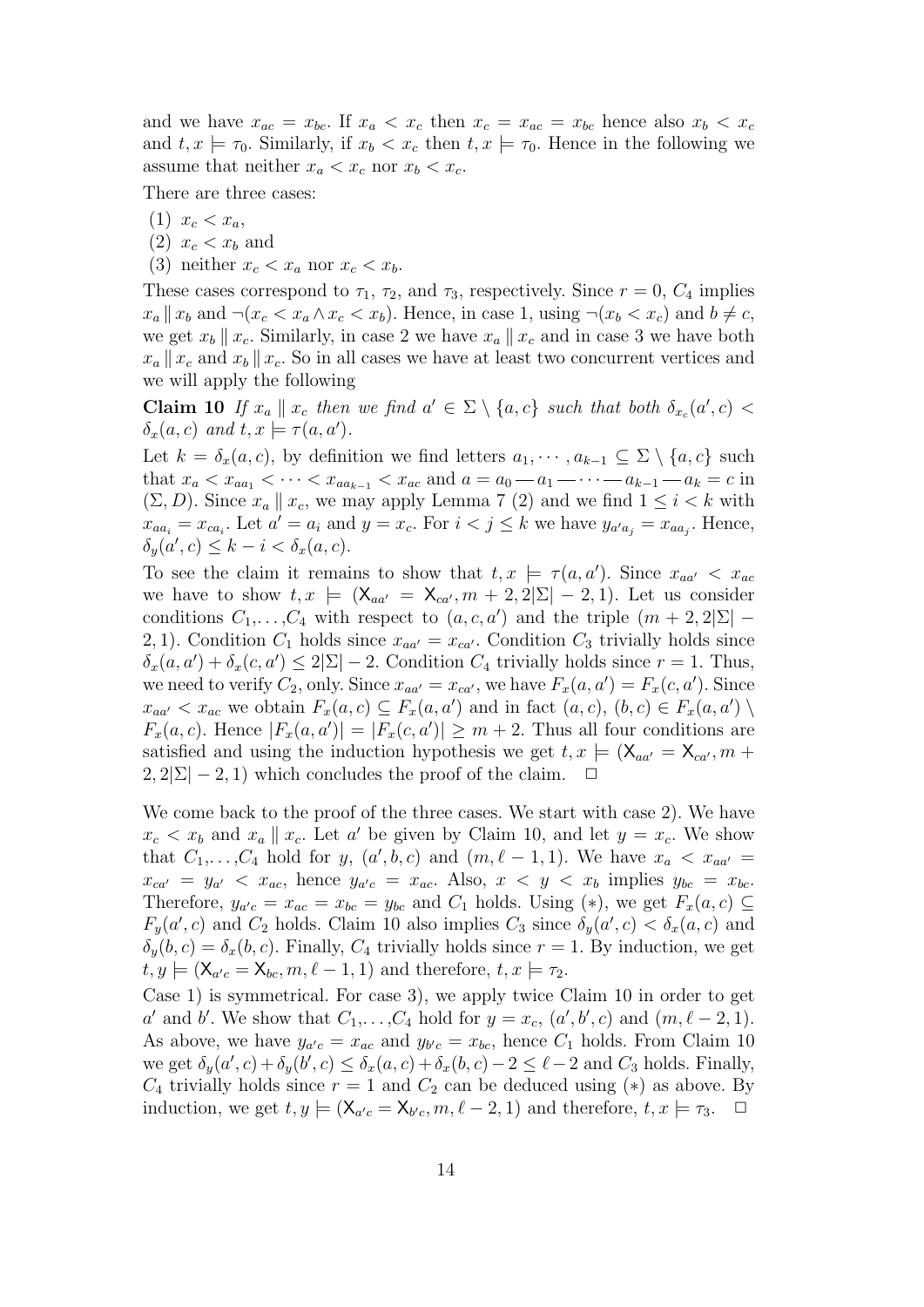and we have $x_{ac} = x_{bc}$. If $x_a < x_c$ then $x_c = x_{ac} = x_{bc}$ hence also $x_b < x_c$ and $t, x \models \tau_0$. Similarly, if $x_b < x_c$ then $t, x \models \tau_0$. Hence in the following we assume that neither $x_a < x_c$ nor $x_b < x_c$.

There are three cases:

(1) $x_c < x_a$,
(2) $x_c < x_b$ and
(3) neither $x_c < x_a$ nor $x_c < x_b$.

These cases correspond to $\tau_1$, $\tau_2$, and $\tau_3$, respectively. Since $r = 0$, $C_4$ implies $x_a \parallel x_b$ and $\neg(x_c < x_a \wedge x_c < x_b)$. Hence, in case 1, using $\neg(x_b < x_c)$ and $b \neq c$, we get $x_b \parallel x_c$. Similarly, in case 2 we have $x_a \parallel x_c$ and in case 3 we have both $x_a \parallel x_c$ and $x_b \parallel x_c$. So in all cases we have at least two concurrent vertices and we will apply the following

**Claim 10** *If $x_a \parallel x_c$ then we find $a' \in \Sigma \setminus \{a, c\}$ such that both $\delta_{x_c}(a', c) < \delta_x(a, c)$ and $t, x \models \tau(a, a')$.*

Let $k = \delta_x(a, c)$, by definition we find letters $a_1, \cdots, a_{k-1} \subseteq \Sigma \setminus \{a, c\}$ such that $x_a < x_{aa_1} < \cdots < x_{aa_{k-1}} < x_{ac}$ and $a = a_0 — a_1 — \cdots — a_{k-1} — a_k = c$ in $(\Sigma, D)$. Since $x_a \parallel x_c$, we may apply Lemma 7 (2) and we find $1 \leq i < k$ with $x_{aa_i} = x_{ca_i}$. Let $a' = a_i$ and $y = x_c$. For $i < j \leq k$ we have $y_{a'a_j} = x_{aa_j}$. Hence, $\delta_y(a', c) \leq k - i < \delta_x(a, c)$.

To see the claim it remains to show that $t, x \models \tau(a, a')$. Since $x_{aa'} < x_{ac}$ we have to show $t, x \models (\mathsf{X}_{aa'} = \mathsf{X}_{ca'}, m + 2, 2|\Sigma| - 2, 1)$. Let us consider conditions $C_1, \ldots, C_4$ with respect to $(a, c, a')$ and the triple $(m + 2, 2|\Sigma| - 2, 1)$. Condition $C_1$ holds since $x_{aa'} = x_{ca'}$. Condition $C_3$ trivially holds since $\delta_x(a, a') + \delta_x(c, a') \leq 2|\Sigma| - 2$. Condition $C_4$ trivially holds since $r = 1$. Thus, we need to verify $C_2$, only. Since $x_{aa'} = x_{ca'}$, we have $F_x(a, a') = F_x(c, a')$. Since $x_{aa'} < x_{ac}$ we obtain $F_x(a, c) \subseteq F_x(a, a')$ and in fact $(a, c), (b, c) \in F_x(a, a') \setminus F_x(a, c)$. Hence $|F_x(a, a')| = |F_x(c, a')| \geq m + 2$. Thus all four conditions are satisfied and using the induction hypothesis we get $t, x \models (\mathsf{X}_{aa'} = \mathsf{X}_{ca'}, m + 2, 2|\Sigma| - 2, 1)$ which concludes the proof of the claim. $\square$

We come back to the proof of the three cases. We start with case 2). We have $x_c < x_b$ and $x_a \parallel x_c$. Let $a'$ be given by Claim 10, and let $y = x_c$. We show that $C_1, \ldots, C_4$ hold for $y$, $(a', b, c)$ and $(m, \ell - 1, 1)$. We have $x_a < x_{aa'} = x_{ca'} = y_{a'} < x_{ac}$, hence $y_{a'c} = x_{ac}$. Also, $x < y < x_b$ implies $y_{bc} = x_{bc}$. Therefore, $y_{a'c} = x_{ac} = x_{bc} = y_{bc}$ and $C_1$ holds. Using $(*)$, we get $F_x(a, c) \subseteq F_y(a', c)$ and $C_2$ holds. Claim 10 also implies $C_3$ since $\delta_y(a', c) < \delta_x(a, c)$ and $\delta_y(b, c) = \delta_x(b, c)$. Finally, $C_4$ trivially holds since $r = 1$. By induction, we get $t, y \models (\mathsf{X}_{a'c} = \mathsf{X}_{bc}, m, \ell - 1, 1)$ and therefore, $t, x \models \tau_2$.

Case 1) is symmetrical. For case 3), we apply twice Claim 10 in order to get $a'$ and $b'$. We show that $C_1, \ldots, C_4$ hold for $y = x_c$, $(a', b', c)$ and $(m, \ell - 2, 1)$. As above, we have $y_{a'c} = x_{ac}$ and $y_{b'c} = x_{bc}$, hence $C_1$ holds. From Claim 10 we get $\delta_y(a', c) + \delta_y(b', c) \leq \delta_x(a, c) + \delta_x(b, c) - 2 \leq \ell - 2$ and $C_3$ holds. Finally, $C_4$ trivially holds since $r = 1$ and $C_2$ can be deduced using $(*)$ as above. By induction, we get $t, y \models (\mathsf{X}_{a'c} = \mathsf{X}_{b'c}, m, \ell - 2, 1)$ and therefore, $t, x \models \tau_3$. $\square$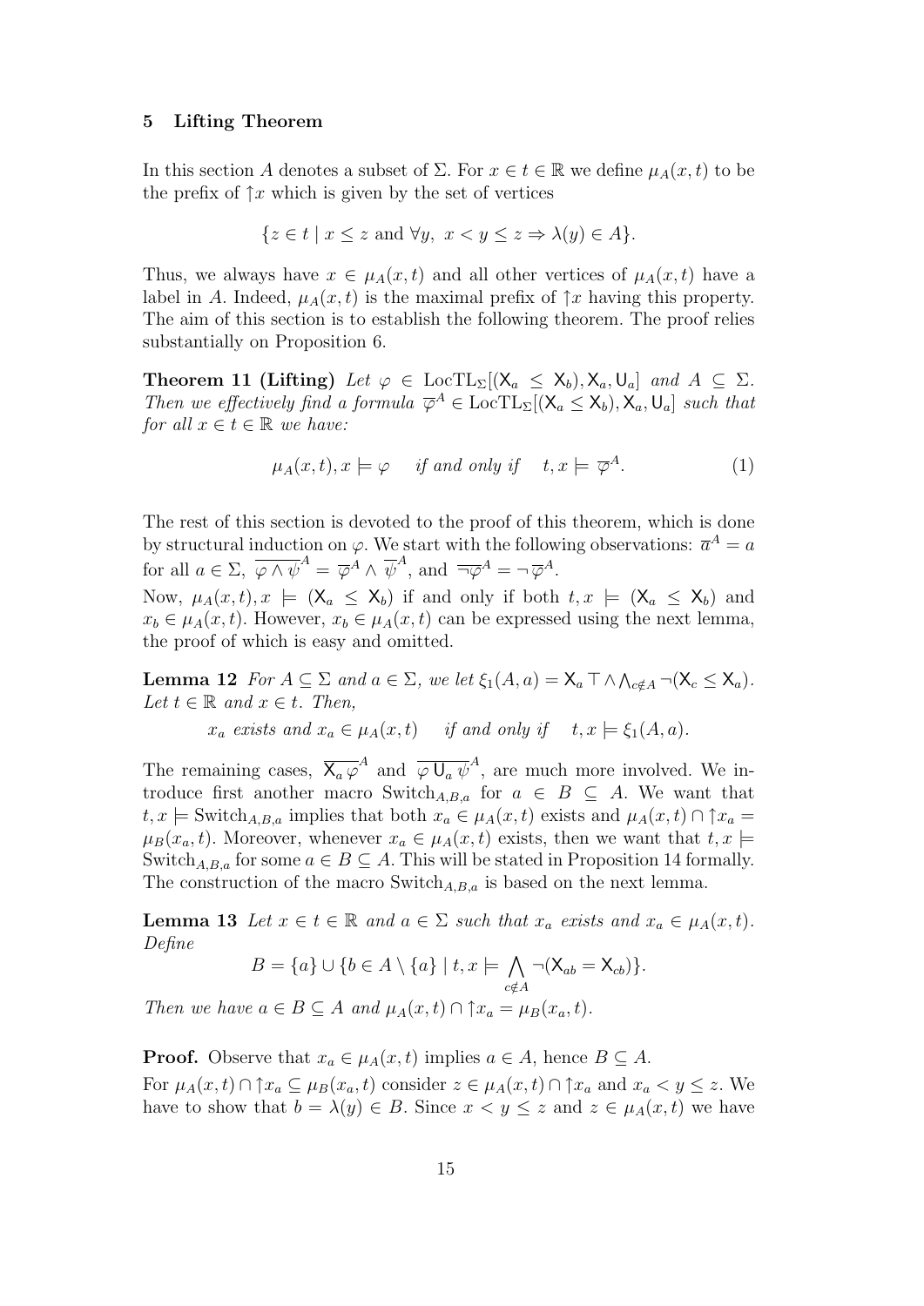## 5 Lifting Theorem

In this section $A$ denotes a subset of $\Sigma$. For $x \in t \in \mathbb{R}$ we define $\mu_A(x,t)$ to be the prefix of $\uparrow x$ which is given by the set of vertices

$$\{z \in t \mid x \le z \text{ and } \forall y,\ x < y \le z \Rightarrow \lambda(y) \in A\}.$$

Thus, we always have $x \in \mu_A(x,t)$ and all other vertices of $\mu_A(x,t)$ have a label in $A$. Indeed, $\mu_A(x,t)$ is the maximal prefix of $\uparrow x$ having this property. The aim of this section is to establish the following theorem. The proof relies substantially on Proposition 6.

**Theorem 11 (Lifting)** *Let $\varphi \in \mathrm{LocTL}_\Sigma[(\mathsf{X}_a \le \mathsf{X}_b), \mathsf{X}_a, \mathsf{U}_a]$ and $A \subseteq \Sigma$. Then we effectively find a formula $\overline{\varphi}^A \in \mathrm{LocTL}_\Sigma[(\mathsf{X}_a \le \mathsf{X}_b), \mathsf{X}_a, \mathsf{U}_a]$ such that for all $x \in t \in \mathbb{R}$ we have:*

$$\mu_A(x,t), x \models \varphi \quad \text{if and only if} \quad t, x \models \overline{\varphi}^A. \tag{1}$$

The rest of this section is devoted to the proof of this theorem, which is done by structural induction on $\varphi$. We start with the following observations: $\overline{a}^A = a$ for all $a \in \Sigma$, $\overline{\varphi \wedge \psi}^A = \overline{\varphi}^A \wedge \overline{\psi}^A$, and $\overline{\neg\varphi}^A = \neg\,\overline{\varphi}^A$.

Now, $\mu_A(x,t), x \models (\mathsf{X}_a \le \mathsf{X}_b)$ if and only if both $t, x \models (\mathsf{X}_a \le \mathsf{X}_b)$ and $x_b \in \mu_A(x,t)$. However, $x_b \in \mu_A(x,t)$ can be expressed using the next lemma, the proof of which is easy and omitted.

**Lemma 12** *For $A \subseteq \Sigma$ and $a \in \Sigma$, we let $\xi_1(A,a) = \mathsf{X}_a \top \wedge \bigwedge_{c \notin A} \neg(\mathsf{X}_c \le \mathsf{X}_a)$. Let $t \in \mathbb{R}$ and $x \in t$. Then,*

$$x_a \text{ exists and } x_a \in \mu_A(x,t) \quad \text{if and only if} \quad t, x \models \xi_1(A,a).$$

The remaining cases, $\overline{\mathsf{X}_a \varphi}^A$ and $\overline{\varphi \,\mathsf{U}_a\, \psi}^A$, are much more involved. We introduce first another macro $\mathrm{Switch}_{A,B,a}$ for $a \in B \subseteq A$. We want that $t, x \models \mathrm{Switch}_{A,B,a}$ implies that both $x_a \in \mu_A(x,t)$ exists and $\mu_A(x,t) \cap \uparrow x_a = \mu_B(x_a,t)$. Moreover, whenever $x_a \in \mu_A(x,t)$ exists, then we want that $t, x \models \mathrm{Switch}_{A,B,a}$ for some $a \in B \subseteq A$. This will be stated in Proposition 14 formally. The construction of the macro $\mathrm{Switch}_{A,B,a}$ is based on the next lemma.

**Lemma 13** *Let $x \in t \in \mathbb{R}$ and $a \in \Sigma$ such that $x_a$ exists and $x_a \in \mu_A(x,t)$. Define*

$$B = \{a\} \cup \{b \in A \setminus \{a\} \mid t, x \models \bigwedge_{c \notin A} \neg(\mathsf{X}_{ab} = \mathsf{X}_{cb})\}.$$

*Then we have $a \in B \subseteq A$ and $\mu_A(x,t) \cap \uparrow x_a = \mu_B(x_a,t)$.*

**Proof.** Observe that $x_a \in \mu_A(x,t)$ implies $a \in A$, hence $B \subseteq A$.

For $\mu_A(x,t) \cap \uparrow x_a \subseteq \mu_B(x_a,t)$ consider $z \in \mu_A(x,t) \cap \uparrow x_a$ and $x_a < y \le z$. We have to show that $b = \lambda(y) \in B$. Since $x < y \le z$ and $z \in \mu_A(x,t)$ we have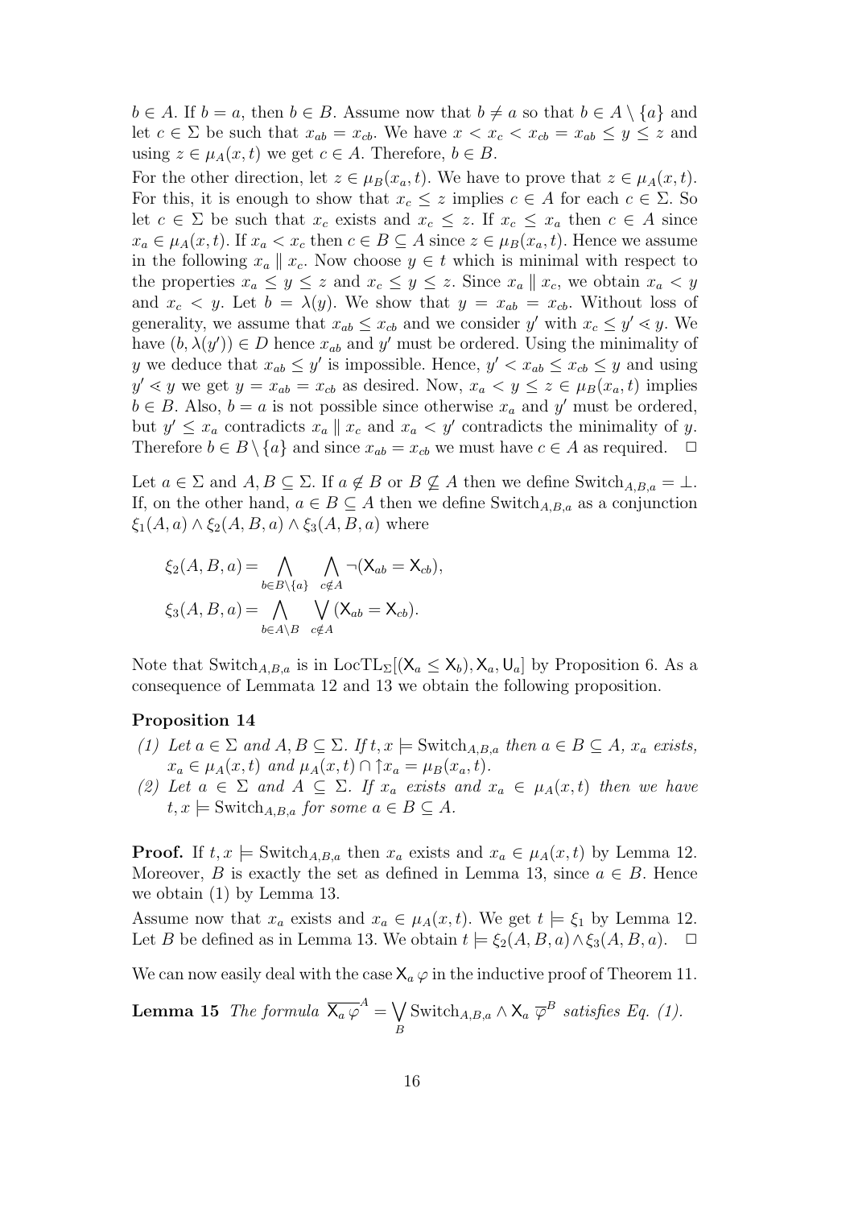$b \in A$. If $b = a$, then $b \in B$. Assume now that $b \neq a$ so that $b \in A \setminus \{a\}$ and let $c \in \Sigma$ be such that $x_{ab} = x_{cb}$. We have $x < x_c < x_{cb} = x_{ab} \leq y \leq z$ and using $z \in \mu_A(x,t)$ we get $c \in A$. Therefore, $b \in B$.

For the other direction, let $z \in \mu_B(x_a, t)$. We have to prove that $z \in \mu_A(x,t)$. For this, it is enough to show that $x_c \leq z$ implies $c \in A$ for each $c \in \Sigma$. So let $c \in \Sigma$ be such that $x_c$ exists and $x_c \leq z$. If $x_c \leq x_a$ then $c \in A$ since $x_a \in \mu_A(x,t)$. If $x_a < x_c$ then $c \in B \subseteq A$ since $z \in \mu_B(x_a,t)$. Hence we assume in the following $x_a \parallel x_c$. Now choose $y \in t$ which is minimal with respect to the properties $x_a \leq y \leq z$ and $x_c \leq y \leq z$. Since $x_a \parallel x_c$, we obtain $x_a < y$ and $x_c < y$. Let $b = \lambda(y)$. We show that $y = x_{ab} = x_{cb}$. Without loss of generality, we assume that $x_{ab} \leq x_{cb}$ and we consider $y'$ with $x_c \leq y' \lessdot y$. We have $(b, \lambda(y')) \in D$ hence $x_{ab}$ and $y'$ must be ordered. Using the minimality of $y$ we deduce that $x_{ab} \leq y'$ is impossible. Hence, $y' < x_{ab} \leq x_{cb} \leq y$ and using $y' \lessdot y$ we get $y = x_{ab} = x_{cb}$ as desired. Now, $x_a < y \leq z \in \mu_B(x_a,t)$ implies $b \in B$. Also, $b = a$ is not possible since otherwise $x_a$ and $y'$ must be ordered, but $y' \leq x_a$ contradicts $x_a \parallel x_c$ and $x_a < y'$ contradicts the minimality of $y$. Therefore $b \in B \setminus \{a\}$ and since $x_{ab} = x_{cb}$ we must have $c \in A$ as required. $\square$

Let $a \in \Sigma$ and $A, B \subseteq \Sigma$. If $a \notin B$ or $B \not\subseteq A$ then we define $\mathrm{Switch}_{A,B,a} = \bot$. If, on the other hand, $a \in B \subseteq A$ then we define $\mathrm{Switch}_{A,B,a}$ as a conjunction $\xi_1(A,a) \wedge \xi_2(A,B,a) \wedge \xi_3(A,B,a)$ where

$$\xi_2(A,B,a) = \bigwedge_{b \in B \setminus \{a\}} \bigwedge_{c \notin A} \neg(\mathsf{X}_{ab} = \mathsf{X}_{cb}),$$

$$\xi_3(A,B,a) = \bigwedge_{b \in A \setminus B} \bigvee_{c \notin A} (\mathsf{X}_{ab} = \mathsf{X}_{cb}).$$

Note that $\mathrm{Switch}_{A,B,a}$ is in $\mathrm{LocTL}_\Sigma[(\mathsf{X}_a \leq \mathsf{X}_b), \mathsf{X}_a, \mathsf{U}_a]$ by Proposition 6. As a consequence of Lemmata 12 and 13 we obtain the following proposition.

**Proposition 14**

*(1) Let $a \in \Sigma$ and $A, B \subseteq \Sigma$. If $t, x \models \mathrm{Switch}_{A,B,a}$ then $a \in B \subseteq A$, $x_a$ exists, $x_a \in \mu_A(x,t)$ and $\mu_A(x,t) \cap {\uparrow} x_a = \mu_B(x_a,t)$.*

*(2) Let $a \in \Sigma$ and $A \subseteq \Sigma$. If $x_a$ exists and $x_a \in \mu_A(x,t)$ then we have $t, x \models \mathrm{Switch}_{A,B,a}$ for some $a \in B \subseteq A$.*

**Proof.** If $t, x \models \mathrm{Switch}_{A,B,a}$ then $x_a$ exists and $x_a \in \mu_A(x,t)$ by Lemma 12. Moreover, $B$ is exactly the set as defined in Lemma 13, since $a \in B$. Hence we obtain (1) by Lemma 13.

Assume now that $x_a$ exists and $x_a \in \mu_A(x,t)$. We get $t \models \xi_1$ by Lemma 12. Let $B$ be defined as in Lemma 13. We obtain $t \models \xi_2(A,B,a) \wedge \xi_3(A,B,a)$. $\square$

We can now easily deal with the case $\mathsf{X}_a\, \varphi$ in the inductive proof of Theorem 11.

**Lemma 15** *The formula $\overline{\mathsf{X}_a\, \varphi}^A = \bigvee_B \mathrm{Switch}_{A,B,a} \wedge \mathsf{X}_a\, \overline{\varphi}^B$ satisfies Eq. (1).*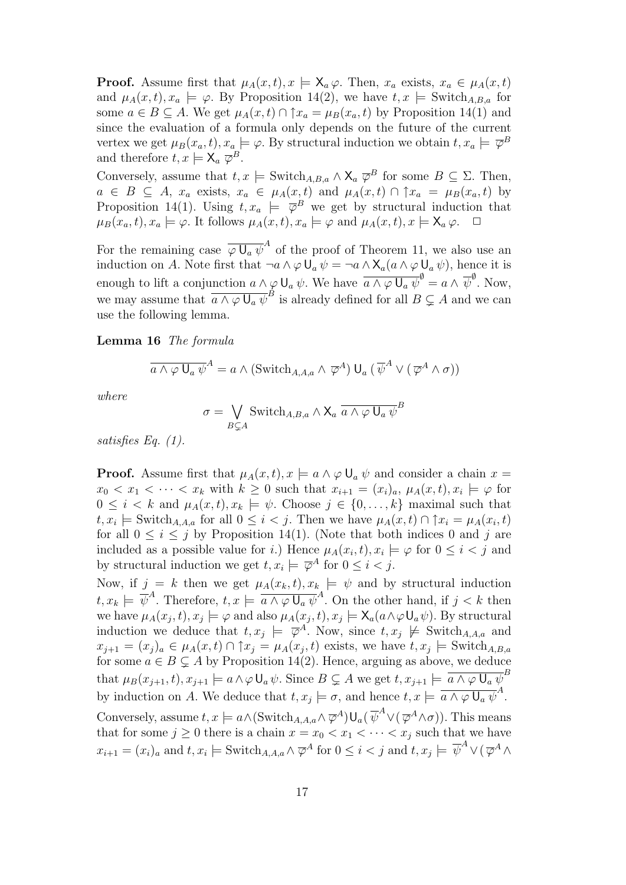**Proof.** Assume first that $\mu_A(x,t), x \models \mathsf{X}_a\,\varphi$. Then, $x_a$ exists, $x_a \in \mu_A(x,t)$ and $\mu_A(x,t), x_a \models \varphi$. By Proposition 14(2), we have $t, x \models \mathrm{Switch}_{A,B,a}$ for some $a \in B \subseteq A$. We get $\mu_A(x,t) \cap {\uparrow} x_a = \mu_B(x_a, t)$ by Proposition 14(1) and since the evaluation of a formula only depends on the future of the current vertex we get $\mu_B(x_a,t), x_a \models \varphi$. By structural induction we obtain $t, x_a \models \overline{\varphi}^B$ and therefore $t, x \models \mathsf{X}_a\,\overline{\varphi}^B$.

Conversely, assume that $t, x \models \mathrm{Switch}_{A,B,a} \wedge \mathsf{X}_a\,\overline{\varphi}^B$ for some $B \subseteq \Sigma$. Then, $a \in B \subseteq A$, $x_a$ exists, $x_a \in \mu_A(x,t)$ and $\mu_A(x,t) \cap {\uparrow} x_a = \mu_B(x_a,t)$ by Proposition 14(1). Using $t, x_a \models \overline{\varphi}^B$ we get by structural induction that $\mu_B(x_a,t), x_a \models \varphi$. It follows $\mu_A(x,t), x_a \models \varphi$ and $\mu_A(x,t), x \models \mathsf{X}_a\,\varphi$. $\square$

For the remaining case $\overline{\varphi \,\mathsf{U}_a\, \psi}^A$ of the proof of Theorem 11, we also use an induction on $A$. Note first that $\neg a \wedge \varphi \,\mathsf{U}_a\, \psi = \neg a \wedge \mathsf{X}_a(a \wedge \varphi \,\mathsf{U}_a\, \psi)$, hence it is enough to lift a conjunction $a \wedge \varphi \,\mathsf{U}_a\, \psi$. We have $\overline{a \wedge \varphi \,\mathsf{U}_a\, \psi}^{\emptyset} = a \wedge \overline{\psi}^{\emptyset}$. Now, we may assume that $\overline{a \wedge \varphi \,\mathsf{U}_a\, \psi}^B$ is already defined for all $B \subsetneq A$ and we can use the following lemma.

**Lemma 16** *The formula*

$$\overline{a \wedge \varphi \,\mathsf{U}_a\, \psi}^A = a \wedge (\mathrm{Switch}_{A,A,a} \wedge \overline{\varphi}^A) \,\mathsf{U}_a\, (\overline{\psi}^A \vee (\overline{\varphi}^A \wedge \sigma))$$

*where*

$$\sigma = \bigvee_{B \subsetneq A} \mathrm{Switch}_{A,B,a} \wedge \mathsf{X}_a\, \overline{a \wedge \varphi \,\mathsf{U}_a\, \psi}^B$$

*satisfies Eq. (1).*

**Proof.** Assume first that $\mu_A(x,t), x \models a \wedge \varphi \,\mathsf{U}_a\, \psi$ and consider a chain $x = x_0 < x_1 < \cdots < x_k$ with $k \geq 0$ such that $x_{i+1} = (x_i)_a$, $\mu_A(x,t), x_i \models \varphi$ for $0 \leq i < k$ and $\mu_A(x,t), x_k \models \psi$. Choose $j \in \{0, \ldots, k\}$ maximal such that $t, x_i \models \mathrm{Switch}_{A,A,a}$ for all $0 \leq i < j$. Then we have $\mu_A(x,t) \cap {\uparrow} x_i = \mu_A(x_i, t)$ for all $0 \leq i \leq j$ by Proposition 14(1). (Note that both indices 0 and $j$ are included as a possible value for $i$.) Hence $\mu_A(x_i,t), x_i \models \varphi$ for $0 \leq i < j$ and by structural induction we get $t, x_i \models \overline{\varphi}^A$ for $0 \leq i < j$.

Now, if $j = k$ then we get $\mu_A(x_k, t), x_k \models \psi$ and by structural induction $t, x_k \models \overline{\psi}^A$. Therefore, $t, x \models \overline{a \wedge \varphi \,\mathsf{U}_a\, \psi}^A$. On the other hand, if $j < k$ then we have $\mu_A(x_j,t), x_j \models \varphi$ and also $\mu_A(x_j,t), x_j \models \mathsf{X}_a(a \wedge \varphi \,\mathsf{U}_a\, \psi)$. By structural induction we deduce that $t, x_j \models \overline{\varphi}^A$. Now, since $t, x_j \not\models \mathrm{Switch}_{A,A,a}$ and $x_{j+1} = (x_j)_a \in \mu_A(x,t) \cap {\uparrow} x_j = \mu_A(x_j,t)$ exists, we have $t, x_j \models \mathrm{Switch}_{A,B,a}$ for some $a \in B \subsetneq A$ by Proposition 14(2). Hence, arguing as above, we deduce that $\mu_B(x_{j+1},t), x_{j+1} \models a \wedge \varphi \,\mathsf{U}_a\, \psi$. Since $B \subsetneq A$ we get $t, x_{j+1} \models \overline{a \wedge \varphi \,\mathsf{U}_a\, \psi}^B$ by induction on $A$. We deduce that $t, x_j \models \sigma$, and hence $t, x \models \overline{a \wedge \varphi \,\mathsf{U}_a\, \psi}^A$.

Conversely, assume $t, x \models a \wedge (\mathrm{Switch}_{A,A,a} \wedge \overline{\varphi}^A) \mathsf{U}_a (\overline{\psi}^A \vee (\overline{\varphi}^A \wedge \sigma))$. This means that for some $j \geq 0$ there is a chain $x = x_0 < x_1 < \cdots < x_j$ such that we have $x_{i+1} = (x_i)_a$ and $t, x_i \models \mathrm{Switch}_{A,A,a} \wedge \overline{\varphi}^A$ for $0 \leq i < j$ and $t, x_j \models \overline{\psi}^A \vee (\overline{\varphi}^A \wedge$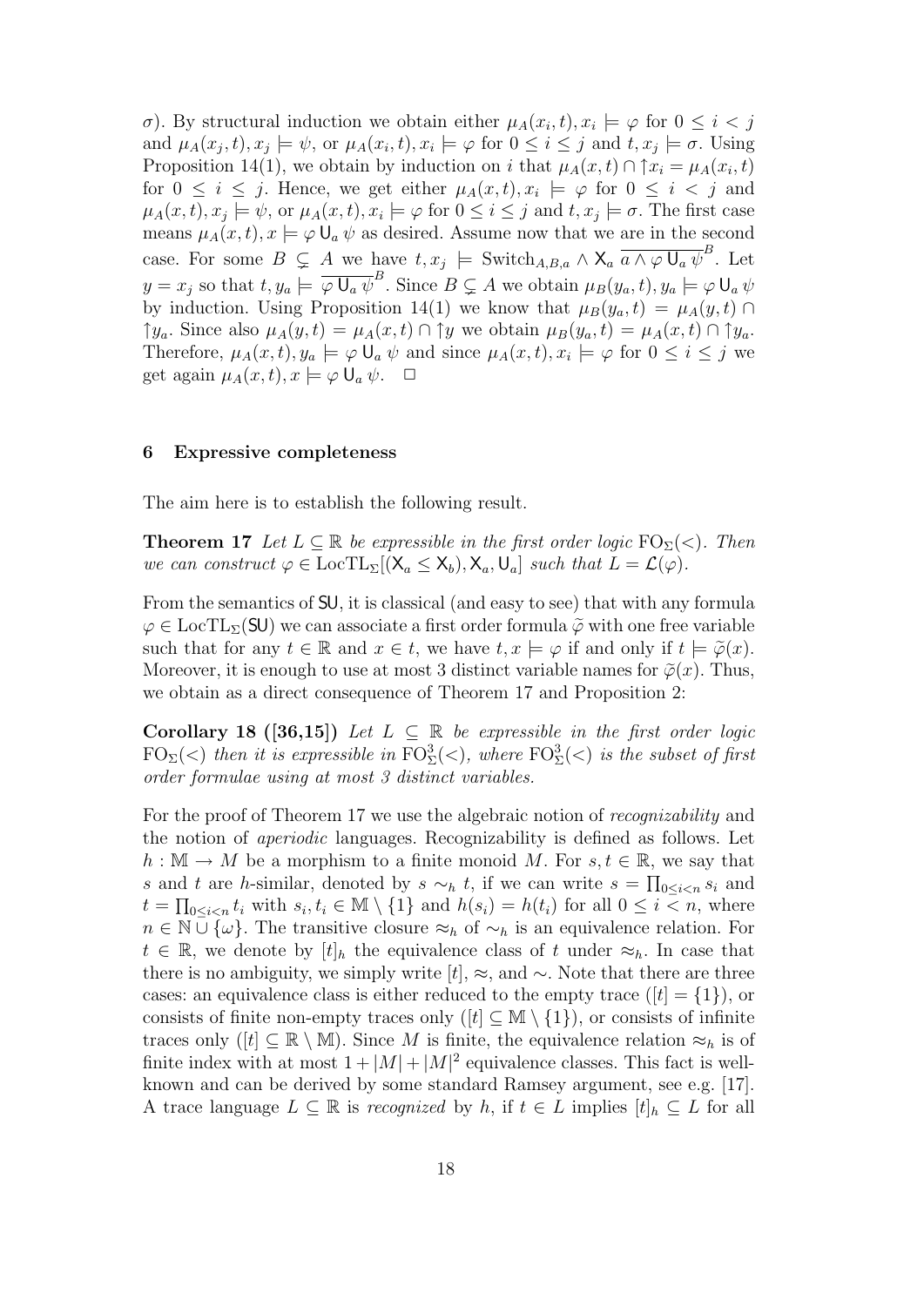$\sigma$). By structural induction we obtain either $\mu_A(x_i,t), x_i \models \varphi$ for $0 \le i < j$ and $\mu_A(x_j,t), x_j \models \psi$, or $\mu_A(x_i,t), x_i \models \varphi$ for $0 \le i \le j$ and $t, x_j \models \sigma$. Using Proposition 14(1), we obtain by induction on $i$ that $\mu_A(x,t) \cap \uparrow x_i = \mu_A(x_i,t)$ for $0 \le i \le j$. Hence, we get either $\mu_A(x,t), x_i \models \varphi$ for $0 \le i < j$ and $\mu_A(x,t), x_j \models \psi$, or $\mu_A(x,t), x_i \models \varphi$ for $0 \le i \le j$ and $t, x_j \models \sigma$. The first case means $\mu_A(x,t), x \models \varphi \mathsf{U}_a \psi$ as desired. Assume now that we are in the second case. For some $B \subsetneq A$ we have $t, x_j \models \mathrm{Switch}_{A,B,a} \wedge \mathsf{X}_a\, \overline{a \wedge \varphi \mathsf{U}_a \psi}^B$. Let $y = x_j$ so that $t, y_a \models \overline{\varphi \mathsf{U}_a \psi}^B$. Since $B \subsetneq A$ we obtain $\mu_B(y_a,t), y_a \models \varphi \mathsf{U}_a \psi$ by induction. Using Proposition 14(1) we know that $\mu_B(y_a,t) = \mu_A(y,t) \cap \uparrow y_a$. Since also $\mu_A(y,t) = \mu_A(x,t) \cap \uparrow y$ we obtain $\mu_B(y_a,t) = \mu_A(x,t) \cap \uparrow y_a$. Therefore, $\mu_A(x,t), y_a \models \varphi \mathsf{U}_a \psi$ and since $\mu_A(x,t), x_i \models \varphi$ for $0 \le i \le j$ we get again $\mu_A(x,t), x \models \varphi \mathsf{U}_a \psi$. $\square$

## 6 Expressive completeness

The aim here is to establish the following result.

**Theorem 17** *Let $L \subseteq \mathbb{R}$ be expressible in the first order logic $\mathrm{FO}_\Sigma(<)$. Then we can construct $\varphi \in \mathrm{LocTL}_\Sigma[(\mathsf{X}_a \le \mathsf{X}_b), \mathsf{X}_a, \mathsf{U}_a]$ such that $L = \mathcal{L}(\varphi)$.*

From the semantics of $\mathsf{SU}$, it is classical (and easy to see) that with any formula $\varphi \in \mathrm{LocTL}_\Sigma(\mathsf{SU})$ we can associate a first order formula $\widetilde{\varphi}$ with one free variable such that for any $t \in \mathbb{R}$ and $x \in t$, we have $t, x \models \varphi$ if and only if $t \models \widetilde{\varphi}(x)$. Moreover, it is enough to use at most 3 distinct variable names for $\widetilde{\varphi}(x)$. Thus, we obtain as a direct consequence of Theorem 17 and Proposition 2:

**Corollary 18 ([36,15])** *Let $L \subseteq \mathbb{R}$ be expressible in the first order logic $\mathrm{FO}_\Sigma(<)$ then it is expressible in $\mathrm{FO}^3_\Sigma(<)$, where $\mathrm{FO}^3_\Sigma(<)$ is the subset of first order formulae using at most 3 distinct variables.*

For the proof of Theorem 17 we use the algebraic notion of *recognizability* and the notion of *aperiodic* languages. Recognizability is defined as follows. Let $h : \mathbb{M} \to M$ be a morphism to a finite monoid $M$. For $s, t \in \mathbb{R}$, we say that $s$ and $t$ are $h$-similar, denoted by $s \sim_h t$, if we can write $s = \prod_{0 \le i < n} s_i$ and $t = \prod_{0 \le i < n} t_i$ with $s_i, t_i \in \mathbb{M} \setminus \{1\}$ and $h(s_i) = h(t_i)$ for all $0 \le i < n$, where $n \in \mathbb{N} \cup \{\omega\}$. The transitive closure $\approx_h$ of $\sim_h$ is an equivalence relation. For $t \in \mathbb{R}$, we denote by $[t]_h$ the equivalence class of $t$ under $\approx_h$. In case that there is no ambiguity, we simply write $[t]$, $\approx$, and $\sim$. Note that there are three cases: an equivalence class is either reduced to the empty trace ($[t] = \{1\}$), or consists of finite non-empty traces only ($[t] \subseteq \mathbb{M} \setminus \{1\}$), or consists of infinite traces only ($[t] \subseteq \mathbb{R} \setminus \mathbb{M}$). Since $M$ is finite, the equivalence relation $\approx_h$ is of finite index with at most $1 + |M| + |M|^2$ equivalence classes. This fact is well-known and can be derived by some standard Ramsey argument, see e.g. [17]. A trace language $L \subseteq \mathbb{R}$ is *recognized* by $h$, if $t \in L$ implies $[t]_h \subseteq L$ for all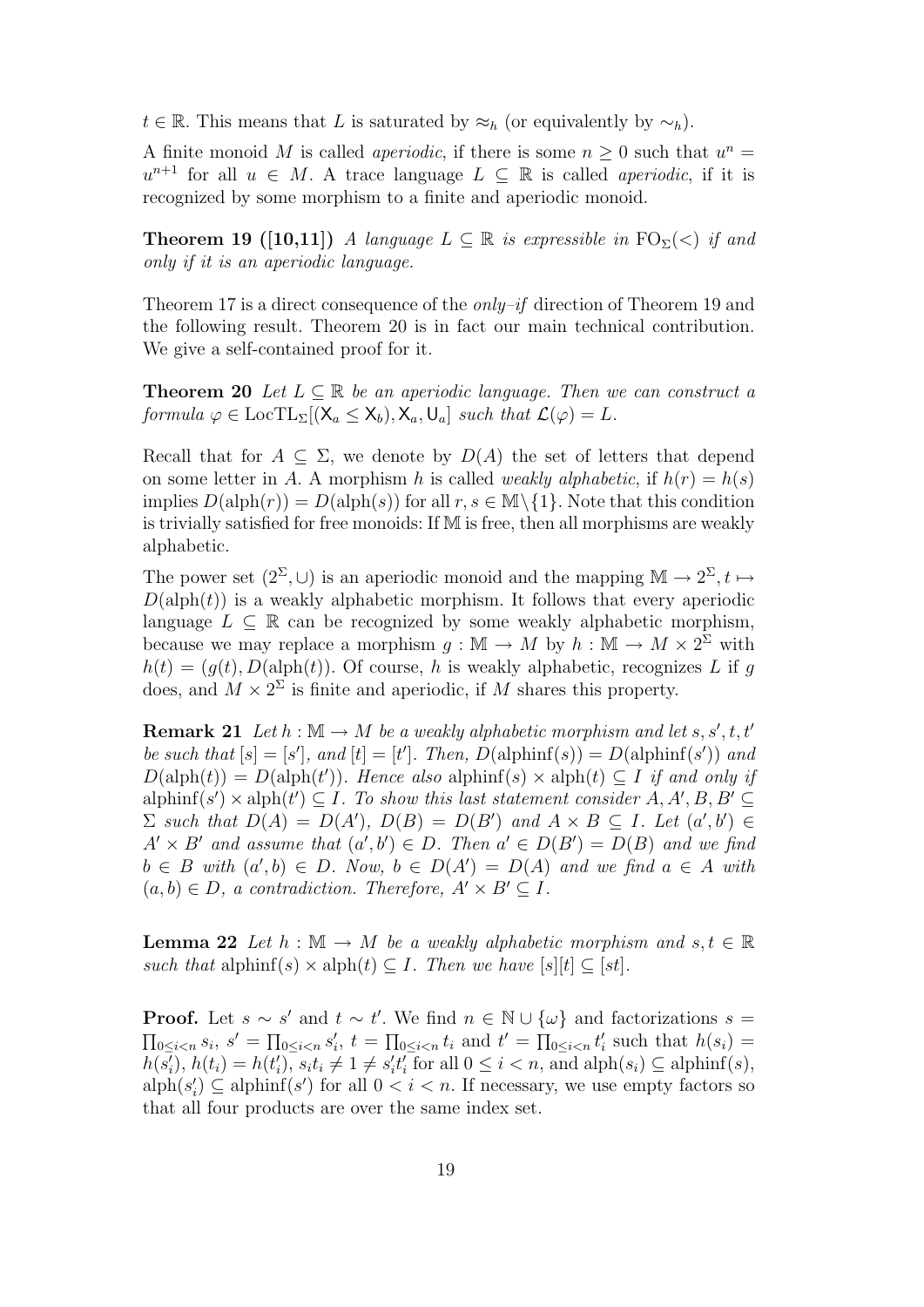$t \in \mathbb{R}$. This means that $L$ is saturated by $\approx_h$ (or equivalently by $\sim_h$).

A finite monoid $M$ is called *aperiodic*, if there is some $n \geq 0$ such that $u^n = u^{n+1}$ for all $u \in M$. A trace language $L \subseteq \mathbb{R}$ is called *aperiodic*, if it is recognized by some morphism to a finite and aperiodic monoid.

**Theorem 19 ([10,11])** *A language $L \subseteq \mathbb{R}$ is expressible in $\mathrm{FO}_\Sigma(<)$ if and only if it is an aperiodic language.*

Theorem 17 is a direct consequence of the *only–if* direction of Theorem 19 and the following result. Theorem 20 is in fact our main technical contribution. We give a self-contained proof for it.

**Theorem 20** *Let $L \subseteq \mathbb{R}$ be an aperiodic language. Then we can construct a formula $\varphi \in \mathrm{LocTL}_\Sigma[(\mathsf{X}_a \leq \mathsf{X}_b), \mathsf{X}_a, \mathsf{U}_a]$ such that $\mathcal{L}(\varphi) = L$.*

Recall that for $A \subseteq \Sigma$, we denote by $D(A)$ the set of letters that depend on some letter in $A$. A morphism $h$ is called *weakly alphabetic*, if $h(r) = h(s)$ implies $D(\mathrm{alph}(r)) = D(\mathrm{alph}(s))$ for all $r, s \in \mathbb{M} \setminus \{1\}$. Note that this condition is trivially satisfied for free monoids: If $\mathbb{M}$ is free, then all morphisms are weakly alphabetic.

The power set $(2^\Sigma, \cup)$ is an aperiodic monoid and the mapping $\mathbb{M} \to 2^\Sigma, t \mapsto D(\mathrm{alph}(t))$ is a weakly alphabetic morphism. It follows that every aperiodic language $L \subseteq \mathbb{R}$ can be recognized by some weakly alphabetic morphism, because we may replace a morphism $g : \mathbb{M} \to M$ by $h : \mathbb{M} \to M \times 2^\Sigma$ with $h(t) = (g(t), D(\mathrm{alph}(t))$. Of course, $h$ is weakly alphabetic, recognizes $L$ if $g$ does, and $M \times 2^\Sigma$ is finite and aperiodic, if $M$ shares this property.

**Remark 21** *Let $h : \mathbb{M} \to M$ be a weakly alphabetic morphism and let $s, s', t, t'$ be such that $[s] = [s']$, and $[t] = [t']$. Then, $D(\mathrm{alphinf}(s)) = D(\mathrm{alphinf}(s'))$ and $D(\mathrm{alph}(t)) = D(\mathrm{alph}(t'))$. Hence also $\mathrm{alphinf}(s) \times \mathrm{alph}(t) \subseteq I$ if and only if $\mathrm{alphinf}(s') \times \mathrm{alph}(t') \subseteq I$. To show this last statement consider $A, A', B, B' \subseteq \Sigma$ such that $D(A) = D(A')$, $D(B) = D(B')$ and $A \times B \subseteq I$. Let $(a', b') \in A' \times B'$ and assume that $(a', b') \in D$. Then $a' \in D(B') = D(B)$ and we find $b \in B$ with $(a', b) \in D$. Now, $b \in D(A') = D(A)$ and we find $a \in A$ with $(a, b) \in D$, a contradiction. Therefore, $A' \times B' \subseteq I$.*

**Lemma 22** *Let $h : \mathbb{M} \to M$ be a weakly alphabetic morphism and $s, t \in \mathbb{R}$ such that $\mathrm{alphinf}(s) \times \mathrm{alph}(t) \subseteq I$. Then we have $[s][t] \subseteq [st]$.*

**Proof.** Let $s \sim s'$ and $t \sim t'$. We find $n \in \mathbb{N} \cup \{\omega\}$ and factorizations $s = \prod_{0 \leq i < n} s_i$, $s' = \prod_{0 \leq i < n} s'_i$, $t = \prod_{0 \leq i < n} t_i$ and $t' = \prod_{0 \leq i < n} t'_i$ such that $h(s_i) = h(s'_i)$, $h(t_i) = h(t'_i)$, $s_i t_i \neq 1 \neq s'_i t'_i$ for all $0 \leq i < n$, and $\mathrm{alph}(s_i) \subseteq \mathrm{alphinf}(s)$, $\mathrm{alph}(s'_i) \subseteq \mathrm{alphinf}(s')$ for all $0 < i < n$. If necessary, we use empty factors so that all four products are over the same index set.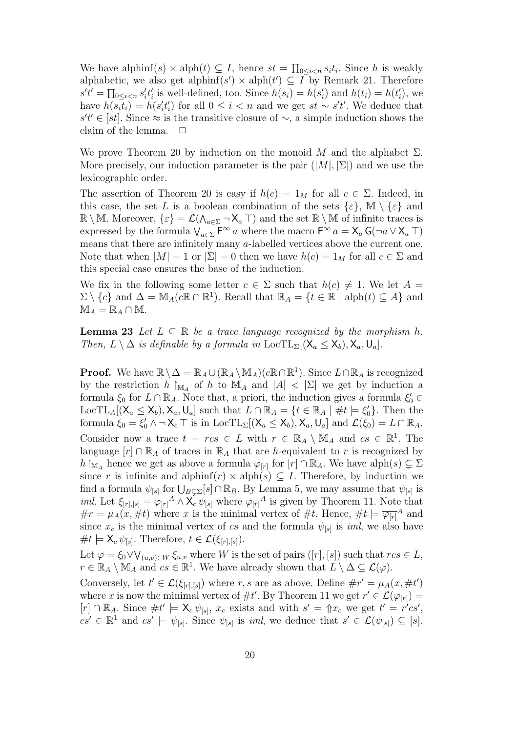We have $\mathrm{alphinf}(s) \times \mathrm{alph}(t) \subseteq I$, hence $st = \prod_{0 \leq i < n} s_i t_i$. Since $h$ is weakly alphabetic, we also get $\mathrm{alphinf}(s') \times \mathrm{alph}(t') \subseteq I$ by Remark 21. Therefore $s't' = \prod_{0 \leq i < n} s'_i t'_i$ is well-defined, too. Since $h(s_i) = h(s'_i)$ and $h(t_i) = h(t'_i)$, we have $h(s_i t_i) = h(s'_i t'_i)$ for all $0 \leq i < n$ and we get $st \sim s't'$. We deduce that $s't' \in [st]$. Since $\approx$ is the transitive closure of $\sim$, a simple induction shows the claim of the lemma. $\square$

We prove Theorem 20 by induction on the monoid $M$ and the alphabet $\Sigma$. More precisely, our induction parameter is the pair $(|M|, |\Sigma|)$ and we use the lexicographic order.

The assertion of Theorem 20 is easy if $h(c) = 1_M$ for all $c \in \Sigma$. Indeed, in this case, the set $L$ is a boolean combination of the sets $\{\varepsilon\}$, $\mathbb{M} \setminus \{\varepsilon\}$ and $\mathbb{R} \setminus \mathbb{M}$. Moreover, $\{\varepsilon\} = \mathcal{L}(\bigwedge_{a \in \Sigma} \neg \mathsf{X}_a \top)$ and the set $\mathbb{R} \setminus \mathbb{M}$ of infinite traces is expressed by the formula $\bigvee_{a \in \Sigma} \mathsf{F}^\infty a$ where the macro $\mathsf{F}^\infty a = \mathsf{X}_a \, \mathsf{G}(\neg a \vee \mathsf{X}_a \top)$ means that there are infinitely many $a$-labelled vertices above the current one. Note that when $|M| = 1$ or $|\Sigma| = 0$ then we have $h(c) = 1_M$ for all $c \in \Sigma$ and this special case ensures the base of the induction.

We fix in the following some letter $c \in \Sigma$ such that $h(c) \neq 1$. We let $A = \Sigma \setminus \{c\}$ and $\Delta = \mathbb{M}_A(c\mathbb{R} \cap \mathbb{R}^1)$. Recall that $\mathbb{R}_A = \{t \in \mathbb{R} \mid \mathrm{alph}(t) \subseteq A\}$ and $\mathbb{M}_A = \mathbb{R}_A \cap \mathbb{M}$.

**Lemma 23** *Let $L \subseteq \mathbb{R}$ be a trace language recognized by the morphism $h$. Then, $L \setminus \Delta$ is definable by a formula in $\mathrm{LocTL}_\Sigma[(\mathsf{X}_a \leq \mathsf{X}_b), \mathsf{X}_a, \mathsf{U}_a]$.*

**Proof.** We have $\mathbb{R} \setminus \Delta = \mathbb{R}_A \cup (\mathbb{R}_A \setminus \mathbb{M}_A)(c\mathbb{R} \cap \mathbb{R}^1)$. Since $L \cap \mathbb{R}_A$ is recognized by the restriction $h \restriction_{\mathbb{M}_A}$ of $h$ to $\mathbb{M}_A$ and $|A| < |\Sigma|$ we get by induction a formula $\xi_0$ for $L \cap \mathbb{R}_A$. Note that, a priori, the induction gives a formula $\xi'_0 \in \mathrm{LocTL}_A[(\mathsf{X}_a \leq \mathsf{X}_b), \mathsf{X}_a, \mathsf{U}_a]$ such that $L \cap \mathbb{R}_A = \{t \in \mathbb{R}_A \mid \#t \models \xi'_0\}$. Then the formula $\xi_0 = \xi'_0 \wedge \neg \mathsf{X}_c \top$ is in $\mathrm{LocTL}_\Sigma[(\mathsf{X}_a \leq \mathsf{X}_b), \mathsf{X}_a, \mathsf{U}_a]$ and $\mathcal{L}(\xi_0) = L \cap \mathbb{R}_A$.

Consider now a trace $t = rcs \in L$ with $r \in \mathbb{R}_A \setminus \mathbb{M}_A$ and $cs \in \mathbb{R}^1$. The language $[r] \cap \mathbb{R}_A$ of traces in $\mathbb{R}_A$ that are $h$-equivalent to $r$ is recognized by $h \restriction_{\mathbb{M}_A}$ hence we get as above a formula $\varphi_{[r]}$ for $[r] \cap \mathbb{R}_A$. We have $\mathrm{alph}(s) \subsetneq \Sigma$ since $r$ is infinite and $\mathrm{alphinf}(r) \times \mathrm{alph}(s) \subseteq I$. Therefore, by induction we find a formula $\psi_{[s]}$ for $\bigcup_{B \subsetneq \Sigma} [s] \cap \mathbb{R}_B$. By Lemma 5, we may assume that $\psi_{[s]}$ is *iml*. Let $\xi_{[r],[s]} = \overline{\varphi_{[r]}}^A \wedge \mathsf{X}_c \, \psi_{[s]}$ where $\overline{\varphi_{[r]}}^A$ is given by Theorem 11. Note that $\#r = \mu_A(x, \#t)$ where $x$ is the minimal vertex of $\#t$. Hence, $\#t \models \overline{\varphi_{[r]}}^A$ and since $x_c$ is the minimal vertex of $cs$ and the formula $\psi_{[s]}$ is *iml*, we also have $\#t \models \mathsf{X}_c \, \psi_{[s]}$. Therefore, $t \in \mathcal{L}(\xi_{[r],[s]})$.

Let $\varphi = \xi_0 \vee \bigvee_{(u,v) \in W} \xi_{u,v}$ where $W$ is the set of pairs $([r],[s])$ such that $rcs \in L$, $r \in \mathbb{R}_A \setminus \mathbb{M}_A$ and $cs \in \mathbb{R}^1$. We have already shown that $L \setminus \Delta \subseteq \mathcal{L}(\varphi)$.

Conversely, let $t' \in \mathcal{L}(\xi_{[r],[s]})$ where $r, s$ are as above. Define $\#r' = \mu_A(x, \#t')$ where $x$ is now the minimal vertex of $\#t'$. By Theorem 11 we get $r' \in \mathcal{L}(\varphi_{[r]}) = [r] \cap \mathbb{R}_A$. Since $\#t' \models \mathsf{X}_c \, \psi_{[s]}$, $x_c$ exists and with $s' = \Uparrow x_c$ we get $t' = r'cs'$, $cs' \in \mathbb{R}^1$ and $cs' \models \psi_{[s]}$. Since $\psi_{[s]}$ is *iml*, we deduce that $s' \in \mathcal{L}(\psi_{[s]}) \subseteq [s]$.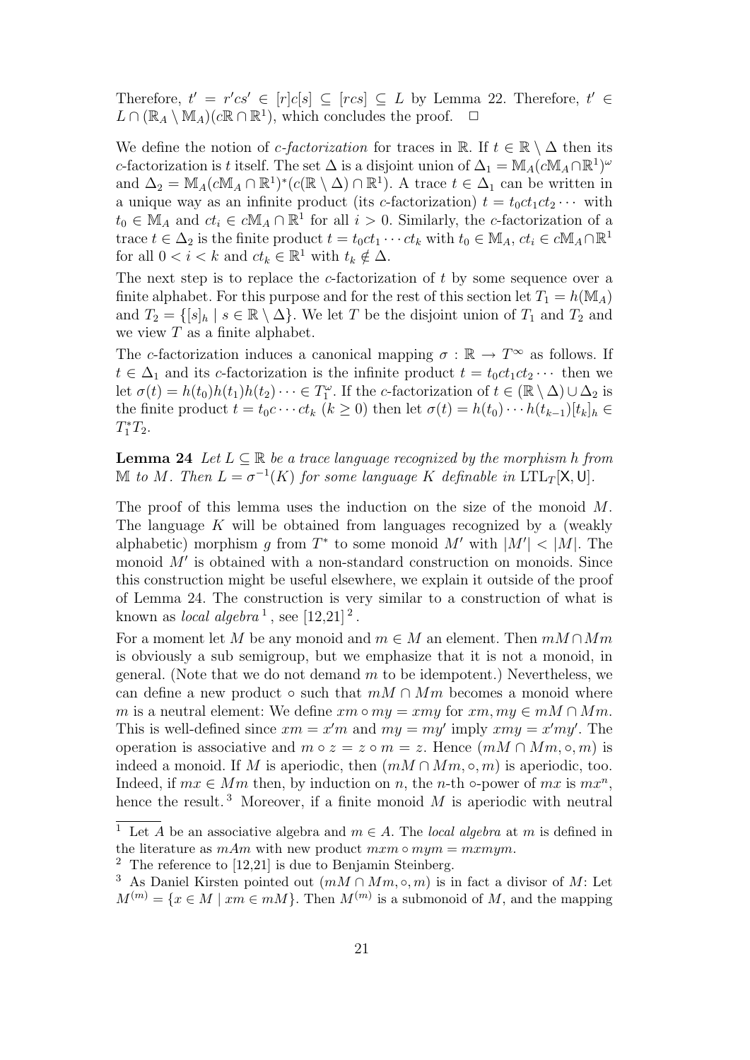Therefore, $t' = r'cs' \in [r]c[s] \subseteq [rcs] \subseteq L$ by Lemma 22. Therefore, $t' \in L \cap (\mathbb{R}_A \setminus \mathbb{M}_A)(c\mathbb{R} \cap \mathbb{R}^1)$, which concludes the proof. $\square$

We define the notion of *c-factorization* for traces in $\mathbb{R}$. If $t \in \mathbb{R} \setminus \Delta$ then its $c$-factorization is $t$ itself. The set $\Delta$ is a disjoint union of $\Delta_1 = \mathbb{M}_A(c\mathbb{M}_A \cap \mathbb{R}^1)^\omega$ and $\Delta_2 = \mathbb{M}_A(c\mathbb{M}_A \cap \mathbb{R}^1)^*(c(\mathbb{R} \setminus \Delta) \cap \mathbb{R}^1)$. A trace $t \in \Delta_1$ can be written in a unique way as an infinite product (its $c$-factorization) $t = t_0ct_1ct_2 \cdots$ with $t_0 \in \mathbb{M}_A$ and $ct_i \in c\mathbb{M}_A \cap \mathbb{R}^1$ for all $i > 0$. Similarly, the $c$-factorization of a trace $t \in \Delta_2$ is the finite product $t = t_0ct_1 \cdots ct_k$ with $t_0 \in \mathbb{M}_A$, $ct_i \in c\mathbb{M}_A \cap \mathbb{R}^1$ for all $0 < i < k$ and $ct_k \in \mathbb{R}^1$ with $t_k \notin \Delta$.

The next step is to replace the $c$-factorization of $t$ by some sequence over a finite alphabet. For this purpose and for the rest of this section let $T_1 = h(\mathbb{M}_A)$ and $T_2 = \{[s]_h \mid s \in \mathbb{R} \setminus \Delta\}$. We let $T$ be the disjoint union of $T_1$ and $T_2$ and we view $T$ as a finite alphabet.

The $c$-factorization induces a canonical mapping $\sigma : \mathbb{R} \to T^\infty$ as follows. If $t \in \Delta_1$ and its $c$-factorization is the infinite product $t = t_0ct_1ct_2 \cdots$ then we let $\sigma(t) = h(t_0)h(t_1)h(t_2) \cdots \in T_1^\omega$. If the $c$-factorization of $t \in (\mathbb{R} \setminus \Delta) \cup \Delta_2$ is the finite product $t = t_0c \cdots ct_k$ ($k \geq 0$) then let $\sigma(t) = h(t_0) \cdots h(t_{k-1})[t_k]_h \in T_1^*T_2$.

**Lemma 24** *Let $L \subseteq \mathbb{R}$ be a trace language recognized by the morphism $h$ from $\mathbb{M}$ to $M$. Then $L = \sigma^{-1}(K)$ for some language $K$ definable in $\mathrm{LTL}_T[\mathsf{X}, \mathsf{U}]$.*

The proof of this lemma uses the induction on the size of the monoid $M$. The language $K$ will be obtained from languages recognized by a (weakly alphabetic) morphism $g$ from $T^*$ to some monoid $M'$ with $|M'| < |M|$. The monoid $M'$ is obtained with a non-standard construction on monoids. Since this construction might be useful elsewhere, we explain it outside of the proof of Lemma 24. The construction is very similar to a construction of what is known as *local algebra* [1], see [12,21] [2].

For a moment let $M$ be any monoid and $m \in M$ an element. Then $mM \cap Mm$ is obviously a sub semigroup, but we emphasize that it is not a monoid, in general. (Note that we do not demand $m$ to be idempotent.) Nevertheless, we can define a new product $\circ$ such that $mM \cap Mm$ becomes a monoid where $m$ is a neutral element: We define $xm \circ my = xmy$ for $xm, my \in mM \cap Mm$. This is well-defined since $xm = x'm$ and $my = my'$ imply $xmy = x'my'$. The operation is associative and $m \circ z = z \circ m = z$. Hence $(mM \cap Mm, \circ, m)$ is indeed a monoid. If $M$ is aperiodic, then $(mM \cap Mm, \circ, m)$ is aperiodic, too. Indeed, if $mx \in Mm$ then, by induction on $n$, the $n$-th $\circ$-power of $mx$ is $mx^n$, hence the result. [3] Moreover, if a finite monoid $M$ is aperiodic with neutral

---

[1] Let $A$ be an associative algebra and $m \in A$. The *local algebra* at $m$ is defined in the literature as $mAm$ with new product $mxm \circ mym = mxmym$.

[2] The reference to [12,21] is due to Benjamin Steinberg.

[3] As Daniel Kirsten pointed out $(mM \cap Mm, \circ, m)$ is in fact a divisor of $M$: Let $M^{(m)} = \{x \in M \mid xm \in mM\}$. Then $M^{(m)}$ is a submonoid of $M$, and the mapping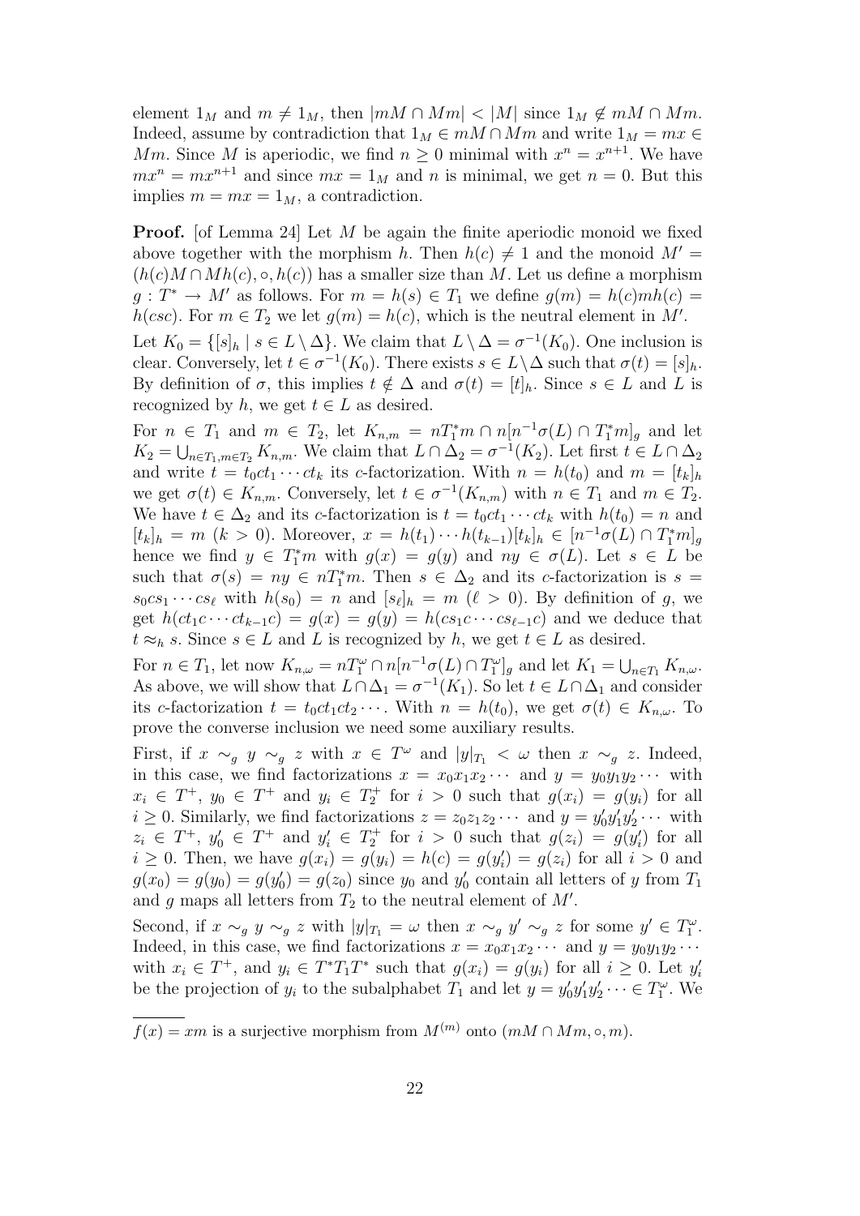element $1_M$ and $m \neq 1_M$, then $|mM \cap Mm| < |M|$ since $1_M \notin mM \cap Mm$. Indeed, assume by contradiction that $1_M \in mM \cap Mm$ and write $1_M = mx \in Mm$. Since $M$ is aperiodic, we find $n \geq 0$ minimal with $x^n = x^{n+1}$. We have $mx^n = mx^{n+1}$ and since $mx = 1_M$ and $n$ is minimal, we get $n = 0$. But this implies $m = mx = 1_M$, a contradiction.

**Proof.** [of Lemma 24] Let $M$ be again the finite aperiodic monoid we fixed above together with the morphism $h$. Then $h(c) \neq 1$ and the monoid $M' = (h(c)M \cap Mh(c), \circ, h(c))$ has a smaller size than $M$. Let us define a morphism $g : T^* \to M'$ as follows. For $m = h(s) \in T_1$ we define $g(m) = h(c)mh(c) = h(csc)$. For $m \in T_2$ we let $g(m) = h(c)$, which is the neutral element in $M'$.

Let $K_0 = \{[s]_h \mid s \in L \setminus \Delta\}$. We claim that $L \setminus \Delta = \sigma^{-1}(K_0)$. One inclusion is clear. Conversely, let $t \in \sigma^{-1}(K_0)$. There exists $s \in L \setminus \Delta$ such that $\sigma(t) = [s]_h$. By definition of $\sigma$, this implies $t \notin \Delta$ and $\sigma(t) = [t]_h$. Since $s \in L$ and $L$ is recognized by $h$, we get $t \in L$ as desired.

For $n \in T_1$ and $m \in T_2$, let $K_{n,m} = nT_1^*m \cap n[n^{-1}\sigma(L) \cap T_1^*m]_g$ and let $K_2 = \bigcup_{n \in T_1, m \in T_2} K_{n,m}$. We claim that $L \cap \Delta_2 = \sigma^{-1}(K_2)$. Let first $t \in L \cap \Delta_2$ and write $t = t_0ct_1 \cdots ct_k$ its $c$-factorization. With $n = h(t_0)$ and $m = [t_k]_h$ we get $\sigma(t) \in K_{n,m}$. Conversely, let $t \in \sigma^{-1}(K_{n,m})$ with $n \in T_1$ and $m \in T_2$. We have $t \in \Delta_2$ and its $c$-factorization is $t = t_0ct_1 \cdots ct_k$ with $h(t_0) = n$ and $[t_k]_h = m$ ($k > 0$). Moreover, $x = h(t_1) \cdots h(t_{k-1})[t_k]_h \in [n^{-1}\sigma(L) \cap T_1^*m]_g$ hence we find $y \in T_1^*m$ with $g(x) = g(y)$ and $ny \in \sigma(L)$. Let $s \in L$ be such that $\sigma(s) = ny \in nT_1^*m$. Then $s \in \Delta_2$ and its $c$-factorization is $s = s_0cs_1 \cdots cs_\ell$ with $h(s_0) = n$ and $[s_\ell]_h = m$ ($\ell > 0$). By definition of $g$, we get $h(ct_1c \cdots ct_{k-1}c) = g(x) = g(y) = h(cs_1c \cdots cs_{\ell-1}c)$ and we deduce that $t \approx_h s$. Since $s \in L$ and $L$ is recognized by $h$, we get $t \in L$ as desired.

For $n \in T_1$, let now $K_{n,\omega} = nT_1^\omega \cap n[n^{-1}\sigma(L) \cap T_1^\omega]_g$ and let $K_1 = \bigcup_{n \in T_1} K_{n,\omega}$. As above, we will show that $L \cap \Delta_1 = \sigma^{-1}(K_1)$. So let $t \in L \cap \Delta_1$ and consider its $c$-factorization $t = t_0ct_1ct_2 \cdots$. With $n = h(t_0)$, we get $\sigma(t) \in K_{n,\omega}$. To prove the converse inclusion we need some auxiliary results.

First, if $x \sim_g y \sim_g z$ with $x \in T^\omega$ and $|y|_{T_1} < \omega$ then $x \sim_g z$. Indeed, in this case, we find factorizations $x = x_0x_1x_2 \cdots$ and $y = y_0y_1y_2 \cdots$ with $x_i \in T^+$, $y_0 \in T^+$ and $y_i \in T_2^+$ for $i > 0$ such that $g(x_i) = g(y_i)$ for all $i \geq 0$. Similarly, we find factorizations $z = z_0z_1z_2 \cdots$ and $y = y_0'y_1'y_2' \cdots$ with $z_i \in T^+$, $y_0' \in T^+$ and $y_i' \in T_2^+$ for $i > 0$ such that $g(z_i) = g(y_i')$ for all $i \geq 0$. Then, we have $g(x_i) = g(y_i) = h(c) = g(y_i') = g(z_i)$ for all $i > 0$ and $g(x_0) = g(y_0) = g(y_0') = g(z_0)$ since $y_0$ and $y_0'$ contain all letters of $y$ from $T_1$ and $g$ maps all letters from $T_2$ to the neutral element of $M'$.

Second, if $x \sim_g y \sim_g z$ with $|y|_{T_1} = \omega$ then $x \sim_g y' \sim_g z$ for some $y' \in T_1^\omega$. Indeed, in this case, we find factorizations $x = x_0x_1x_2 \cdots$ and $y = y_0y_1y_2 \cdots$ with $x_i \in T^+$, and $y_i \in T^*T_1T^*$ such that $g(x_i) = g(y_i)$ for all $i \geq 0$. Let $y_i'$ be the projection of $y_i$ to the subalphabet $T_1$ and let $y = y_0'y_1'y_2' \cdots \in T_1^\omega$. We

$f(x) = xm$ is a surjective morphism from $M^{(m)}$ onto $(mM \cap Mm, \circ, m)$.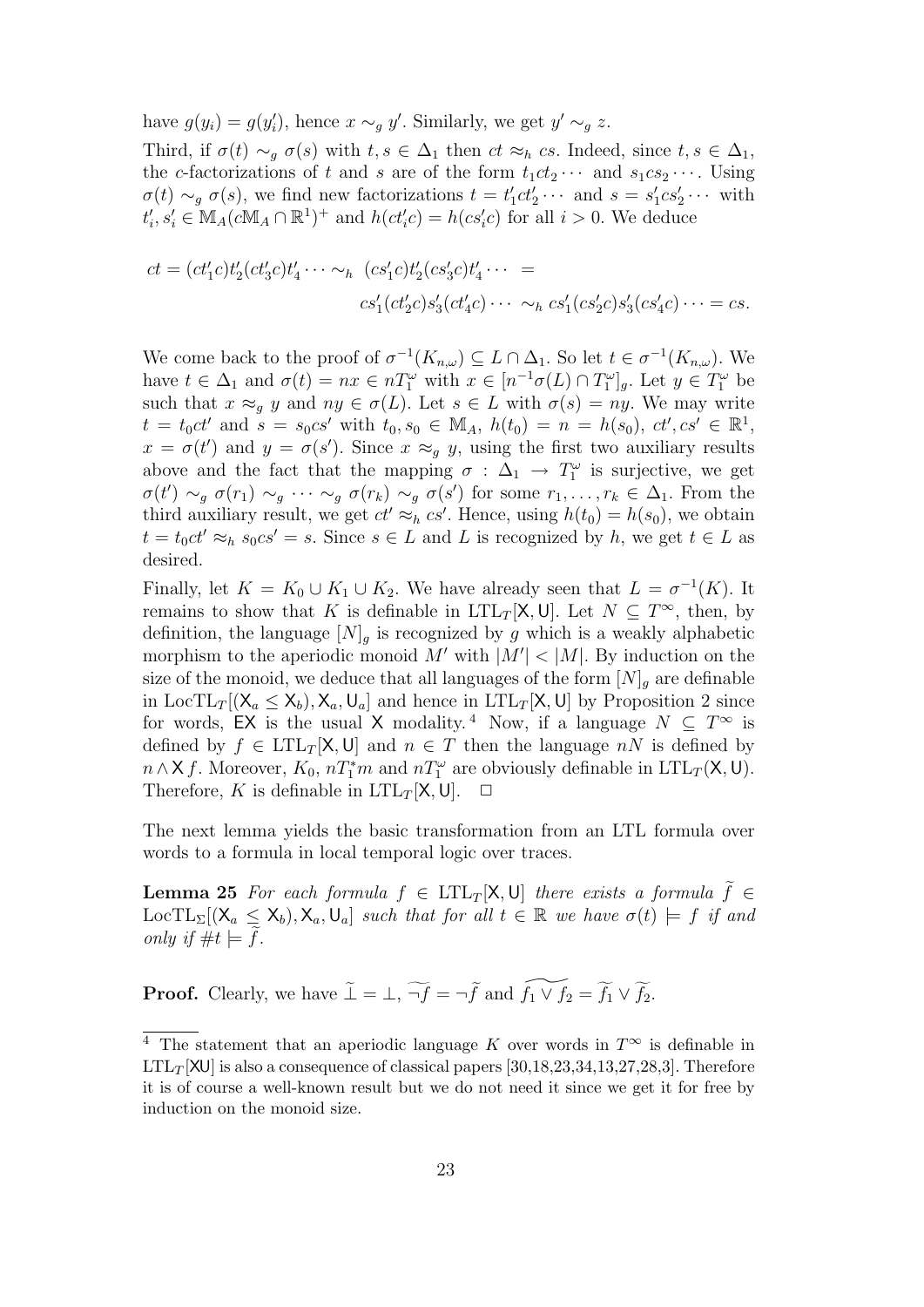have $g(y_i) = g(y'_i)$, hence $x \sim_g y'$. Similarly, we get $y' \sim_g z$.

Third, if $\sigma(t) \sim_g \sigma(s)$ with $t, s \in \Delta_1$ then $ct \approx_h cs$. Indeed, since $t, s \in \Delta_1$, the $c$-factorizations of $t$ and $s$ are of the form $t_1 c t_2 \cdots$ and $s_1 c s_2 \cdots$. Using $\sigma(t) \sim_g \sigma(s)$, we find new factorizations $t = t'_1 c t'_2 \cdots$ and $s = s'_1 c s'_2 \cdots$ with $t'_i, s'_i \in \mathbb{M}_A(c\mathbb{M}_A \cap \mathbb{R}^1)^+$ and $h(ct'_ic) = h(cs'_ic)$ for all $i > 0$. We deduce

$$ct = (ct'_1c)t'_2(ct'_3c)t'_4 \cdots \sim_h (cs'_1c)t'_2(cs'_3c)t'_4 \cdots =$$
$$cs'_1(ct'_2c)s'_3(ct'_4c) \cdots \sim_h cs'_1(cs'_2c)s'_3(cs'_4c) \cdots = cs.$$

We come back to the proof of $\sigma^{-1}(K_{n,\omega}) \subseteq L \cap \Delta_1$. So let $t \in \sigma^{-1}(K_{n,\omega})$. We have $t \in \Delta_1$ and $\sigma(t) = nx \in nT_1^\omega$ with $x \in [n^{-1}\sigma(L) \cap T_1^\omega]_g$. Let $y \in T_1^\omega$ be such that $x \approx_g y$ and $ny \in \sigma(L)$. Let $s \in L$ with $\sigma(s) = ny$. We may write $t = t_0ct'$ and $s = s_0cs'$ with $t_0, s_0 \in \mathbb{M}_A$, $h(t_0) = n = h(s_0)$, $ct', cs' \in \mathbb{R}^1$, $x = \sigma(t')$ and $y = \sigma(s')$. Since $x \approx_g y$, using the first two auxiliary results above and the fact that the mapping $\sigma : \Delta_1 \to T_1^\omega$ is surjective, we get $\sigma(t') \sim_g \sigma(r_1) \sim_g \cdots \sim_g \sigma(r_k) \sim_g \sigma(s')$ for some $r_1, \ldots, r_k \in \Delta_1$. From the third auxiliary result, we get $ct' \approx_h cs'$. Hence, using $h(t_0) = h(s_0)$, we obtain $t = t_0ct' \approx_h s_0cs' = s$. Since $s \in L$ and $L$ is recognized by $h$, we get $t \in L$ as desired.

Finally, let $K = K_0 \cup K_1 \cup K_2$. We have already seen that $L = \sigma^{-1}(K)$. It remains to show that $K$ is definable in $\mathrm{LTL}_T[\mathsf{X}, \mathsf{U}]$. Let $N \subseteq T^\infty$, then, by definition, the language $[N]_g$ is recognized by $g$ which is a weakly alphabetic morphism to the aperiodic monoid $M'$ with $|M'| < |M|$. By induction on the size of the monoid, we deduce that all languages of the form $[N]_g$ are definable in $\mathrm{LocTL}_T[(\mathsf{X}_a \leq \mathsf{X}_b), \mathsf{X}_a, \mathsf{U}_a]$ and hence in $\mathrm{LTL}_T[\mathsf{X}, \mathsf{U}]$ by Proposition 2 since for words, $\mathsf{EX}$ is the usual $\mathsf{X}$ modality.[4] Now, if a language $N \subseteq T^\infty$ is defined by $f \in \mathrm{LTL}_T[\mathsf{X}, \mathsf{U}]$ and $n \in T$ then the language $nN$ is defined by $n \wedge \mathsf{X}\, f$. Moreover, $K_0$, $nT_1^*m$ and $nT_1^\omega$ are obviously definable in $\mathrm{LTL}_T(\mathsf{X}, \mathsf{U})$. Therefore, $K$ is definable in $\mathrm{LTL}_T[\mathsf{X}, \mathsf{U}]$. $\square$

The next lemma yields the basic transformation from an LTL formula over words to a formula in local temporal logic over traces.

**Lemma 25** *For each formula $f \in \mathrm{LTL}_T[\mathsf{X}, \mathsf{U}]$ there exists a formula $\widetilde{f} \in \mathrm{LocTL}_\Sigma[(\mathsf{X}_a \leq \mathsf{X}_b), \mathsf{X}_a, \mathsf{U}_a]$ such that for all $t \in \mathbb{R}$ we have $\sigma(t) \models f$ if and only if $\#t \models \widetilde{f}$.*

**Proof.** Clearly, we have $\widetilde{\bot} = \bot$, $\widetilde{\neg f} = \neg \widetilde{f}$ and $\widetilde{f_1 \vee f_2} = \widetilde{f_1} \vee \widetilde{f_2}$.

---

[4] The statement that an aperiodic language $K$ over words in $T^\infty$ is definable in $\mathrm{LTL}_T[\mathsf{XU}]$ is also a consequence of classical papers [30,18,23,34,13,27,28,3]. Therefore it is of course a well-known result but we do not need it since we get it for free by induction on the monoid size.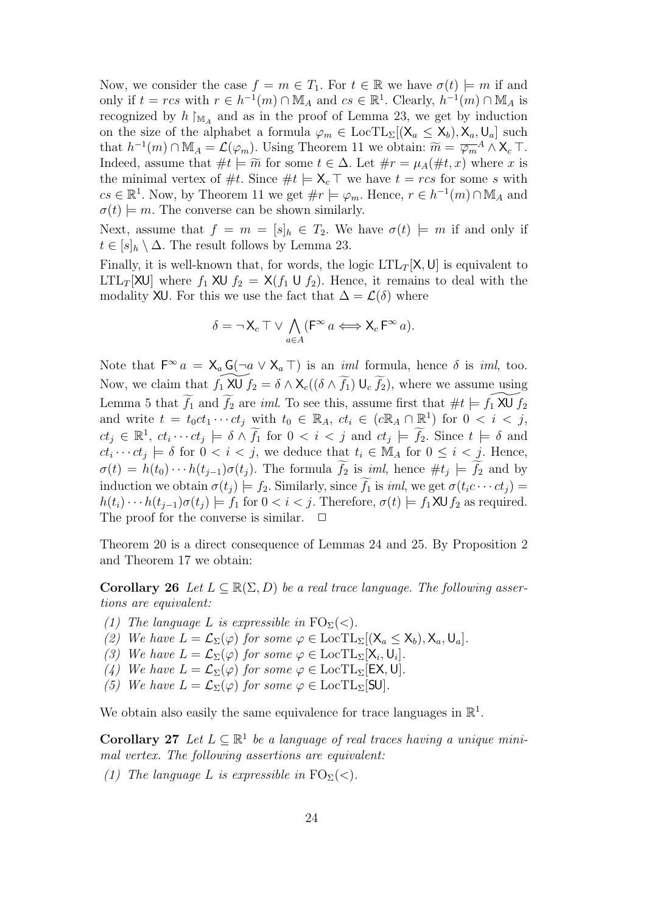Now, we consider the case $f = m \in T_1$. For $t \in \mathbb{R}$ we have $\sigma(t) \models m$ if and only if $t = rcs$ with $r \in h^{-1}(m) \cap \mathbb{M}_A$ and $cs \in \mathbb{R}^1$. Clearly, $h^{-1}(m) \cap \mathbb{M}_A$ is recognized by $h \restriction_{\mathbb{M}_A}$ and as in the proof of Lemma 23, we get by induction on the size of the alphabet a formula $\varphi_m \in \mathrm{LocTL}_\Sigma[(\mathsf{X}_a \le \mathsf{X}_b), \mathsf{X}_a, \mathsf{U}_a]$ such that $h^{-1}(m) \cap \mathbb{M}_A = \mathcal{L}(\varphi_m)$. Using Theorem 11 we obtain: $\widetilde{m} = \overline{\varphi_m}^A \wedge \mathsf{X}_c \top$. Indeed, assume that $\#t \models \widetilde{m}$ for some $t \in \Delta$. Let $\#r = \mu_A(\#t, x)$ where $x$ is the minimal vertex of $\#t$. Since $\#t \models \mathsf{X}_c \top$ we have $t = rcs$ for some $s$ with $cs \in \mathbb{R}^1$. Now, by Theorem 11 we get $\#r \models \varphi_m$. Hence, $r \in h^{-1}(m) \cap \mathbb{M}_A$ and $\sigma(t) \models m$. The converse can be shown similarly.

Next, assume that $f = m = [s]_h \in T_2$. We have $\sigma(t) \models m$ if and only if $t \in [s]_h \setminus \Delta$. The result follows by Lemma 23.

Finally, it is well-known that, for words, the logic $\mathrm{LTL}_T[\mathsf{X}, \mathsf{U}]$ is equivalent to $\mathrm{LTL}_T[\mathsf{XU}]$ where $f_1 \,\mathsf{XU}\, f_2 = \mathsf{X}(f_1 \,\mathsf{U}\, f_2)$. Hence, it remains to deal with the modality $\mathsf{XU}$. For this we use the fact that $\Delta = \mathcal{L}(\delta)$ where

$$\delta = \neg \mathsf{X}_c \top \vee \bigwedge_{a \in A} (\mathsf{F}^\infty a \Longleftrightarrow \mathsf{X}_c \mathsf{F}^\infty a).$$

Note that $\mathsf{F}^\infty a = \mathsf{X}_a \mathsf{G}(\neg a \vee \mathsf{X}_a \top)$ is an *iml* formula, hence $\delta$ is *iml*, too. Now, we claim that $\widetilde{f_1 \,\mathsf{XU}\, f_2} = \delta \wedge \mathsf{X}_c((\delta \wedge \widetilde{f_1}) \,\mathsf{U}_c\, \widetilde{f_2})$, where we assume using Lemma 5 that $\widetilde{f_1}$ and $\widetilde{f_2}$ are *iml*. To see this, assume first that $\#t \models \widetilde{f_1 \,\mathsf{XU}\, f_2}$ and write $t = t_0 c t_1 \cdots c t_j$ with $t_0 \in \mathbb{R}_A$, $ct_i \in (c\mathbb{R}_A \cap \mathbb{R}^1)$ for $0 < i < j$, $ct_j \in \mathbb{R}^1$, $ct_i \cdots ct_j \models \delta \wedge \widetilde{f_1}$ for $0 < i < j$ and $ct_j \models \widetilde{f_2}$. Since $t \models \delta$ and $ct_i \cdots ct_j \models \delta$ for $0 < i < j$, we deduce that $t_i \in \mathbb{M}_A$ for $0 \le i < j$. Hence, $\sigma(t) = h(t_0) \cdots h(t_{j-1})\sigma(t_j)$. The formula $\widetilde{f_2}$ is *iml*, hence $\#t_j \models \widetilde{f_2}$ and by induction we obtain $\sigma(t_j) \models f_2$. Similarly, since $\widetilde{f_1}$ is *iml*, we get $\sigma(t_i c \cdots c t_j) = h(t_i) \cdots h(t_{j-1})\sigma(t_j) \models f_1$ for $0 < i < j$. Therefore, $\sigma(t) \models f_1 \,\mathsf{XU}\, f_2$ as required. The proof for the converse is similar. $\Box$

Theorem 20 is a direct consequence of Lemmas 24 and 25. By Proposition 2 and Theorem 17 we obtain:

**Corollary 26** *Let $L \subseteq \mathbb{R}(\Sigma, D)$ be a real trace language. The following assertions are equivalent:*

*(1) The language $L$ is expressible in $\mathrm{FO}_\Sigma(<)$.*
*(2) We have $L = \mathcal{L}_\Sigma(\varphi)$ for some $\varphi \in \mathrm{LocTL}_\Sigma[(\mathsf{X}_a \le \mathsf{X}_b), \mathsf{X}_a, \mathsf{U}_a]$.*
*(3) We have $L = \mathcal{L}_\Sigma(\varphi)$ for some $\varphi \in \mathrm{LocTL}_\Sigma[\mathsf{X}_i, \mathsf{U}_i]$.*
*(4) We have $L = \mathcal{L}_\Sigma(\varphi)$ for some $\varphi \in \mathrm{LocTL}_\Sigma[\mathsf{EX}, \mathsf{U}]$.*
*(5) We have $L = \mathcal{L}_\Sigma(\varphi)$ for some $\varphi \in \mathrm{LocTL}_\Sigma[\mathsf{SU}]$.*

We obtain also easily the same equivalence for trace languages in $\mathbb{R}^1$.

**Corollary 27** *Let $L \subseteq \mathbb{R}^1$ be a language of real traces having a unique minimal vertex. The following assertions are equivalent:*

*(1) The language $L$ is expressible in $\mathrm{FO}_\Sigma(<)$.*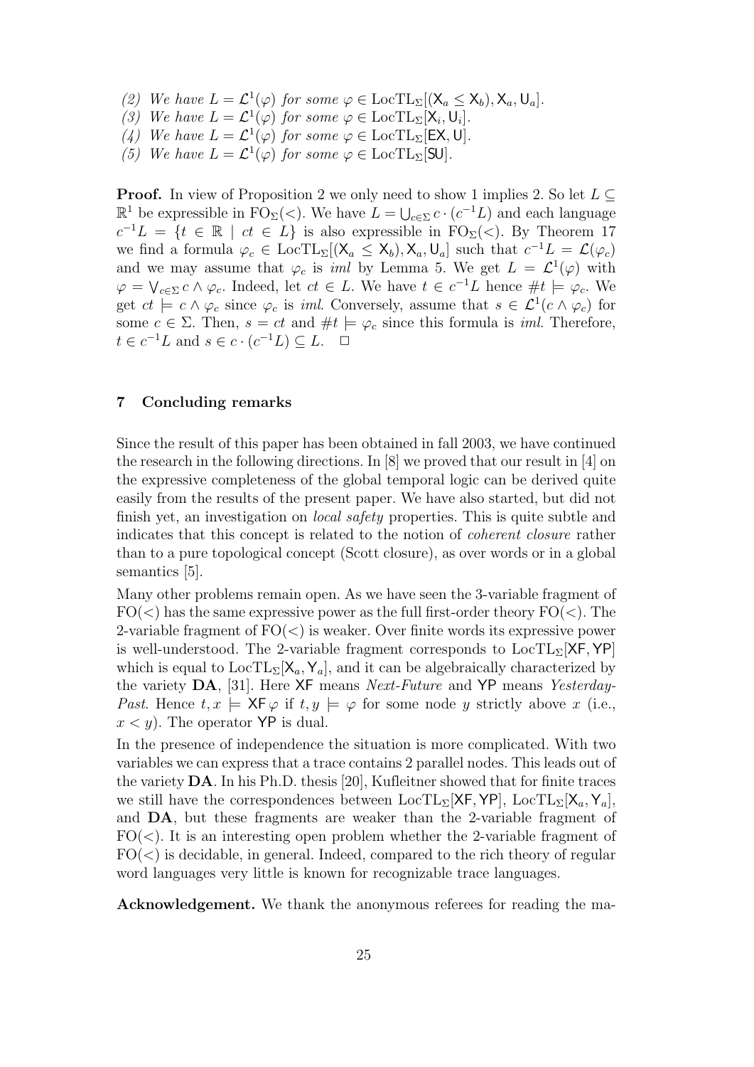*(2) We have $L = \mathcal{L}^1(\varphi)$ for some $\varphi \in \mathrm{LocTL}_\Sigma[(\mathsf{X}_a \leq \mathsf{X}_b), \mathsf{X}_a, \mathsf{U}_a]$.*
*(3) We have $L = \mathcal{L}^1(\varphi)$ for some $\varphi \in \mathrm{LocTL}_\Sigma[\mathsf{X}_i, \mathsf{U}_i]$.*
*(4) We have $L = \mathcal{L}^1(\varphi)$ for some $\varphi \in \mathrm{LocTL}_\Sigma[\mathsf{EX}, \mathsf{U}]$.*
*(5) We have $L = \mathcal{L}^1(\varphi)$ for some $\varphi \in \mathrm{LocTL}_\Sigma[\mathsf{SU}]$.*

**Proof.** In view of Proposition 2 we only need to show 1 implies 2. So let $L \subseteq \mathbb{R}^1$ be expressible in $\mathrm{FO}_\Sigma(<)$. We have $L = \bigcup_{c \in \Sigma} c \cdot (c^{-1}L)$ and each language $c^{-1}L = \{t \in \mathbb{R} \mid ct \in L\}$ is also expressible in $\mathrm{FO}_\Sigma(<)$. By Theorem 17 we find a formula $\varphi_c \in \mathrm{LocTL}_\Sigma[(\mathsf{X}_a \leq \mathsf{X}_b), \mathsf{X}_a, \mathsf{U}_a]$ such that $c^{-1}L = \mathcal{L}(\varphi_c)$ and we may assume that $\varphi_c$ is *iml* by Lemma 5. We get $L = \mathcal{L}^1(\varphi)$ with $\varphi = \bigvee_{c \in \Sigma} c \wedge \varphi_c$. Indeed, let $ct \in L$. We have $t \in c^{-1}L$ hence $\#t \models \varphi_c$. We get $ct \models c \wedge \varphi_c$ since $\varphi_c$ is *iml*. Conversely, assume that $s \in \mathcal{L}^1(c \wedge \varphi_c)$ for some $c \in \Sigma$. Then, $s = ct$ and $\#t \models \varphi_c$ since this formula is *iml*. Therefore, $t \in c^{-1}L$ and $s \in c \cdot (c^{-1}L) \subseteq L$. $\square$

## 7 Concluding remarks

Since the result of this paper has been obtained in fall 2003, we have continued the research in the following directions. In [8] we proved that our result in [4] on the expressive completeness of the global temporal logic can be derived quite easily from the results of the present paper. We have also started, but did not finish yet, an investigation on *local safety* properties. This is quite subtle and indicates that this concept is related to the notion of *coherent closure* rather than to a pure topological concept (Scott closure), as over words or in a global semantics [5].

Many other problems remain open. As we have seen the 3-variable fragment of $\mathrm{FO}(<)$ has the same expressive power as the full first-order theory $\mathrm{FO}(<)$. The 2-variable fragment of $\mathrm{FO}(<)$ is weaker. Over finite words its expressive power is well-understood. The 2-variable fragment corresponds to $\mathrm{LocTL}_\Sigma[\mathsf{XF}, \mathsf{YP}]$ which is equal to $\mathrm{LocTL}_\Sigma[\mathsf{X}_a, \mathsf{Y}_a]$, and it can be algebraically characterized by the variety **DA**, [31]. Here $\mathsf{XF}$ means *Next-Future* and $\mathsf{YP}$ means *Yesterday-Past*. Hence $t, x \models \mathsf{XF}\,\varphi$ if $t, y \models \varphi$ for some node $y$ strictly above $x$ (i.e., $x < y$). The operator $\mathsf{YP}$ is dual.

In the presence of independence the situation is more complicated. With two variables we can express that a trace contains 2 parallel nodes. This leads out of the variety **DA**. In his Ph.D. thesis [20], Kufleitner showed that for finite traces we still have the correspondences between $\mathrm{LocTL}_\Sigma[\mathsf{XF}, \mathsf{YP}]$, $\mathrm{LocTL}_\Sigma[\mathsf{X}_a, \mathsf{Y}_a]$, and **DA**, but these fragments are weaker than the 2-variable fragment of $\mathrm{FO}(<)$. It is an interesting open problem whether the 2-variable fragment of $\mathrm{FO}(<)$ is decidable, in general. Indeed, compared to the rich theory of regular word languages very little is known for recognizable trace languages.

**Acknowledgement.** We thank the anonymous referees for reading the ma-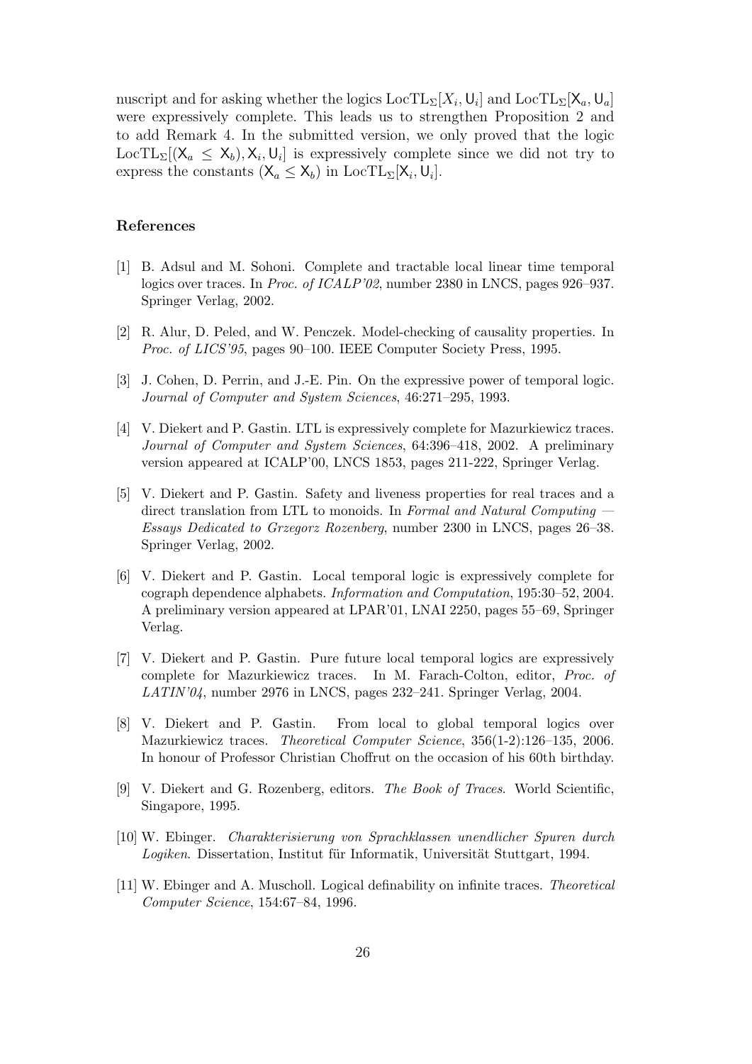nuscript and for asking whether the logics $\mathrm{LocTL}_\Sigma[X_i, \mathsf{U}_i]$ and $\mathrm{LocTL}_\Sigma[\mathsf{X}_a, \mathsf{U}_a]$ were expressively complete. This leads us to strengthen Proposition 2 and to add Remark 4. In the submitted version, we only proved that the logic $\mathrm{LocTL}_\Sigma[(\mathsf{X}_a \leq \mathsf{X}_b), \mathsf{X}_i, \mathsf{U}_i]$ is expressively complete since we did not try to express the constants $(\mathsf{X}_a \leq \mathsf{X}_b)$ in $\mathrm{LocTL}_\Sigma[\mathsf{X}_i, \mathsf{U}_i]$.

### References

[1] B. Adsul and M. Sohoni. Complete and tractable local linear time temporal logics over traces. In *Proc. of ICALP'02*, number 2380 in LNCS, pages 926–937. Springer Verlag, 2002.

[2] R. Alur, D. Peled, and W. Penczek. Model-checking of causality properties. In *Proc. of LICS'95*, pages 90–100. IEEE Computer Society Press, 1995.

[3] J. Cohen, D. Perrin, and J.-E. Pin. On the expressive power of temporal logic. *Journal of Computer and System Sciences*, 46:271–295, 1993.

[4] V. Diekert and P. Gastin. LTL is expressively complete for Mazurkiewicz traces. *Journal of Computer and System Sciences*, 64:396–418, 2002. A preliminary version appeared at ICALP'00, LNCS 1853, pages 211-222, Springer Verlag.

[5] V. Diekert and P. Gastin. Safety and liveness properties for real traces and a direct translation from LTL to monoids. In *Formal and Natural Computing — Essays Dedicated to Grzegorz Rozenberg*, number 2300 in LNCS, pages 26–38. Springer Verlag, 2002.

[6] V. Diekert and P. Gastin. Local temporal logic is expressively complete for cograph dependence alphabets. *Information and Computation*, 195:30–52, 2004. A preliminary version appeared at LPAR'01, LNAI 2250, pages 55–69, Springer Verlag.

[7] V. Diekert and P. Gastin. Pure future local temporal logics are expressively complete for Mazurkiewicz traces. In M. Farach-Colton, editor, *Proc. of LATIN'04*, number 2976 in LNCS, pages 232–241. Springer Verlag, 2004.

[8] V. Diekert and P. Gastin. From local to global temporal logics over Mazurkiewicz traces. *Theoretical Computer Science*, 356(1-2):126–135, 2006. In honour of Professor Christian Choffrut on the occasion of his 60th birthday.

[9] V. Diekert and G. Rozenberg, editors. *The Book of Traces*. World Scientific, Singapore, 1995.

[10] W. Ebinger. *Charakterisierung von Sprachklassen unendlicher Spuren durch Logiken*. Dissertation, Institut für Informatik, Universität Stuttgart, 1994.

[11] W. Ebinger and A. Muscholl. Logical definability on infinite traces. *Theoretical Computer Science*, 154:67–84, 1996.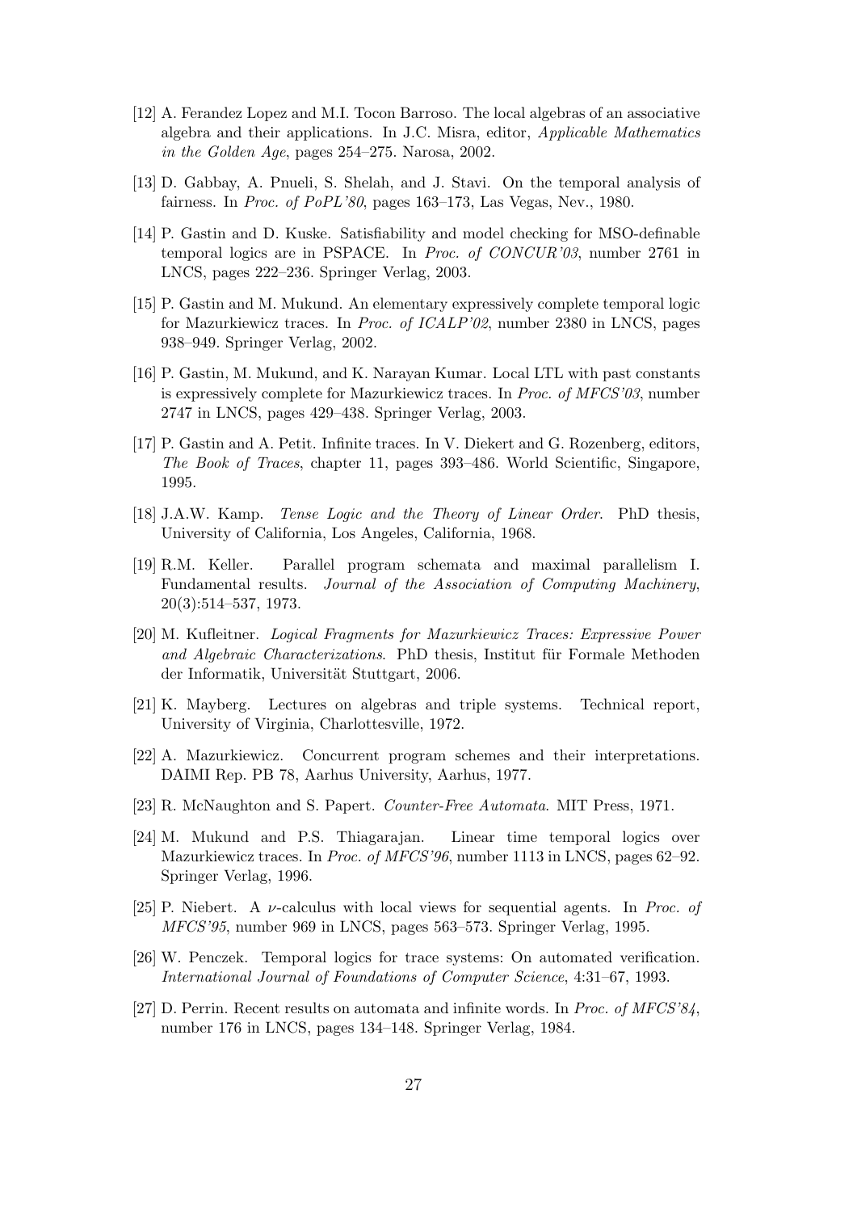[12] A. Ferandez Lopez and M.I. Tocon Barroso. The local algebras of an associative algebra and their applications. In J.C. Misra, editor, *Applicable Mathematics in the Golden Age*, pages 254–275. Narosa, 2002.

[13] D. Gabbay, A. Pnueli, S. Shelah, and J. Stavi. On the temporal analysis of fairness. In *Proc. of PoPL'80*, pages 163–173, Las Vegas, Nev., 1980.

[14] P. Gastin and D. Kuske. Satisfiability and model checking for MSO-definable temporal logics are in PSPACE. In *Proc. of CONCUR'03*, number 2761 in LNCS, pages 222–236. Springer Verlag, 2003.

[15] P. Gastin and M. Mukund. An elementary expressively complete temporal logic for Mazurkiewicz traces. In *Proc. of ICALP'02*, number 2380 in LNCS, pages 938–949. Springer Verlag, 2002.

[16] P. Gastin, M. Mukund, and K. Narayan Kumar. Local LTL with past constants is expressively complete for Mazurkiewicz traces. In *Proc. of MFCS'03*, number 2747 in LNCS, pages 429–438. Springer Verlag, 2003.

[17] P. Gastin and A. Petit. Infinite traces. In V. Diekert and G. Rozenberg, editors, *The Book of Traces*, chapter 11, pages 393–486. World Scientific, Singapore, 1995.

[18] J.A.W. Kamp. *Tense Logic and the Theory of Linear Order*. PhD thesis, University of California, Los Angeles, California, 1968.

[19] R.M. Keller. Parallel program schemata and maximal parallelism I. Fundamental results. *Journal of the Association of Computing Machinery*, 20(3):514–537, 1973.

[20] M. Kufleitner. *Logical Fragments for Mazurkiewicz Traces: Expressive Power and Algebraic Characterizations*. PhD thesis, Institut für Formale Methoden der Informatik, Universität Stuttgart, 2006.

[21] K. Mayberg. Lectures on algebras and triple systems. Technical report, University of Virginia, Charlottesville, 1972.

[22] A. Mazurkiewicz. Concurrent program schemes and their interpretations. DAIMI Rep. PB 78, Aarhus University, Aarhus, 1977.

[23] R. McNaughton and S. Papert. *Counter-Free Automata*. MIT Press, 1971.

[24] M. Mukund and P.S. Thiagarajan. Linear time temporal logics over Mazurkiewicz traces. In *Proc. of MFCS'96*, number 1113 in LNCS, pages 62–92. Springer Verlag, 1996.

[25] P. Niebert. A $\nu$-calculus with local views for sequential agents. In *Proc. of MFCS'95*, number 969 in LNCS, pages 563–573. Springer Verlag, 1995.

[26] W. Penczek. Temporal logics for trace systems: On automated verification. *International Journal of Foundations of Computer Science*, 4:31–67, 1993.

[27] D. Perrin. Recent results on automata and infinite words. In *Proc. of MFCS'84*, number 176 in LNCS, pages 134–148. Springer Verlag, 1984.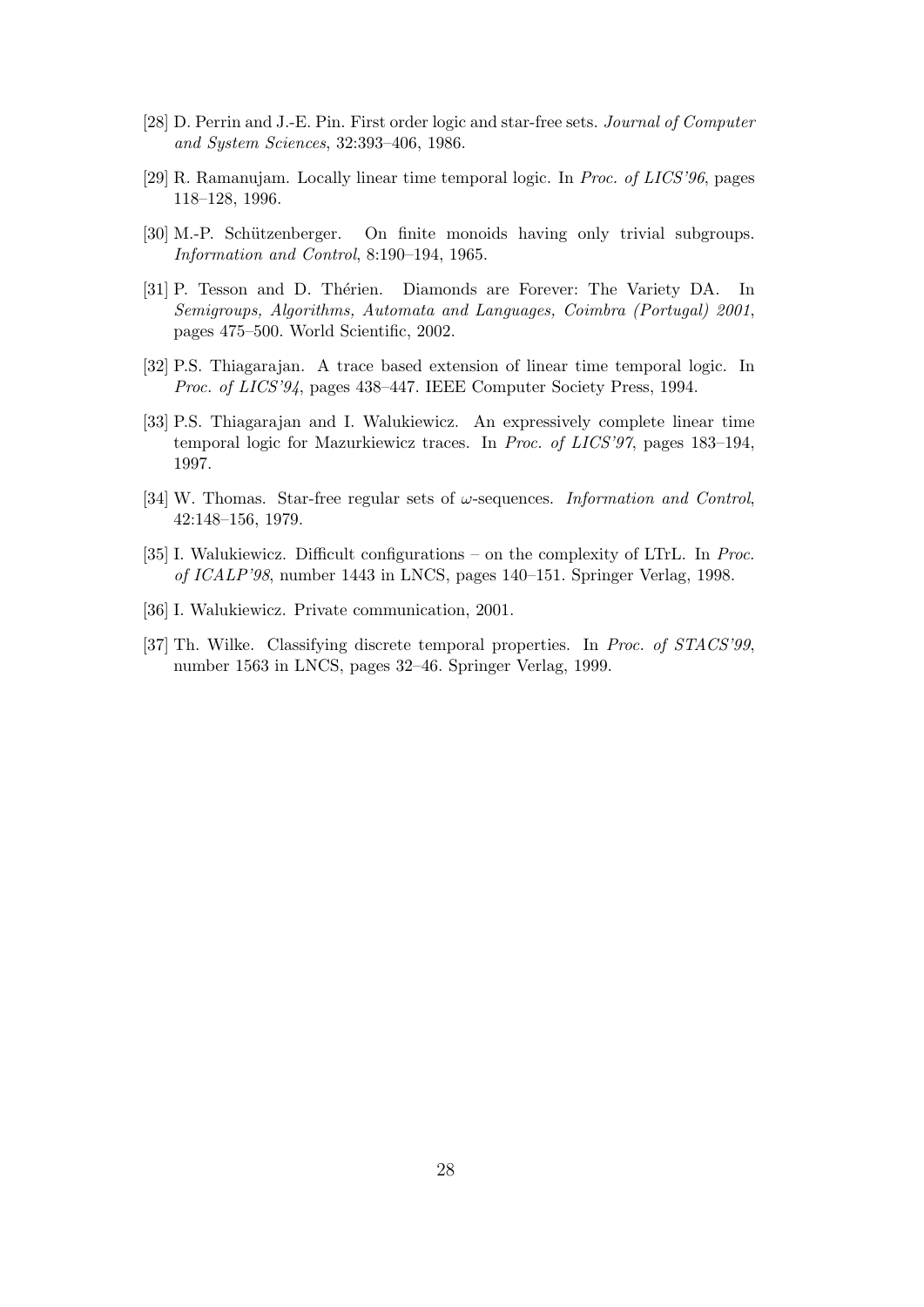[28] D. Perrin and J.-E. Pin. First order logic and star-free sets. *Journal of Computer and System Sciences*, 32:393–406, 1986.

[29] R. Ramanujam. Locally linear time temporal logic. In *Proc. of LICS'96*, pages 118–128, 1996.

[30] M.-P. Schützenberger. On finite monoids having only trivial subgroups. *Information and Control*, 8:190–194, 1965.

[31] P. Tesson and D. Thérien. Diamonds are Forever: The Variety DA. In *Semigroups, Algorithms, Automata and Languages, Coimbra (Portugal) 2001*, pages 475–500. World Scientific, 2002.

[32] P.S. Thiagarajan. A trace based extension of linear time temporal logic. In *Proc. of LICS'94*, pages 438–447. IEEE Computer Society Press, 1994.

[33] P.S. Thiagarajan and I. Walukiewicz. An expressively complete linear time temporal logic for Mazurkiewicz traces. In *Proc. of LICS'97*, pages 183–194, 1997.

[34] W. Thomas. Star-free regular sets of $\omega$-sequences. *Information and Control*, 42:148–156, 1979.

[35] I. Walukiewicz. Difficult configurations – on the complexity of LTrL. In *Proc. of ICALP'98*, number 1443 in LNCS, pages 140–151. Springer Verlag, 1998.

[36] I. Walukiewicz. Private communication, 2001.

[37] Th. Wilke. Classifying discrete temporal properties. In *Proc. of STACS'99*, number 1563 in LNCS, pages 32–46. Springer Verlag, 1999.